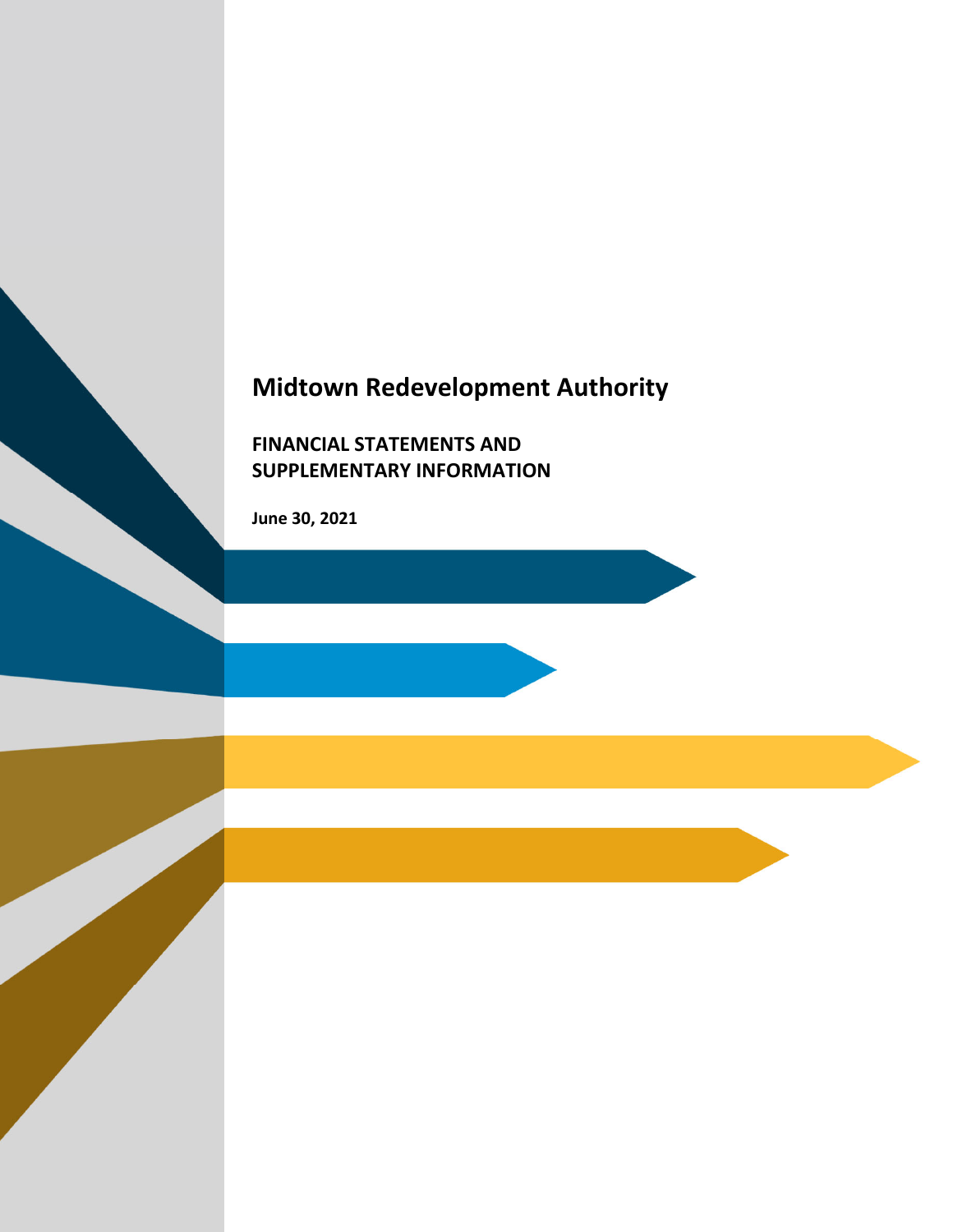# Midtown Redevelopment Authority

## FINANCIAL STATEMENTS AND SUPPLEMENTARY INFORMATION

**June 30, 2021**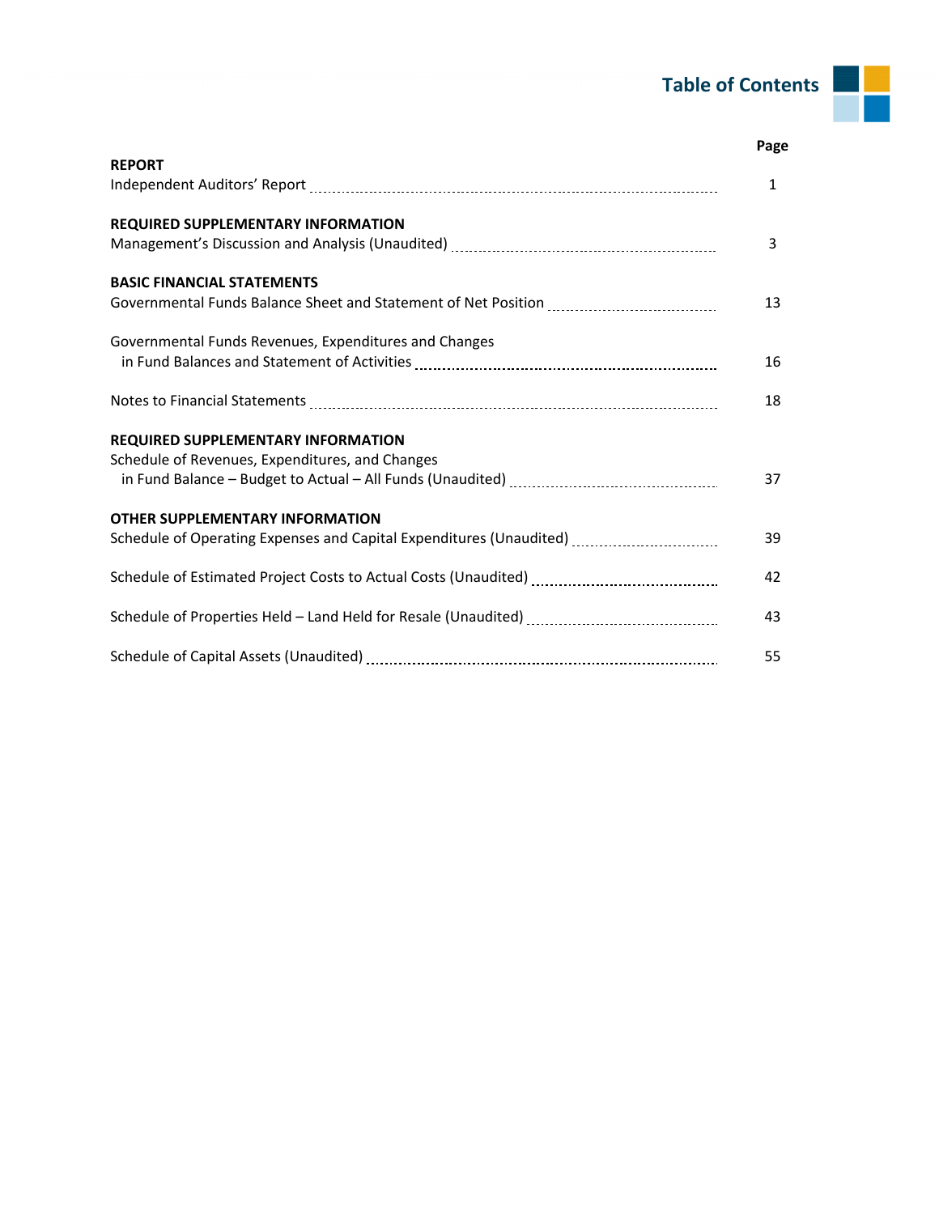# Table of Contents

| | Page |
|---|---|
| **REPORT** | |
| Independent Auditors' Report | 1 |
| **REQUIRED SUPPLEMENTARY INFORMATION** | |
| Management's Discussion and Analysis (Unaudited) | 3 |
| **BASIC FINANCIAL STATEMENTS** | |
| Governmental Funds Balance Sheet and Statement of Net Position | 13 |
| Governmental Funds Revenues, Expenditures and Changes in Fund Balances and Statement of Activities | 16 |
| Notes to Financial Statements | 18 |
| **REQUIRED SUPPLEMENTARY INFORMATION** | |
| Schedule of Revenues, Expenditures, and Changes in Fund Balance – Budget to Actual – All Funds (Unaudited) | 37 |
| **OTHER SUPPLEMENTARY INFORMATION** | |
| Schedule of Operating Expenses and Capital Expenditures (Unaudited) | 39 |
| Schedule of Estimated Project Costs to Actual Costs (Unaudited) | 42 |
| Schedule of Properties Held – Land Held for Resale (Unaudited) | 43 |
| Schedule of Capital Assets (Unaudited) | 55 |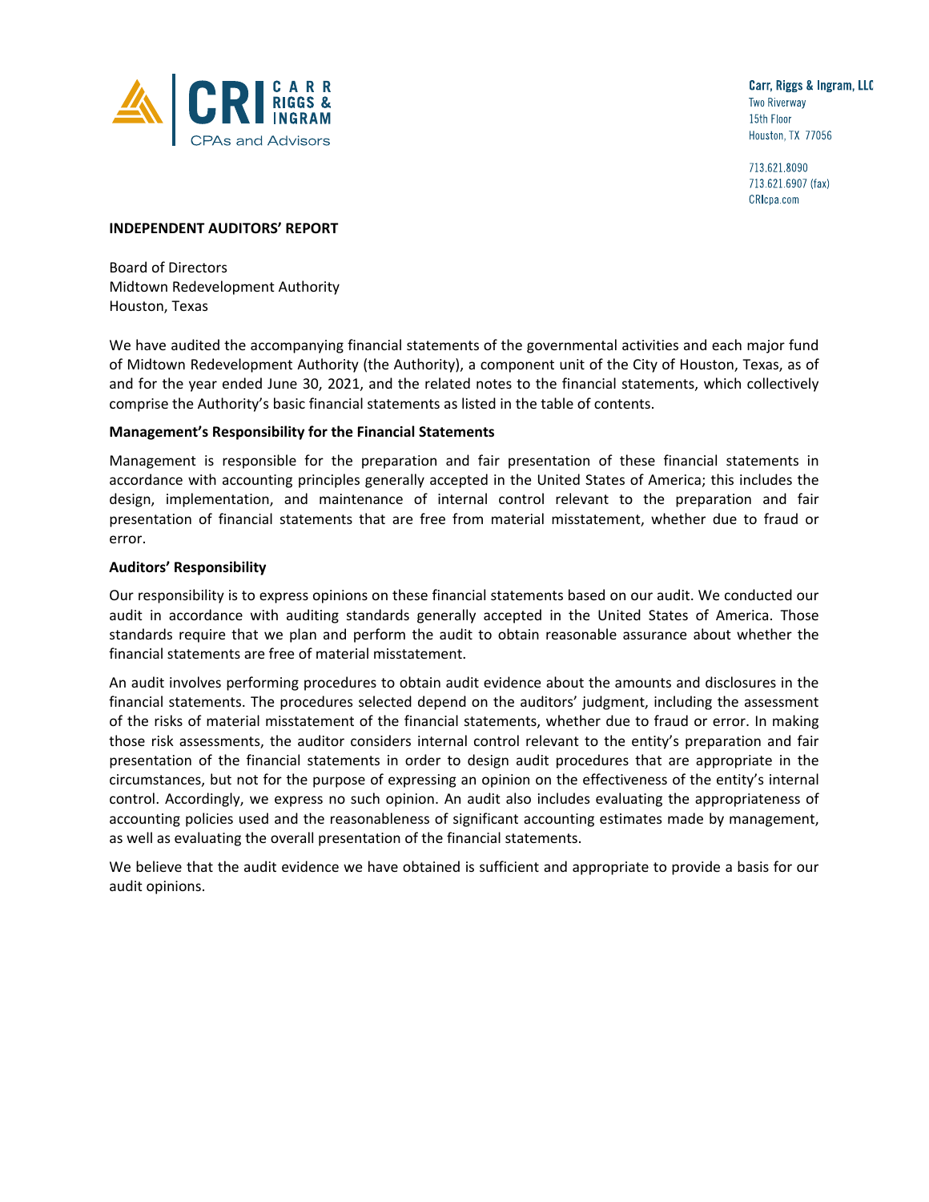Carr, Riggs & Ingram, LLC
Two Riverway
15th Floor
Houston, TX 77056

713.621.8090
713.621.6907 (fax)
CRIcpa.com

**INDEPENDENT AUDITORS' REPORT**

Board of Directors
Midtown Redevelopment Authority
Houston, Texas

We have audited the accompanying financial statements of the governmental activities and each major fund of Midtown Redevelopment Authority (the Authority), a component unit of the City of Houston, Texas, as of and for the year ended June 30, 2021, and the related notes to the financial statements, which collectively comprise the Authority's basic financial statements as listed in the table of contents.

**Management's Responsibility for the Financial Statements**

Management is responsible for the preparation and fair presentation of these financial statements in accordance with accounting principles generally accepted in the United States of America; this includes the design, implementation, and maintenance of internal control relevant to the preparation and fair presentation of financial statements that are free from material misstatement, whether due to fraud or error.

**Auditors' Responsibility**

Our responsibility is to express opinions on these financial statements based on our audit. We conducted our audit in accordance with auditing standards generally accepted in the United States of America. Those standards require that we plan and perform the audit to obtain reasonable assurance about whether the financial statements are free of material misstatement.

An audit involves performing procedures to obtain audit evidence about the amounts and disclosures in the financial statements. The procedures selected depend on the auditors' judgment, including the assessment of the risks of material misstatement of the financial statements, whether due to fraud or error. In making those risk assessments, the auditor considers internal control relevant to the entity's preparation and fair presentation of the financial statements in order to design audit procedures that are appropriate in the circumstances, but not for the purpose of expressing an opinion on the effectiveness of the entity's internal control. Accordingly, we express no such opinion. An audit also includes evaluating the appropriateness of accounting policies used and the reasonableness of significant accounting estimates made by management, as well as evaluating the overall presentation of the financial statements.

We believe that the audit evidence we have obtained is sufficient and appropriate to provide a basis for our audit opinions.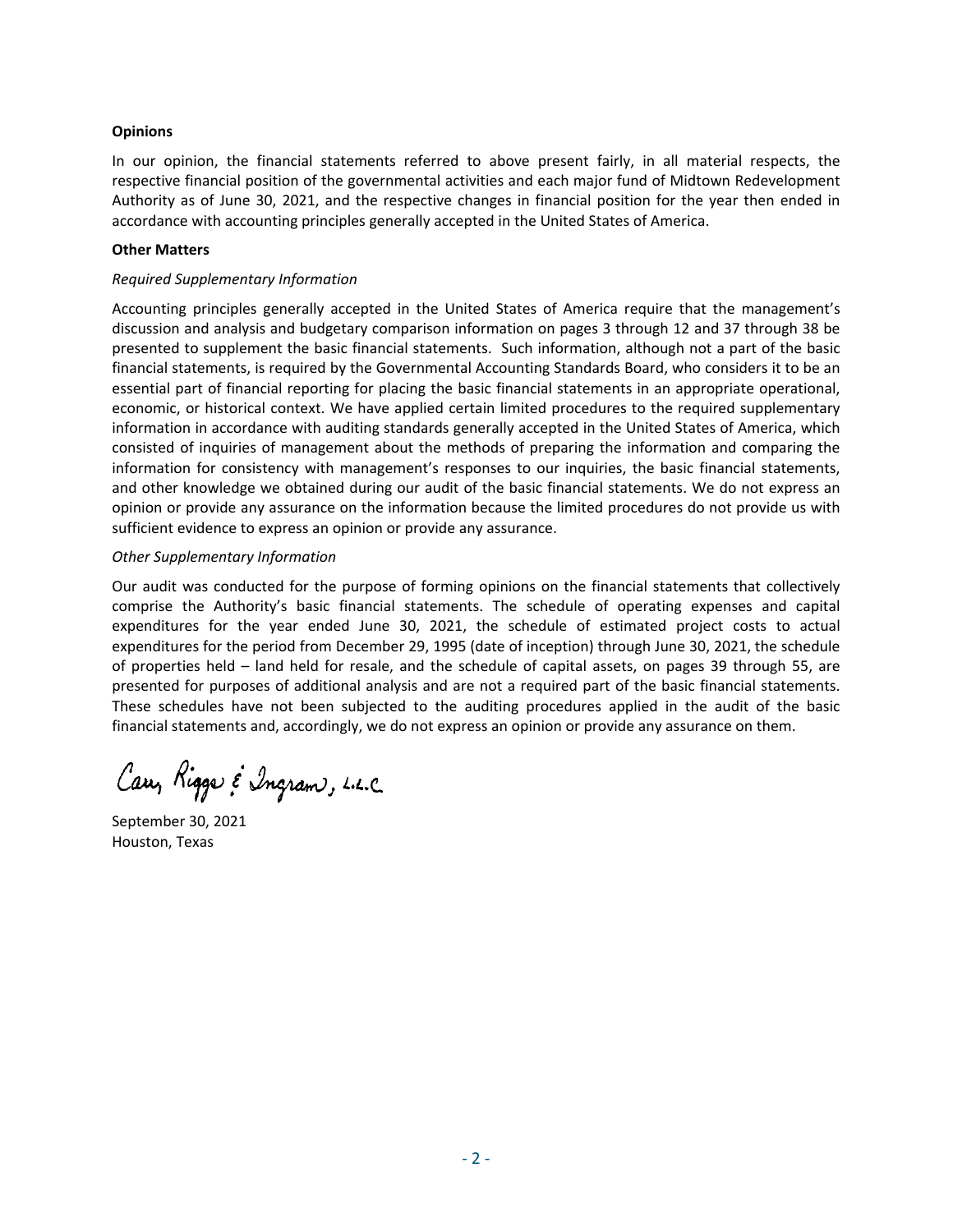**Opinions**

In our opinion, the financial statements referred to above present fairly, in all material respects, the respective financial position of the governmental activities and each major fund of Midtown Redevelopment Authority as of June 30, 2021, and the respective changes in financial position for the year then ended in accordance with accounting principles generally accepted in the United States of America.

**Other Matters**

*Required Supplementary Information*

Accounting principles generally accepted in the United States of America require that the management's discussion and analysis and budgetary comparison information on pages 3 through 12 and 37 through 38 be presented to supplement the basic financial statements. Such information, although not a part of the basic financial statements, is required by the Governmental Accounting Standards Board, who considers it to be an essential part of financial reporting for placing the basic financial statements in an appropriate operational, economic, or historical context. We have applied certain limited procedures to the required supplementary information in accordance with auditing standards generally accepted in the United States of America, which consisted of inquiries of management about the methods of preparing the information and comparing the information for consistency with management's responses to our inquiries, the basic financial statements, and other knowledge we obtained during our audit of the basic financial statements. We do not express an opinion or provide any assurance on the information because the limited procedures do not provide us with sufficient evidence to express an opinion or provide any assurance.

*Other Supplementary Information*

Our audit was conducted for the purpose of forming opinions on the financial statements that collectively comprise the Authority's basic financial statements. The schedule of operating expenses and capital expenditures for the year ended June 30, 2021, the schedule of estimated project costs to actual expenditures for the period from December 29, 1995 (date of inception) through June 30, 2021, the schedule of properties held – land held for resale, and the schedule of capital assets, on pages 39 through 55, are presented for purposes of additional analysis and are not a required part of the basic financial statements. These schedules have not been subjected to the auditing procedures applied in the audit of the basic financial statements and, accordingly, we do not express an opinion or provide any assurance on them.

Carr, Riggs & Ingram, L.L.C.

September 30, 2021
Houston, Texas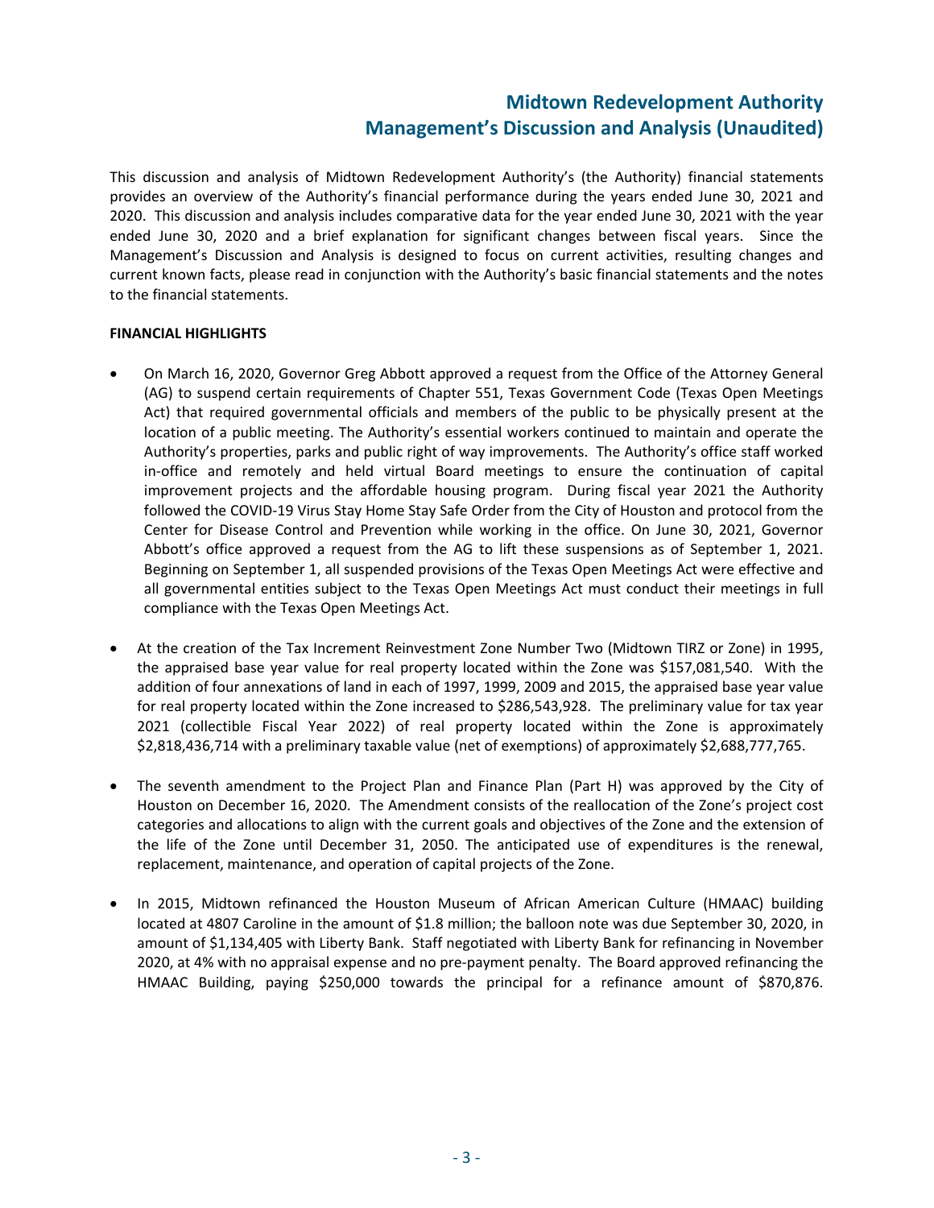# Midtown Redevelopment Authority
## Management's Discussion and Analysis (Unaudited)

This discussion and analysis of Midtown Redevelopment Authority's (the Authority) financial statements provides an overview of the Authority's financial performance during the years ended June 30, 2021 and 2020. This discussion and analysis includes comparative data for the year ended June 30, 2021 with the year ended June 30, 2020 and a brief explanation for significant changes between fiscal years. Since the Management's Discussion and Analysis is designed to focus on current activities, resulting changes and current known facts, please read in conjunction with the Authority's basic financial statements and the notes to the financial statements.

**FINANCIAL HIGHLIGHTS**

- On March 16, 2020, Governor Greg Abbott approved a request from the Office of the Attorney General (AG) to suspend certain requirements of Chapter 551, Texas Government Code (Texas Open Meetings Act) that required governmental officials and members of the public to be physically present at the location of a public meeting. The Authority's essential workers continued to maintain and operate the Authority's properties, parks and public right of way improvements. The Authority's office staff worked in-office and remotely and held virtual Board meetings to ensure the continuation of capital improvement projects and the affordable housing program. During fiscal year 2021 the Authority followed the COVID-19 Virus Stay Home Stay Safe Order from the City of Houston and protocol from the Center for Disease Control and Prevention while working in the office. On June 30, 2021, Governor Abbott's office approved a request from the AG to lift these suspensions as of September 1, 2021. Beginning on September 1, all suspended provisions of the Texas Open Meetings Act were effective and all governmental entities subject to the Texas Open Meetings Act must conduct their meetings in full compliance with the Texas Open Meetings Act.

- At the creation of the Tax Increment Reinvestment Zone Number Two (Midtown TIRZ or Zone) in 1995, the appraised base year value for real property located within the Zone was $157,081,540. With the addition of four annexations of land in each of 1997, 1999, 2009 and 2015, the appraised base year value for real property located within the Zone increased to $286,543,928. The preliminary value for tax year 2021 (collectible Fiscal Year 2022) of real property located within the Zone is approximately $2,818,436,714 with a preliminary taxable value (net of exemptions) of approximately $2,688,777,765.

- The seventh amendment to the Project Plan and Finance Plan (Part H) was approved by the City of Houston on December 16, 2020. The Amendment consists of the reallocation of the Zone's project cost categories and allocations to align with the current goals and objectives of the Zone and the extension of the life of the Zone until December 31, 2050. The anticipated use of expenditures is the renewal, replacement, maintenance, and operation of capital projects of the Zone.

- In 2015, Midtown refinanced the Houston Museum of African American Culture (HMAAC) building located at 4807 Caroline in the amount of $1.8 million; the balloon note was due September 30, 2020, in amount of $1,134,405 with Liberty Bank. Staff negotiated with Liberty Bank for refinancing in November 2020, at 4% with no appraisal expense and no pre-payment penalty. The Board approved refinancing the HMAAC Building, paying $250,000 towards the principal for a refinance amount of $870,876.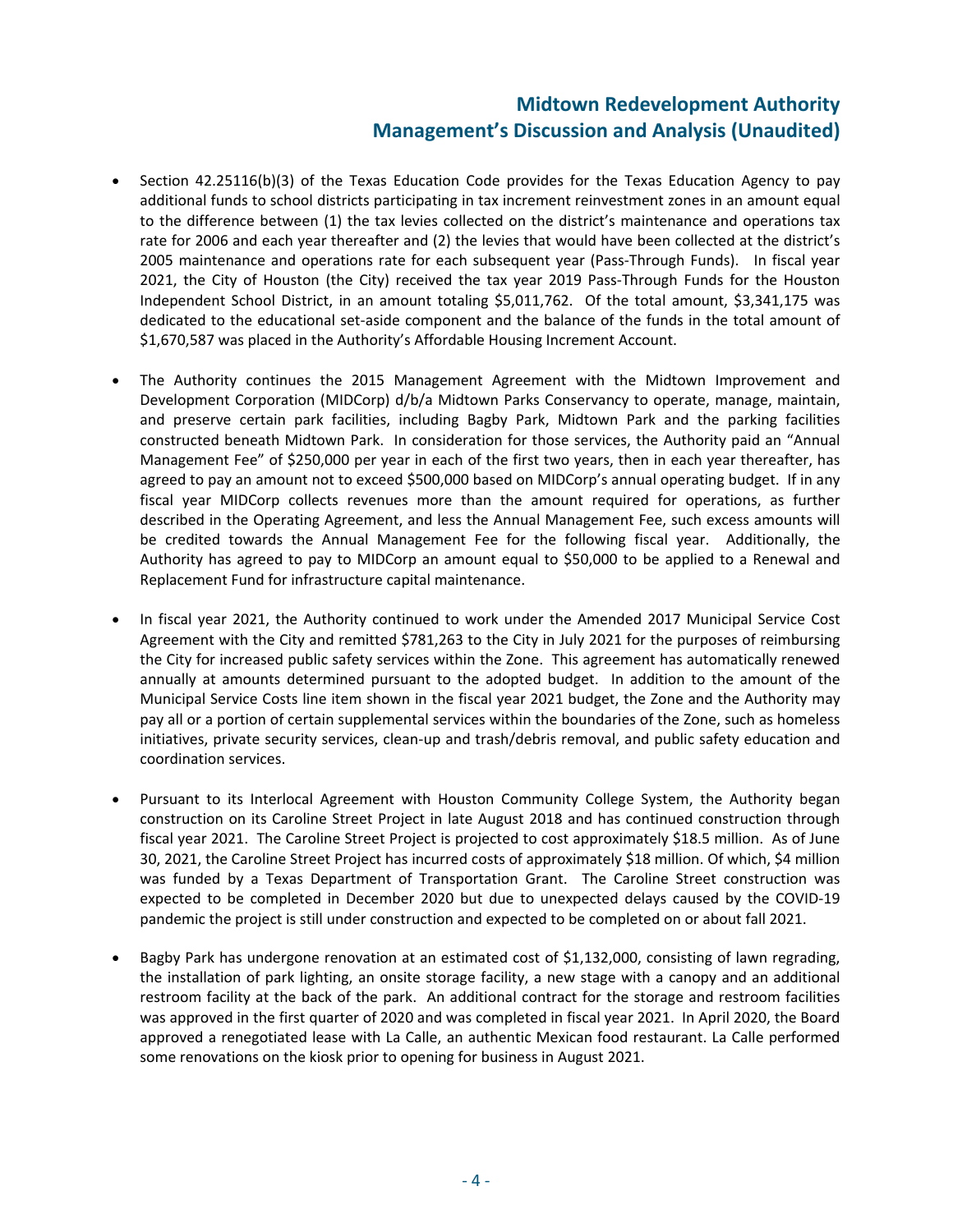- Section 42.25116(b)(3) of the Texas Education Code provides for the Texas Education Agency to pay additional funds to school districts participating in tax increment reinvestment zones in an amount equal to the difference between (1) the tax levies collected on the district's maintenance and operations tax rate for 2006 and each year thereafter and (2) the levies that would have been collected at the district's 2005 maintenance and operations rate for each subsequent year (Pass-Through Funds). In fiscal year 2021, the City of Houston (the City) received the tax year 2019 Pass-Through Funds for the Houston Independent School District, in an amount totaling $5,011,762. Of the total amount, $3,341,175 was dedicated to the educational set-aside component and the balance of the funds in the total amount of $1,670,587 was placed in the Authority's Affordable Housing Increment Account.

- The Authority continues the 2015 Management Agreement with the Midtown Improvement and Development Corporation (MIDCorp) d/b/a Midtown Parks Conservancy to operate, manage, maintain, and preserve certain park facilities, including Bagby Park, Midtown Park and the parking facilities constructed beneath Midtown Park. In consideration for those services, the Authority paid an "Annual Management Fee" of $250,000 per year in each of the first two years, then in each year thereafter, has agreed to pay an amount not to exceed $500,000 based on MIDCorp's annual operating budget. If in any fiscal year MIDCorp collects revenues more than the amount required for operations, as further described in the Operating Agreement, and less the Annual Management Fee, such excess amounts will be credited towards the Annual Management Fee for the following fiscal year. Additionally, the Authority has agreed to pay to MIDCorp an amount equal to $50,000 to be applied to a Renewal and Replacement Fund for infrastructure capital maintenance.

- In fiscal year 2021, the Authority continued to work under the Amended 2017 Municipal Service Cost Agreement with the City and remitted $781,263 to the City in July 2021 for the purposes of reimbursing the City for increased public safety services within the Zone. This agreement has automatically renewed annually at amounts determined pursuant to the adopted budget. In addition to the amount of the Municipal Service Costs line item shown in the fiscal year 2021 budget, the Zone and the Authority may pay all or a portion of certain supplemental services within the boundaries of the Zone, such as homeless initiatives, private security services, clean-up and trash/debris removal, and public safety education and coordination services.

- Pursuant to its Interlocal Agreement with Houston Community College System, the Authority began construction on its Caroline Street Project in late August 2018 and has continued construction through fiscal year 2021. The Caroline Street Project is projected to cost approximately $18.5 million. As of June 30, 2021, the Caroline Street Project has incurred costs of approximately $18 million. Of which, $4 million was funded by a Texas Department of Transportation Grant. The Caroline Street construction was expected to be completed in December 2020 but due to unexpected delays caused by the COVID-19 pandemic the project is still under construction and expected to be completed on or about fall 2021.

- Bagby Park has undergone renovation at an estimated cost of $1,132,000, consisting of lawn regrading, the installation of park lighting, an onsite storage facility, a new stage with a canopy and an additional restroom facility at the back of the park. An additional contract for the storage and restroom facilities was approved in the first quarter of 2020 and was completed in fiscal year 2021. In April 2020, the Board approved a renegotiated lease with La Calle, an authentic Mexican food restaurant. La Calle performed some renovations on the kiosk prior to opening for business in August 2021.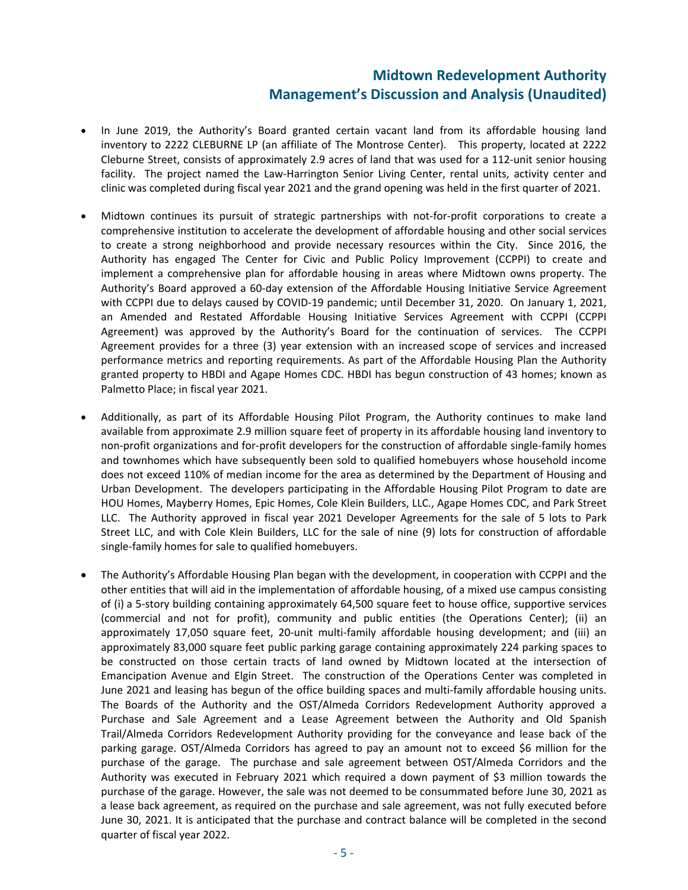- In June 2019, the Authority's Board granted certain vacant land from its affordable housing land inventory to 2222 CLEBURNE LP (an affiliate of The Montrose Center). This property, located at 2222 Cleburne Street, consists of approximately 2.9 acres of land that was used for a 112-unit senior housing facility. The project named the Law-Harrington Senior Living Center, rental units, activity center and clinic was completed during fiscal year 2021 and the grand opening was held in the first quarter of 2021.

- Midtown continues its pursuit of strategic partnerships with not-for-profit corporations to create a comprehensive institution to accelerate the development of affordable housing and other social services to create a strong neighborhood and provide necessary resources within the City. Since 2016, the Authority has engaged The Center for Civic and Public Policy Improvement (CCPPI) to create and implement a comprehensive plan for affordable housing in areas where Midtown owns property. The Authority's Board approved a 60-day extension of the Affordable Housing Initiative Service Agreement with CCPPI due to delays caused by COVID-19 pandemic; until December 31, 2020. On January 1, 2021, an Amended and Restated Affordable Housing Initiative Services Agreement with CCPPI (CCPPI Agreement) was approved by the Authority's Board for the continuation of services. The CCPPI Agreement provides for a three (3) year extension with an increased scope of services and increased performance metrics and reporting requirements. As part of the Affordable Housing Plan the Authority granted property to HBDI and Agape Homes CDC. HBDI has begun construction of 43 homes; known as Palmetto Place; in fiscal year 2021.

- Additionally, as part of its Affordable Housing Pilot Program, the Authority continues to make land available from approximate 2.9 million square feet of property in its affordable housing land inventory to non-profit organizations and for-profit developers for the construction of affordable single-family homes and townhomes which have subsequently been sold to qualified homebuyers whose household income does not exceed 110% of median income for the area as determined by the Department of Housing and Urban Development. The developers participating in the Affordable Housing Pilot Program to date are HOU Homes, Mayberry Homes, Epic Homes, Cole Klein Builders, LLC., Agape Homes CDC, and Park Street LLC. The Authority approved in fiscal year 2021 Developer Agreements for the sale of 5 lots to Park Street LLC, and with Cole Klein Builders, LLC for the sale of nine (9) lots for construction of affordable single-family homes for sale to qualified homebuyers.

- The Authority's Affordable Housing Plan began with the development, in cooperation with CCPPI and the other entities that will aid in the implementation of affordable housing, of a mixed use campus consisting of (i) a 5-story building containing approximately 64,500 square feet to house office, supportive services (commercial and not for profit), community and public entities (the Operations Center); (ii) an approximately 17,050 square feet, 20-unit multi-family affordable housing development; and (iii) an approximately 83,000 square feet public parking garage containing approximately 224 parking spaces to be constructed on those certain tracts of land owned by Midtown located at the intersection of Emancipation Avenue and Elgin Street. The construction of the Operations Center was completed in June 2021 and leasing has begun of the office building spaces and multi-family affordable housing units. The Boards of the Authority and the OST/Almeda Corridors Redevelopment Authority approved a Purchase and Sale Agreement and a Lease Agreement between the Authority and Old Spanish Trail/Almeda Corridors Redevelopment Authority providing for the conveyance and lease back of the parking garage. OST/Almeda Corridors has agreed to pay an amount not to exceed $6 million for the purchase of the garage. The purchase and sale agreement between OST/Almeda Corridors and the Authority was executed in February 2021 which required a down payment of $3 million towards the purchase of the garage. However, the sale was not deemed to be consummated before June 30, 2021 as a lease back agreement, as required on the purchase and sale agreement, was not fully executed before June 30, 2021. It is anticipated that the purchase and contract balance will be completed in the second quarter of fiscal year 2022.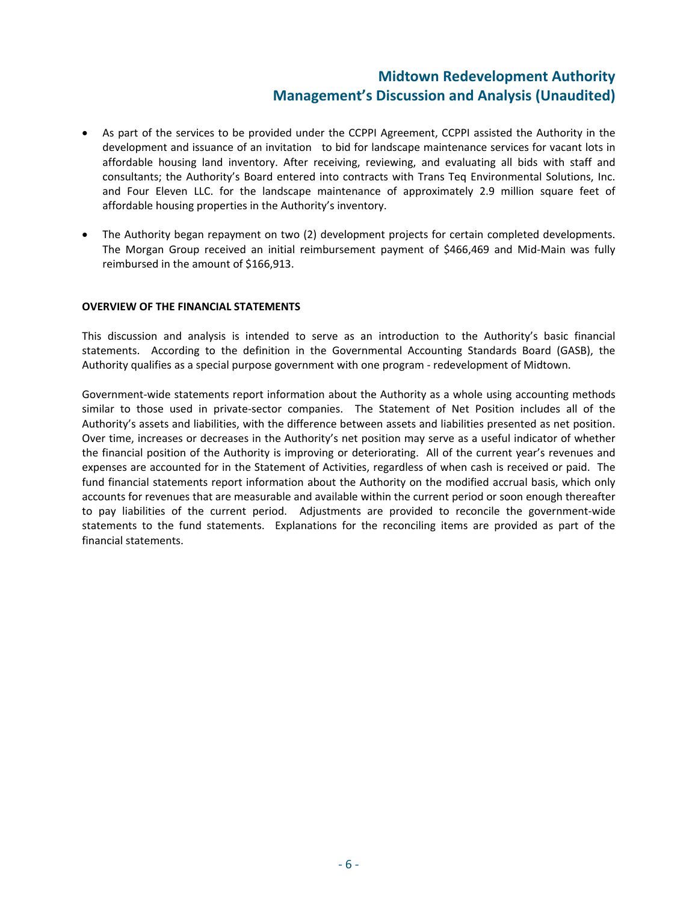- As part of the services to be provided under the CCPPI Agreement, CCPPI assisted the Authority in the development and issuance of an invitation to bid for landscape maintenance services for vacant lots in affordable housing land inventory. After receiving, reviewing, and evaluating all bids with staff and consultants; the Authority's Board entered into contracts with Trans Teq Environmental Solutions, Inc. and Four Eleven LLC. for the landscape maintenance of approximately 2.9 million square feet of affordable housing properties in the Authority's inventory.

- The Authority began repayment on two (2) development projects for certain completed developments. The Morgan Group received an initial reimbursement payment of $466,469 and Mid-Main was fully reimbursed in the amount of $166,913.

**OVERVIEW OF THE FINANCIAL STATEMENTS**

This discussion and analysis is intended to serve as an introduction to the Authority's basic financial statements. According to the definition in the Governmental Accounting Standards Board (GASB), the Authority qualifies as a special purpose government with one program - redevelopment of Midtown.

Government-wide statements report information about the Authority as a whole using accounting methods similar to those used in private-sector companies. The Statement of Net Position includes all of the Authority's assets and liabilities, with the difference between assets and liabilities presented as net position. Over time, increases or decreases in the Authority's net position may serve as a useful indicator of whether the financial position of the Authority is improving or deteriorating. All of the current year's revenues and expenses are accounted for in the Statement of Activities, regardless of when cash is received or paid. The fund financial statements report information about the Authority on the modified accrual basis, which only accounts for revenues that are measurable and available within the current period or soon enough thereafter to pay liabilities of the current period. Adjustments are provided to reconcile the government-wide statements to the fund statements. Explanations for the reconciling items are provided as part of the financial statements.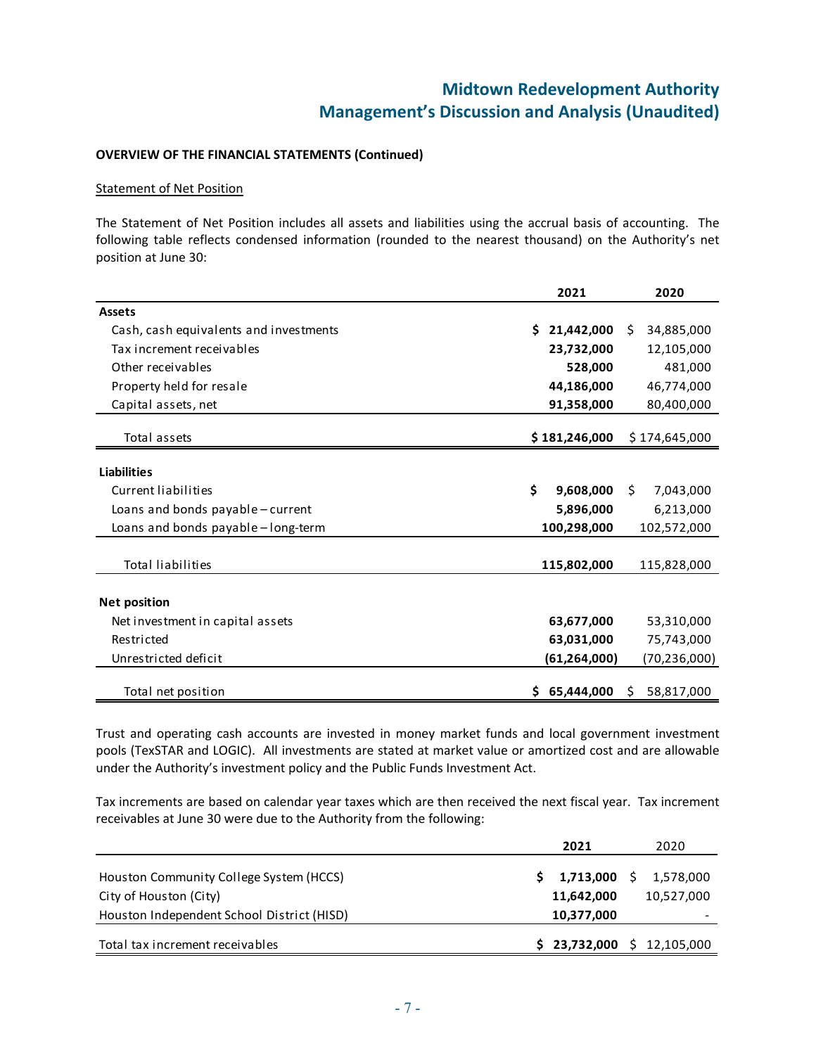**OVERVIEW OF THE FINANCIAL STATEMENTS (Continued)**

Statement of Net Position

The Statement of Net Position includes all assets and liabilities using the accrual basis of accounting. The following table reflects condensed information (rounded to the nearest thousand) on the Authority's net position at June 30:

| | 2021 | 2020 |
|---|---|---|
| **Assets** | | |
| Cash, cash equivalents and investments | **$ 21,442,000** | $ 34,885,000 |
| Tax increment receivables | **23,732,000** | 12,105,000 |
| Other receivables | **528,000** | 481,000 |
| Property held for resale | **44,186,000** | 46,774,000 |
| Capital assets, net | **91,358,000** | 80,400,000 |
| Total assets | **$ 181,246,000** | $ 174,645,000 |
| **Liabilities** | | |
| Current liabilities | **$ 9,608,000** | $ 7,043,000 |
| Loans and bonds payable – current | **5,896,000** | 6,213,000 |
| Loans and bonds payable – long-term | **100,298,000** | 102,572,000 |
| Total liabilities | **115,802,000** | 115,828,000 |
| **Net position** | | |
| Net investment in capital assets | **63,677,000** | 53,310,000 |
| Restricted | **63,031,000** | 75,743,000 |
| Unrestricted deficit | **(61,264,000)** | (70,236,000) |
| Total net position | **$ 65,444,000** | $ 58,817,000 |

Trust and operating cash accounts are invested in money market funds and local government investment pools (TexSTAR and LOGIC). All investments are stated at market value or amortized cost and are allowable under the Authority's investment policy and the Public Funds Investment Act.

Tax increments are based on calendar year taxes which are then received the next fiscal year. Tax increment receivables at June 30 were due to the Authority from the following:

| | 2021 | 2020 |
|---|---|---|
| Houston Community College System (HCCS) | **$ 1,713,000** | $ 1,578,000 |
| City of Houston (City) | **11,642,000** | 10,527,000 |
| Houston Independent School District (HISD) | **10,377,000** | - |
| Total tax increment receivables | **$ 23,732,000** | $ 12,105,000 |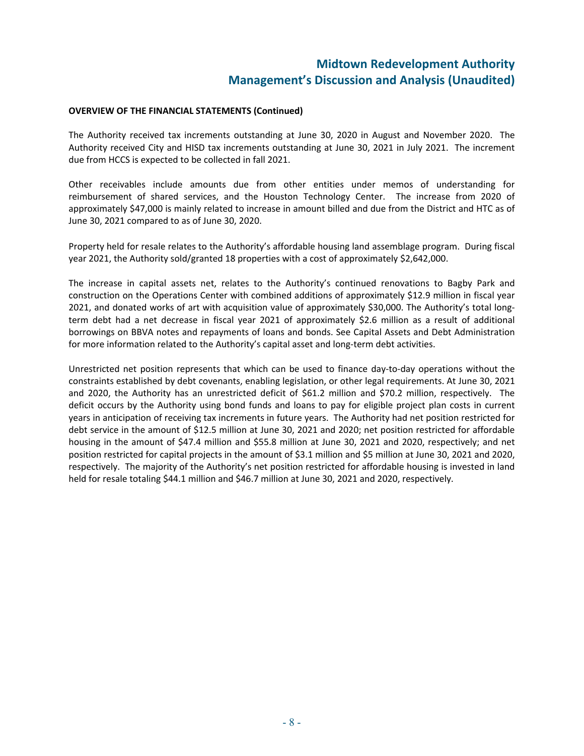**OVERVIEW OF THE FINANCIAL STATEMENTS (Continued)**

The Authority received tax increments outstanding at June 30, 2020 in August and November 2020. The Authority received City and HISD tax increments outstanding at June 30, 2021 in July 2021. The increment due from HCCS is expected to be collected in fall 2021.

Other receivables include amounts due from other entities under memos of understanding for reimbursement of shared services, and the Houston Technology Center. The increase from 2020 of approximately $47,000 is mainly related to increase in amount billed and due from the District and HTC as of June 30, 2021 compared to as of June 30, 2020.

Property held for resale relates to the Authority's affordable housing land assemblage program. During fiscal year 2021, the Authority sold/granted 18 properties with a cost of approximately $2,642,000.

The increase in capital assets net, relates to the Authority's continued renovations to Bagby Park and construction on the Operations Center with combined additions of approximately $12.9 million in fiscal year 2021, and donated works of art with acquisition value of approximately $30,000. The Authority's total long-term debt had a net decrease in fiscal year 2021 of approximately $2.6 million as a result of additional borrowings on BBVA notes and repayments of loans and bonds. See Capital Assets and Debt Administration for more information related to the Authority's capital asset and long-term debt activities.

Unrestricted net position represents that which can be used to finance day-to-day operations without the constraints established by debt covenants, enabling legislation, or other legal requirements. At June 30, 2021 and 2020, the Authority has an unrestricted deficit of $61.2 million and $70.2 million, respectively. The deficit occurs by the Authority using bond funds and loans to pay for eligible project plan costs in current years in anticipation of receiving tax increments in future years. The Authority had net position restricted for debt service in the amount of $12.5 million at June 30, 2021 and 2020; net position restricted for affordable housing in the amount of $47.4 million and $55.8 million at June 30, 2021 and 2020, respectively; and net position restricted for capital projects in the amount of $3.1 million and $5 million at June 30, 2021 and 2020, respectively. The majority of the Authority's net position restricted for affordable housing is invested in land held for resale totaling $44.1 million and $46.7 million at June 30, 2021 and 2020, respectively.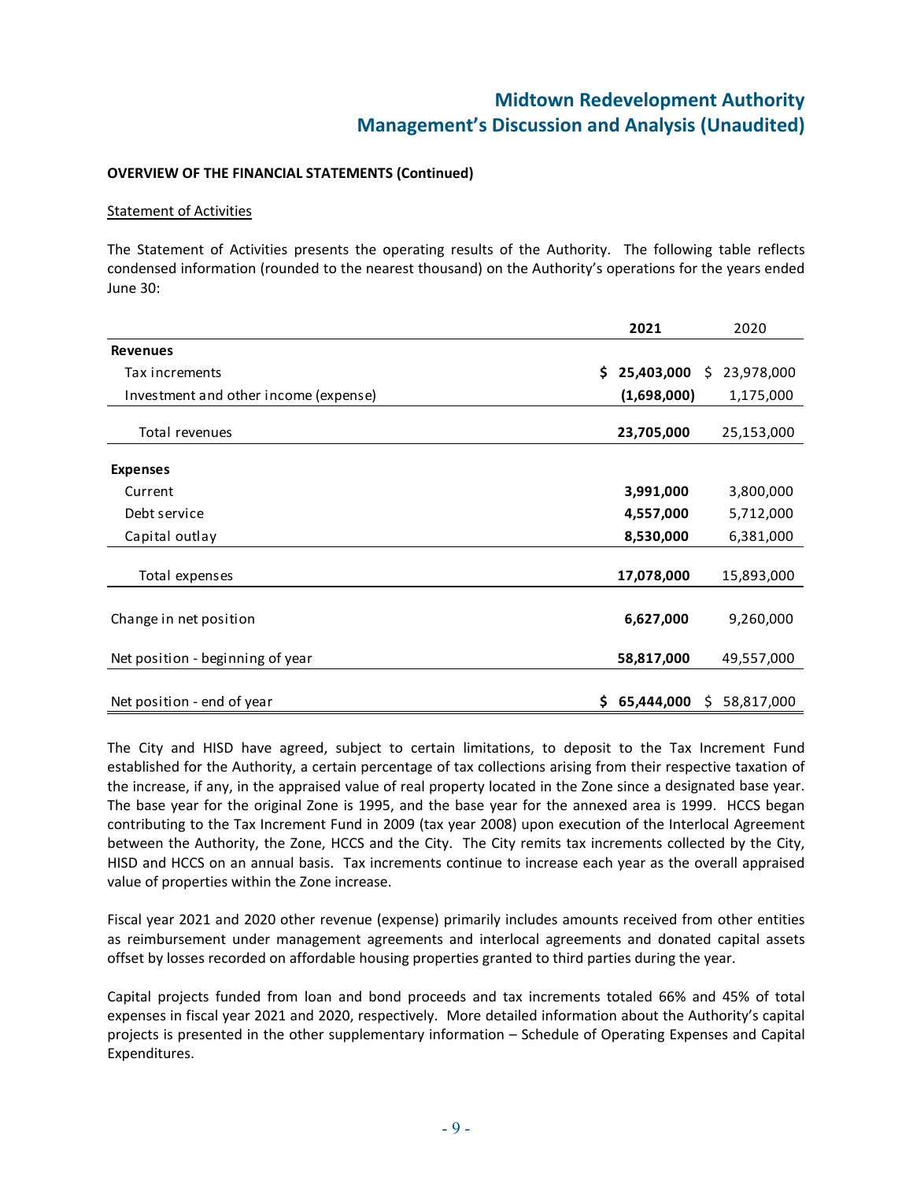**OVERVIEW OF THE FINANCIAL STATEMENTS (Continued)**

Statement of Activities

The Statement of Activities presents the operating results of the Authority. The following table reflects condensed information (rounded to the nearest thousand) on the Authority's operations for the years ended June 30:

| | **2021** | 2020 |
|---|---|---|
| **Revenues** | | |
| Tax increments | **$ 25,403,000** | $ 23,978,000 |
| Investment and other income (expense) | **(1,698,000)** | 1,175,000 |
| Total revenues | **23,705,000** | 25,153,000 |
| **Expenses** | | |
| Current | **3,991,000** | 3,800,000 |
| Debt service | **4,557,000** | 5,712,000 |
| Capital outlay | **8,530,000** | 6,381,000 |
| Total expenses | **17,078,000** | 15,893,000 |
| Change in net position | **6,627,000** | 9,260,000 |
| Net position - beginning of year | **58,817,000** | 49,557,000 |
| Net position - end of year | **$ 65,444,000** | $ 58,817,000 |

The City and HISD have agreed, subject to certain limitations, to deposit to the Tax Increment Fund established for the Authority, a certain percentage of tax collections arising from their respective taxation of the increase, if any, in the appraised value of real property located in the Zone since a designated base year. The base year for the original Zone is 1995, and the base year for the annexed area is 1999. HCCS began contributing to the Tax Increment Fund in 2009 (tax year 2008) upon execution of the Interlocal Agreement between the Authority, the Zone, HCCS and the City. The City remits tax increments collected by the City, HISD and HCCS on an annual basis. Tax increments continue to increase each year as the overall appraised value of properties within the Zone increase.

Fiscal year 2021 and 2020 other revenue (expense) primarily includes amounts received from other entities as reimbursement under management agreements and interlocal agreements and donated capital assets offset by losses recorded on affordable housing properties granted to third parties during the year.

Capital projects funded from loan and bond proceeds and tax increments totaled 66% and 45% of total expenses in fiscal year 2021 and 2020, respectively. More detailed information about the Authority's capital projects is presented in the other supplementary information – Schedule of Operating Expenses and Capital Expenditures.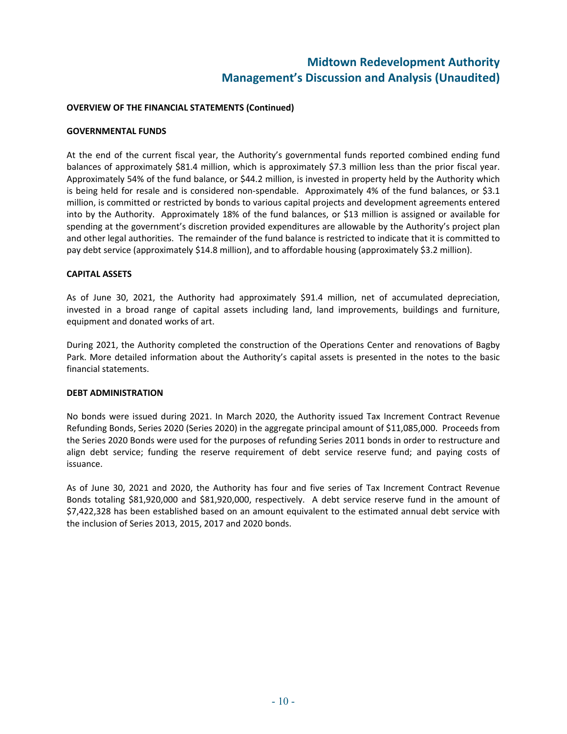# Midtown Redevelopment Authority
# Management's Discussion and Analysis (Unaudited)

**OVERVIEW OF THE FINANCIAL STATEMENTS (Continued)**

**GOVERNMENTAL FUNDS**

At the end of the current fiscal year, the Authority's governmental funds reported combined ending fund balances of approximately $81.4 million, which is approximately $7.3 million less than the prior fiscal year. Approximately 54% of the fund balance, or $44.2 million, is invested in property held by the Authority which is being held for resale and is considered non-spendable. Approximately 4% of the fund balances, or $3.1 million, is committed or restricted by bonds to various capital projects and development agreements entered into by the Authority. Approximately 18% of the fund balances, or $13 million is assigned or available for spending at the government's discretion provided expenditures are allowable by the Authority's project plan and other legal authorities. The remainder of the fund balance is restricted to indicate that it is committed to pay debt service (approximately $14.8 million), and to affordable housing (approximately $3.2 million).

**CAPITAL ASSETS**

As of June 30, 2021, the Authority had approximately $91.4 million, net of accumulated depreciation, invested in a broad range of capital assets including land, land improvements, buildings and furniture, equipment and donated works of art.

During 2021, the Authority completed the construction of the Operations Center and renovations of Bagby Park. More detailed information about the Authority's capital assets is presented in the notes to the basic financial statements.

**DEBT ADMINISTRATION**

No bonds were issued during 2021. In March 2020, the Authority issued Tax Increment Contract Revenue Refunding Bonds, Series 2020 (Series 2020) in the aggregate principal amount of $11,085,000. Proceeds from the Series 2020 Bonds were used for the purposes of refunding Series 2011 bonds in order to restructure and align debt service; funding the reserve requirement of debt service reserve fund; and paying costs of issuance.

As of June 30, 2021 and 2020, the Authority has four and five series of Tax Increment Contract Revenue Bonds totaling $81,920,000 and $81,920,000, respectively. A debt service reserve fund in the amount of $7,422,328 has been established based on an amount equivalent to the estimated annual debt service with the inclusion of Series 2013, 2015, 2017 and 2020 bonds.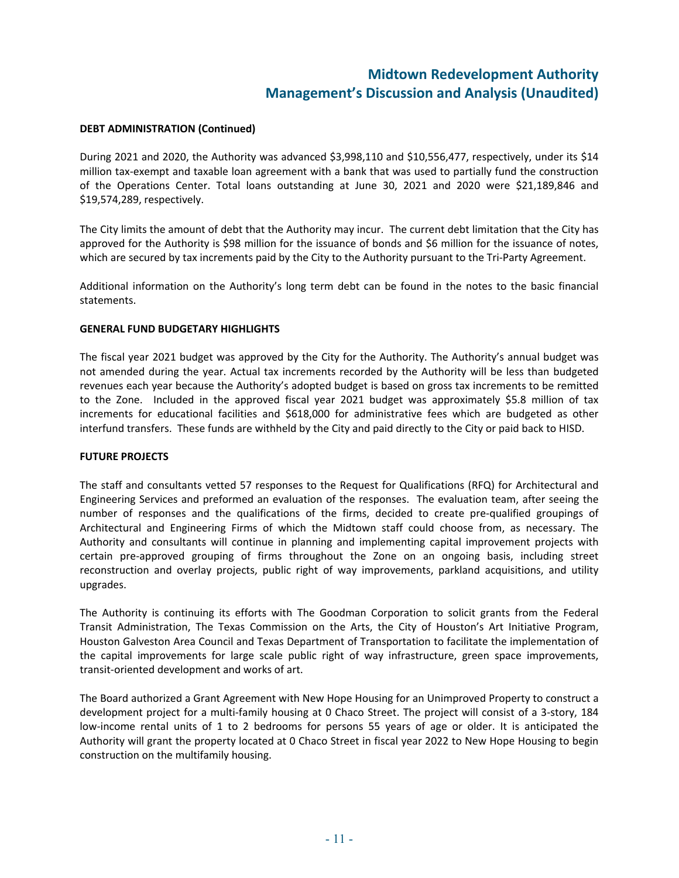**DEBT ADMINISTRATION (Continued)**

During 2021 and 2020, the Authority was advanced $3,998,110 and $10,556,477, respectively, under its $14 million tax-exempt and taxable loan agreement with a bank that was used to partially fund the construction of the Operations Center. Total loans outstanding at June 30, 2021 and 2020 were $21,189,846 and $19,574,289, respectively.

The City limits the amount of debt that the Authority may incur. The current debt limitation that the City has approved for the Authority is $98 million for the issuance of bonds and $6 million for the issuance of notes, which are secured by tax increments paid by the City to the Authority pursuant to the Tri-Party Agreement.

Additional information on the Authority's long term debt can be found in the notes to the basic financial statements.

**GENERAL FUND BUDGETARY HIGHLIGHTS**

The fiscal year 2021 budget was approved by the City for the Authority. The Authority's annual budget was not amended during the year. Actual tax increments recorded by the Authority will be less than budgeted revenues each year because the Authority's adopted budget is based on gross tax increments to be remitted to the Zone. Included in the approved fiscal year 2021 budget was approximately $5.8 million of tax increments for educational facilities and $618,000 for administrative fees which are budgeted as other interfund transfers. These funds are withheld by the City and paid directly to the City or paid back to HISD.

**FUTURE PROJECTS**

The staff and consultants vetted 57 responses to the Request for Qualifications (RFQ) for Architectural and Engineering Services and preformed an evaluation of the responses. The evaluation team, after seeing the number of responses and the qualifications of the firms, decided to create pre-qualified groupings of Architectural and Engineering Firms of which the Midtown staff could choose from, as necessary. The Authority and consultants will continue in planning and implementing capital improvement projects with certain pre-approved grouping of firms throughout the Zone on an ongoing basis, including street reconstruction and overlay projects, public right of way improvements, parkland acquisitions, and utility upgrades.

The Authority is continuing its efforts with The Goodman Corporation to solicit grants from the Federal Transit Administration, The Texas Commission on the Arts, the City of Houston's Art Initiative Program, Houston Galveston Area Council and Texas Department of Transportation to facilitate the implementation of the capital improvements for large scale public right of way infrastructure, green space improvements, transit-oriented development and works of art.

The Board authorized a Grant Agreement with New Hope Housing for an Unimproved Property to construct a development project for a multi-family housing at 0 Chaco Street. The project will consist of a 3-story, 184 low-income rental units of 1 to 2 bedrooms for persons 55 years of age or older. It is anticipated the Authority will grant the property located at 0 Chaco Street in fiscal year 2022 to New Hope Housing to begin construction on the multifamily housing.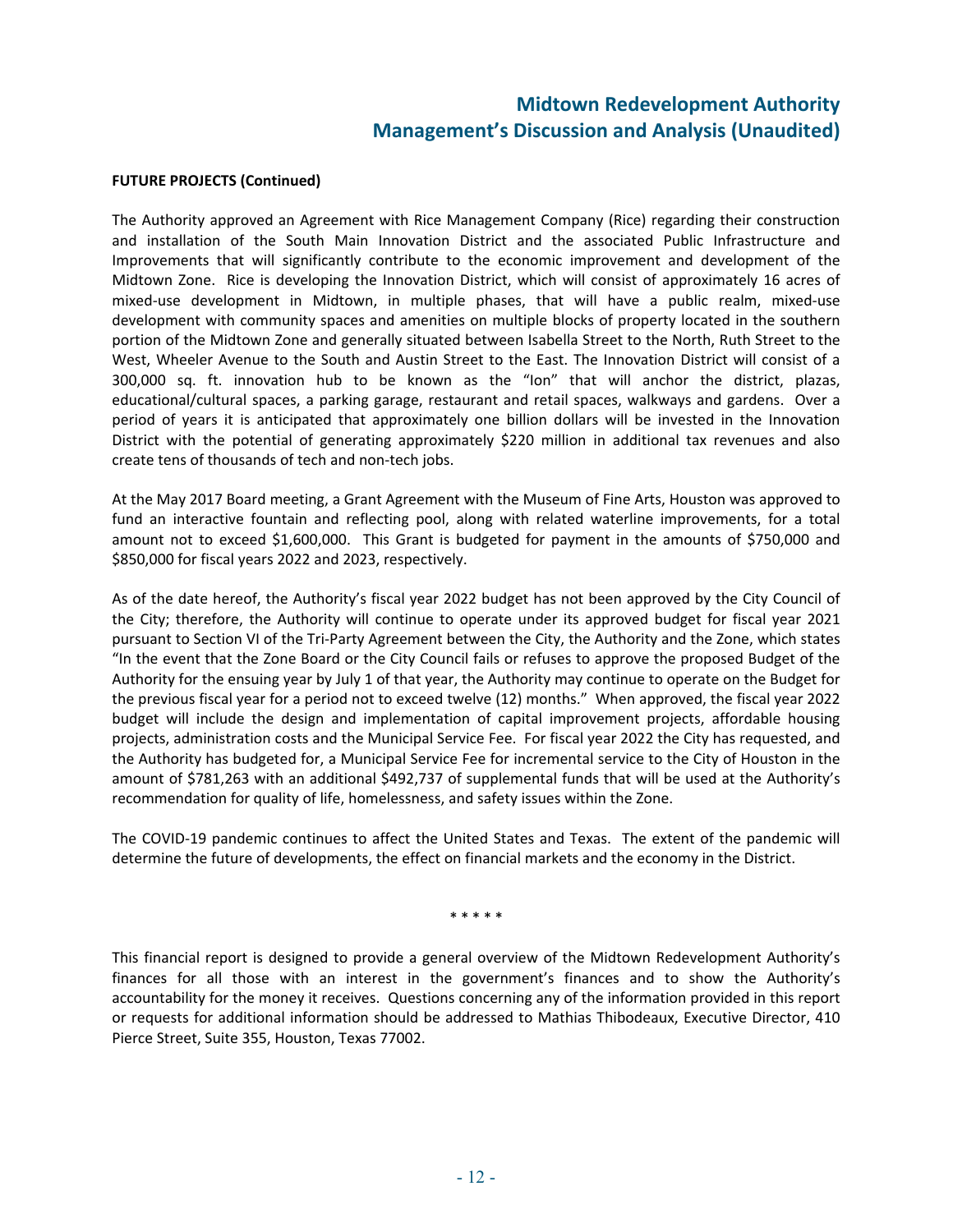**FUTURE PROJECTS (Continued)**

The Authority approved an Agreement with Rice Management Company (Rice) regarding their construction and installation of the South Main Innovation District and the associated Public Infrastructure and Improvements that will significantly contribute to the economic improvement and development of the Midtown Zone. Rice is developing the Innovation District, which will consist of approximately 16 acres of mixed-use development in Midtown, in multiple phases, that will have a public realm, mixed-use development with community spaces and amenities on multiple blocks of property located in the southern portion of the Midtown Zone and generally situated between Isabella Street to the North, Ruth Street to the West, Wheeler Avenue to the South and Austin Street to the East. The Innovation District will consist of a 300,000 sq. ft. innovation hub to be known as the "Ion" that will anchor the district, plazas, educational/cultural spaces, a parking garage, restaurant and retail spaces, walkways and gardens. Over a period of years it is anticipated that approximately one billion dollars will be invested in the Innovation District with the potential of generating approximately $220 million in additional tax revenues and also create tens of thousands of tech and non-tech jobs.

At the May 2017 Board meeting, a Grant Agreement with the Museum of Fine Arts, Houston was approved to fund an interactive fountain and reflecting pool, along with related waterline improvements, for a total amount not to exceed $1,600,000. This Grant is budgeted for payment in the amounts of $750,000 and $850,000 for fiscal years 2022 and 2023, respectively.

As of the date hereof, the Authority's fiscal year 2022 budget has not been approved by the City Council of the City; therefore, the Authority will continue to operate under its approved budget for fiscal year 2021 pursuant to Section VI of the Tri-Party Agreement between the City, the Authority and the Zone, which states "In the event that the Zone Board or the City Council fails or refuses to approve the proposed Budget of the Authority for the ensuing year by July 1 of that year, the Authority may continue to operate on the Budget for the previous fiscal year for a period not to exceed twelve (12) months." When approved, the fiscal year 2022 budget will include the design and implementation of capital improvement projects, affordable housing projects, administration costs and the Municipal Service Fee. For fiscal year 2022 the City has requested, and the Authority has budgeted for, a Municipal Service Fee for incremental service to the City of Houston in the amount of $781,263 with an additional $492,737 of supplemental funds that will be used at the Authority's recommendation for quality of life, homelessness, and safety issues within the Zone.

The COVID-19 pandemic continues to affect the United States and Texas. The extent of the pandemic will determine the future of developments, the effect on financial markets and the economy in the District.

* * * * *

This financial report is designed to provide a general overview of the Midtown Redevelopment Authority's finances for all those with an interest in the government's finances and to show the Authority's accountability for the money it receives. Questions concerning any of the information provided in this report or requests for additional information should be addressed to Mathias Thibodeaux, Executive Director, 410 Pierce Street, Suite 355, Houston, Texas 77002.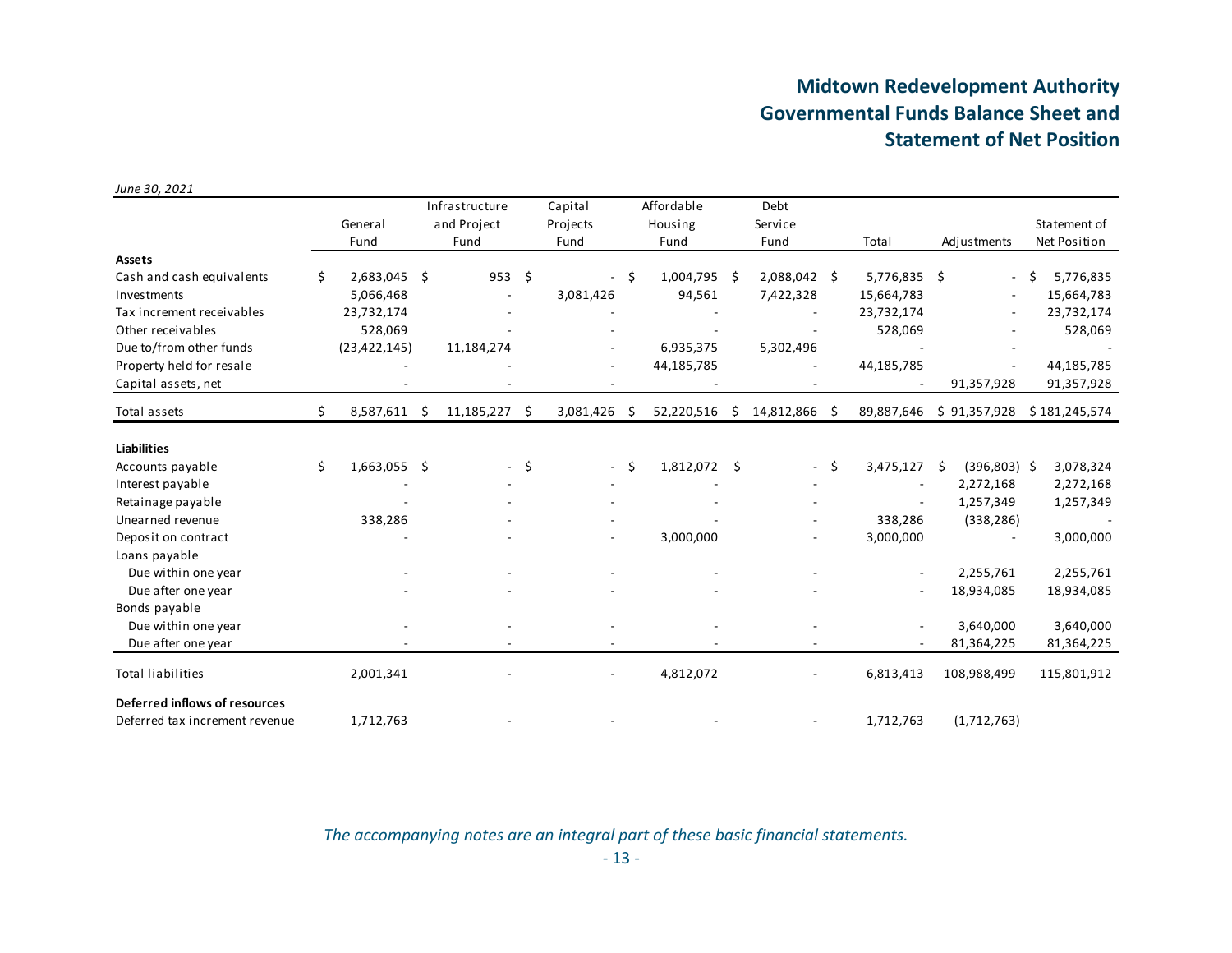# Midtown Redevelopment Authority
# Governmental Funds Balance Sheet and Statement of Net Position

*June 30, 2021*

| | General Fund | Infrastructure and Project Fund | Capital Projects Fund | Affordable Housing Fund | Debt Service Fund | Total | Adjustments | Statement of Net Position |
|---|---|---|---|---|---|---|---|---|
| **Assets** | | | | | | | | |
| Cash and cash equivalents | $ 2,683,045 | $ 953 | $ - | $ 1,004,795 | $ 2,088,042 | $ 5,776,835 | $ - | $ 5,776,835 |
| Investments | 5,066,468 | - | 3,081,426 | 94,561 | 7,422,328 | 15,664,783 | - | 15,664,783 |
| Tax increment receivables | 23,732,174 | - | - | - | - | 23,732,174 | - | 23,732,174 |
| Other receivables | 528,069 | - | - | - | - | 528,069 | - | 528,069 |
| Due to/from other funds | (23,422,145) | 11,184,274 | - | 6,935,375 | 5,302,496 | - | - | - |
| Property held for resale | - | - | - | 44,185,785 | - | 44,185,785 | - | 44,185,785 |
| Capital assets, net | - | - | - | - | - | - | 91,357,928 | 91,357,928 |
| Total assets | $ 8,587,611 | $ 11,185,227 | $ 3,081,426 | $ 52,220,516 | $ 14,812,866 | $ 89,887,646 | $ 91,357,928 | $ 181,245,574 |
| **Liabilities** | | | | | | | | |
| Accounts payable | $ 1,663,055 | $ - | $ - | $ 1,812,072 | $ - | $ 3,475,127 | $ (396,803) | $ 3,078,324 |
| Interest payable | - | - | - | - | - | - | 2,272,168 | 2,272,168 |
| Retainage payable | - | - | - | - | - | - | 1,257,349 | 1,257,349 |
| Unearned revenue | 338,286 | - | - | - | - | 338,286 | (338,286) | - |
| Deposit on contract | - | - | - | 3,000,000 | - | 3,000,000 | - | 3,000,000 |
| Loans payable | | | | | | | | |
| Due within one year | - | - | - | - | - | - | 2,255,761 | 2,255,761 |
| Due after one year | - | - | - | - | - | - | 18,934,085 | 18,934,085 |
| Bonds payable | | | | | | | | |
| Due within one year | - | - | - | - | - | - | 3,640,000 | 3,640,000 |
| Due after one year | - | - | - | - | - | - | 81,364,225 | 81,364,225 |
| Total liabilities | 2,001,341 | - | - | 4,812,072 | - | 6,813,413 | 108,988,499 | 115,801,912 |
| **Deferred inflows of resources** | | | | | | | | |
| Deferred tax increment revenue | 1,712,763 | - | - | - | - | 1,712,763 | (1,712,763) | |

*The accompanying notes are an integral part of these basic financial statements.*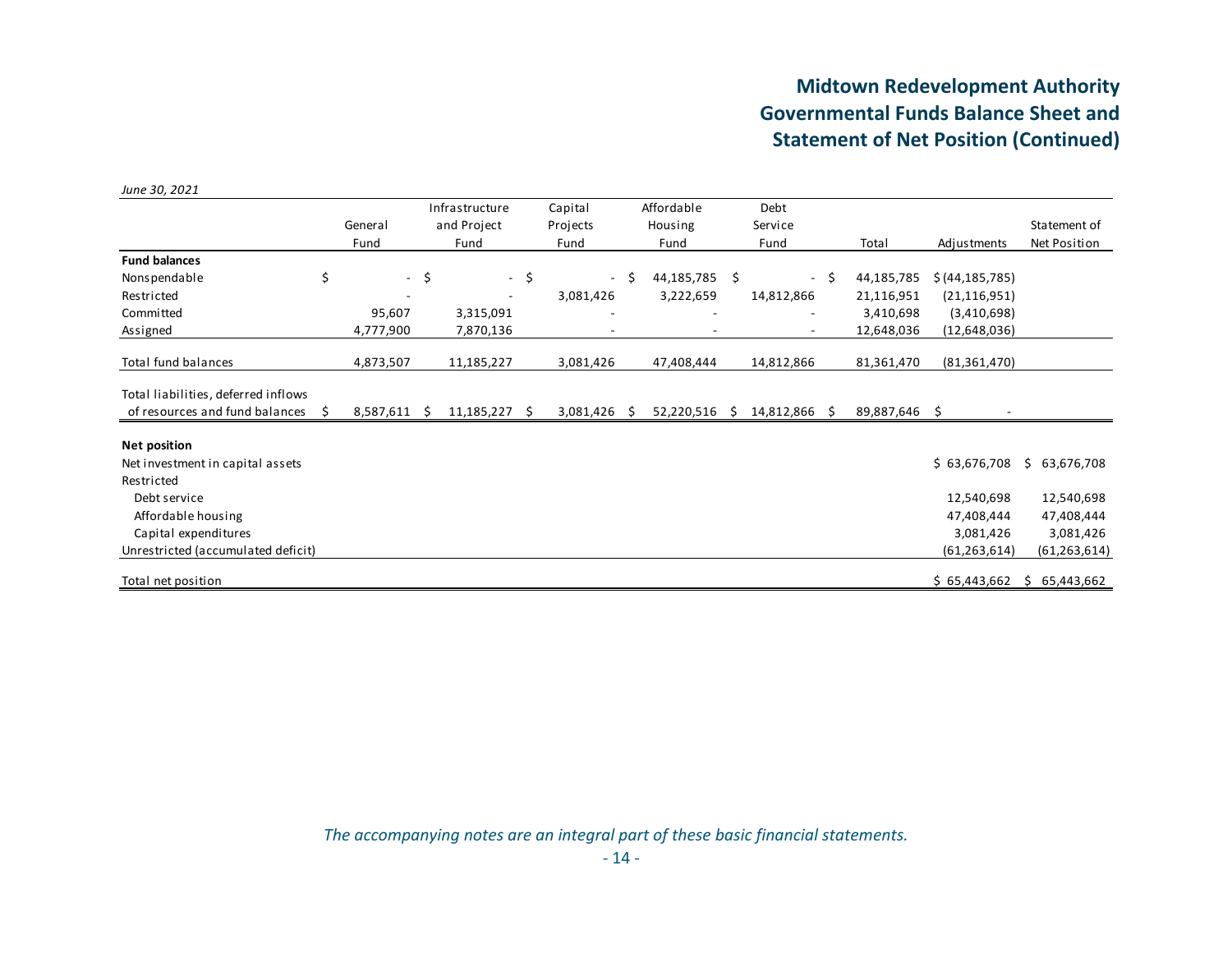# Midtown Redevelopment Authority
# Governmental Funds Balance Sheet and Statement of Net Position (Continued)

*June 30, 2021*

| | General Fund | Infrastructure and Project Fund | Capital Projects Fund | Affordable Housing Fund | Debt Service Fund | Total | Adjustments | Statement of Net Position |
|---|---|---|---|---|---|---|---|---|
| **Fund balances** | | | | | | | | |
| Nonspendable | $ - | $ - | $ - | $ 44,185,785 | $ - | $ 44,185,785 | $ (44,185,785) | |
| Restricted | - | - | 3,081,426 | 3,222,659 | 14,812,866 | 21,116,951 | (21,116,951) | |
| Committed | 95,607 | 3,315,091 | - | - | - | 3,410,698 | (3,410,698) | |
| Assigned | 4,777,900 | 7,870,136 | - | - | - | 12,648,036 | (12,648,036) | |
| Total fund balances | 4,873,507 | 11,185,227 | 3,081,426 | 47,408,444 | 14,812,866 | 81,361,470 | (81,361,470) | |
| Total liabilities, deferred inflows of resources and fund balances | $ 8,587,611 | $ 11,185,227 | $ 3,081,426 | $ 52,220,516 | $ 14,812,866 | $ 89,887,646 | $ - | |
| **Net position** | | | | | | | | |
| Net investment in capital assets | | | | | | | $ 63,676,708 | $ 63,676,708 |
| Restricted | | | | | | | | |
| Debt service | | | | | | | 12,540,698 | 12,540,698 |
| Affordable housing | | | | | | | 47,408,444 | 47,408,444 |
| Capital expenditures | | | | | | | 3,081,426 | 3,081,426 |
| Unrestricted (accumulated deficit) | | | | | | | (61,263,614) | (61,263,614) |
| Total net position | | | | | | | $ 65,443,662 | $ 65,443,662 |

*The accompanying notes are an integral part of these basic financial statements.*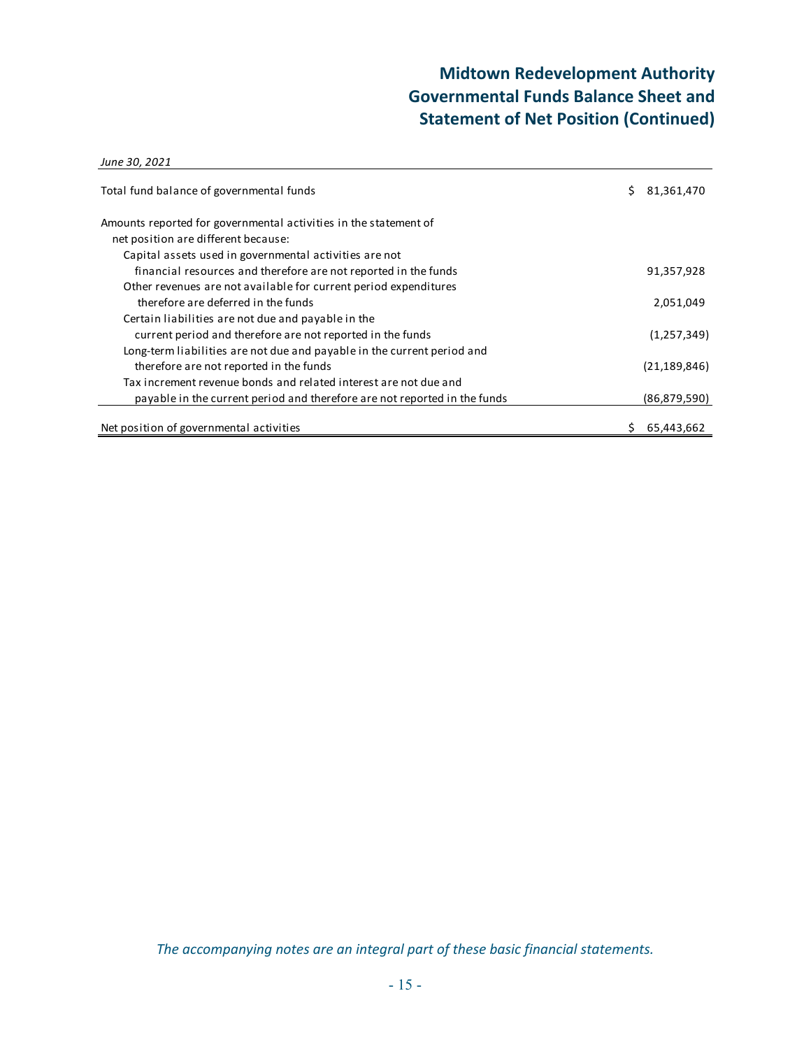# Midtown Redevelopment Authority
# Governmental Funds Balance Sheet and Statement of Net Position (Continued)

*June 30, 2021*

| | |
|---|---:|
| Total fund balance of governmental funds | $ 81,361,470 |
| Amounts reported for governmental activities in the statement of net position are different because: | |
| Capital assets used in governmental activities are not financial resources and therefore are not reported in the funds | 91,357,928 |
| Other revenues are not available for current period expenditures therefore are deferred in the funds | 2,051,049 |
| Certain liabilities are not due and payable in the current period and therefore are not reported in the funds | (1,257,349) |
| Long-term liabilities are not due and payable in the current period and therefore are not reported in the funds | (21,189,846) |
| Tax increment revenue bonds and related interest are not due and payable in the current period and therefore are not reported in the funds | (86,879,590) |
| Net position of governmental activities | $ 65,443,662 |

*The accompanying notes are an integral part of these basic financial statements.*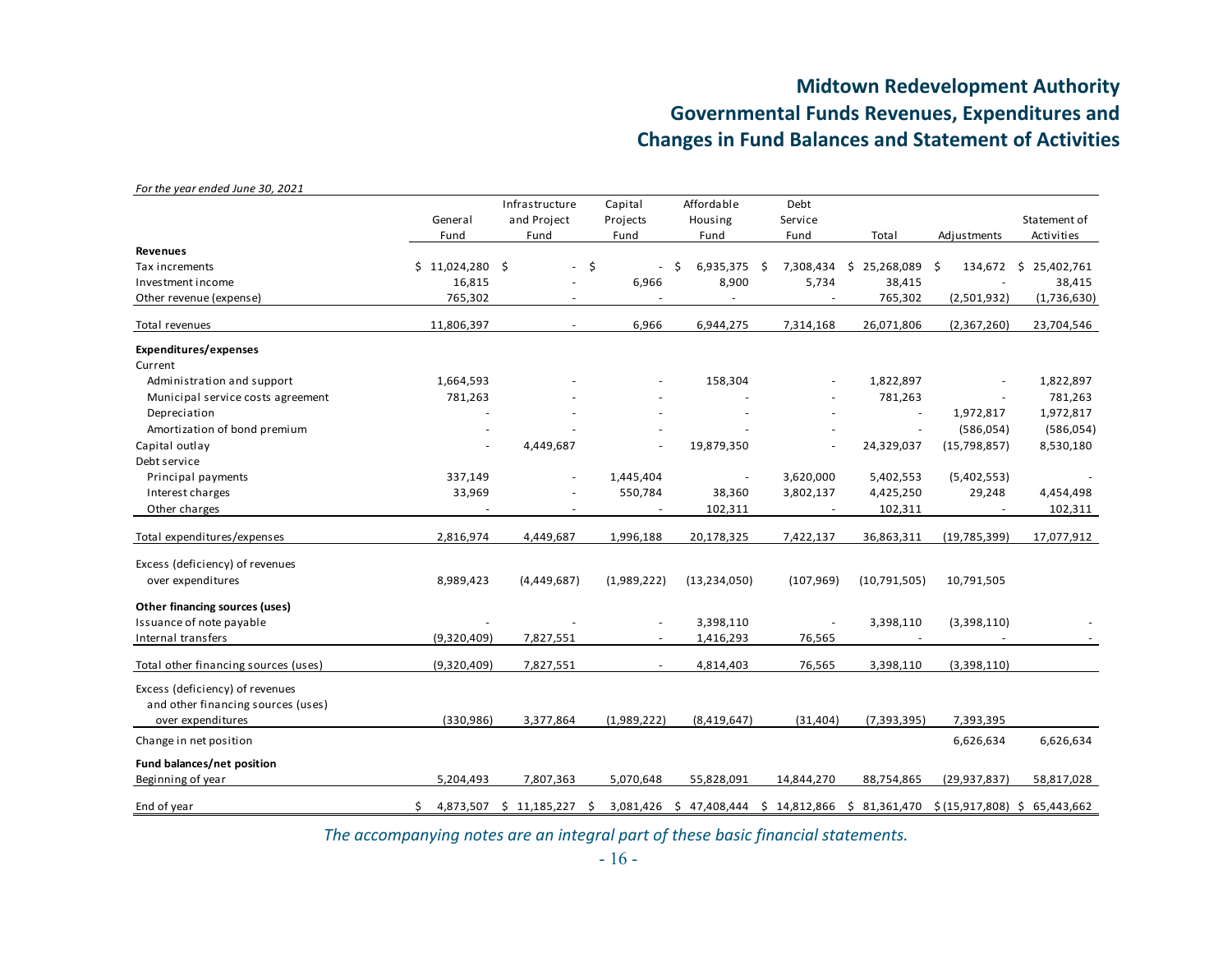# Midtown Redevelopment Authority
## Governmental Funds Revenues, Expenditures and Changes in Fund Balances and Statement of Activities

*For the year ended June 30, 2021*

| | General Fund | Infrastructure and Project Fund | Capital Projects Fund | Affordable Housing Fund | Debt Service Fund | Total | Adjustments | Statement of Activities |
|---|---|---|---|---|---|---|---|---|
| **Revenues** | | | | | | | | |
| Tax increments | $ 11,024,280 | $ - | $ - | $ 6,935,375 | $ 7,308,434 | $ 25,268,089 | $ 134,672 | $ 25,402,761 |
| Investment income | 16,815 | - | 6,966 | 8,900 | 5,734 | 38,415 | - | 38,415 |
| Other revenue (expense) | 765,302 | - | - | - | - | 765,302 | (2,501,932) | (1,736,630) |
| Total revenues | 11,806,397 | - | 6,966 | 6,944,275 | 7,314,168 | 26,071,806 | (2,367,260) | 23,704,546 |
| **Expenditures/expenses** | | | | | | | | |
| Current | | | | | | | | |
| Administration and support | 1,664,593 | - | - | 158,304 | - | 1,822,897 | - | 1,822,897 |
| Municipal service costs agreement | 781,263 | - | - | - | - | 781,263 | - | 781,263 |
| Depreciation | - | - | - | - | - | - | 1,972,817 | 1,972,817 |
| Amortization of bond premium | - | - | - | - | - | - | (586,054) | (586,054) |
| Capital outlay | - | 4,449,687 | - | 19,879,350 | - | 24,329,037 | (15,798,857) | 8,530,180 |
| Debt service | | | | | | | | |
| Principal payments | 337,149 | - | 1,445,404 | - | 3,620,000 | 5,402,553 | (5,402,553) | - |
| Interest charges | 33,969 | - | 550,784 | 38,360 | 3,802,137 | 4,425,250 | 29,248 | 4,454,498 |
| Other charges | - | - | - | 102,311 | - | 102,311 | - | 102,311 |
| Total expenditures/expenses | 2,816,974 | 4,449,687 | 1,996,188 | 20,178,325 | 7,422,137 | 36,863,311 | (19,785,399) | 17,077,912 |
| Excess (deficiency) of revenues over expenditures | 8,989,423 | (4,449,687) | (1,989,222) | (13,234,050) | (107,969) | (10,791,505) | 10,791,505 | |
| **Other financing sources (uses)** | | | | | | | | |
| Issuance of note payable | - | - | - | 3,398,110 | - | 3,398,110 | (3,398,110) | - |
| Internal transfers | (9,320,409) | 7,827,551 | - | 1,416,293 | 76,565 | - | - | - |
| Total other financing sources (uses) | (9,320,409) | 7,827,551 | - | 4,814,403 | 76,565 | 3,398,110 | (3,398,110) | |
| Excess (deficiency) of revenues and other financing sources (uses) over expenditures | (330,986) | 3,377,864 | (1,989,222) | (8,419,647) | (31,404) | (7,393,395) | 7,393,395 | |
| Change in net position | | | | | | | 6,626,634 | 6,626,634 |
| **Fund balances/net position** | | | | | | | | |
| Beginning of year | 5,204,493 | 7,807,363 | 5,070,648 | 55,828,091 | 14,844,270 | 88,754,865 | (29,937,837) | 58,817,028 |
| End of year | $ 4,873,507 | $ 11,185,227 | $ 3,081,426 | $ 47,408,444 | $ 14,812,866 | $ 81,361,470 | $ (15,917,808) | $ 65,443,662 |

*The accompanying notes are an integral part of these basic financial statements.*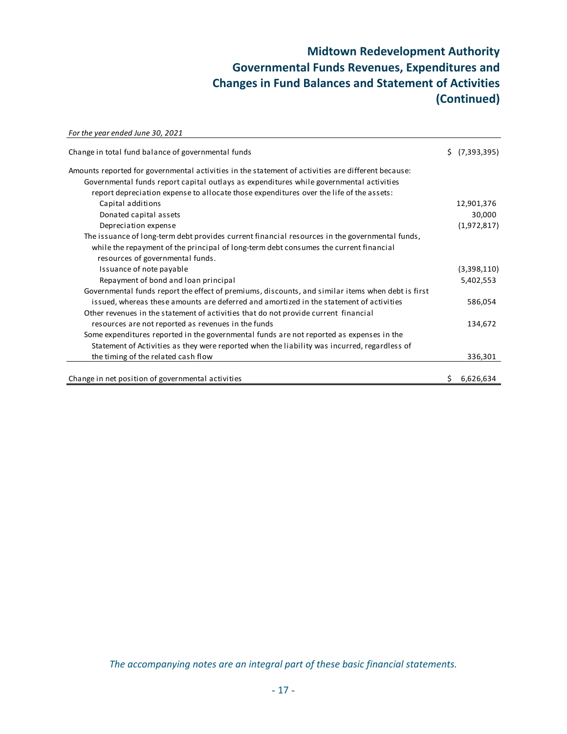# Midtown Redevelopment Authority
# Governmental Funds Revenues, Expenditures and Changes in Fund Balances and Statement of Activities (Continued)

*For the year ended June 30, 2021*

| | |
|---|---|
| Change in total fund balance of governmental funds | $ (7,393,395) |
| Amounts reported for governmental activities in the statement of activities are different because: | |
| Governmental funds report capital outlays as expenditures while governmental activities report depreciation expense to allocate those expenditures over the life of the assets: | |
| Capital additions | 12,901,376 |
| Donated capital assets | 30,000 |
| Depreciation expense | (1,972,817) |
| The issuance of long-term debt provides current financial resources in the governmental funds, while the repayment of the principal of long-term debt consumes the current financial resources of governmental funds. | |
| Issuance of note payable | (3,398,110) |
| Repayment of bond and loan principal | 5,402,553 |
| Governmental funds report the effect of premiums, discounts, and similar items when debt is first issued, whereas these amounts are deferred and amortized in the statement of activities | 586,054 |
| Other revenues in the statement of activities that do not provide current financial resources are not reported as revenues in the funds | 134,672 |
| Some expenditures reported in the governmental funds are not reported as expenses in the Statement of Activities as they were reported when the liability was incurred, regardless of the timing of the related cash flow | 336,301 |
| Change in net position of governmental activities | $ 6,626,634 |

*The accompanying notes are an integral part of these basic financial statements.*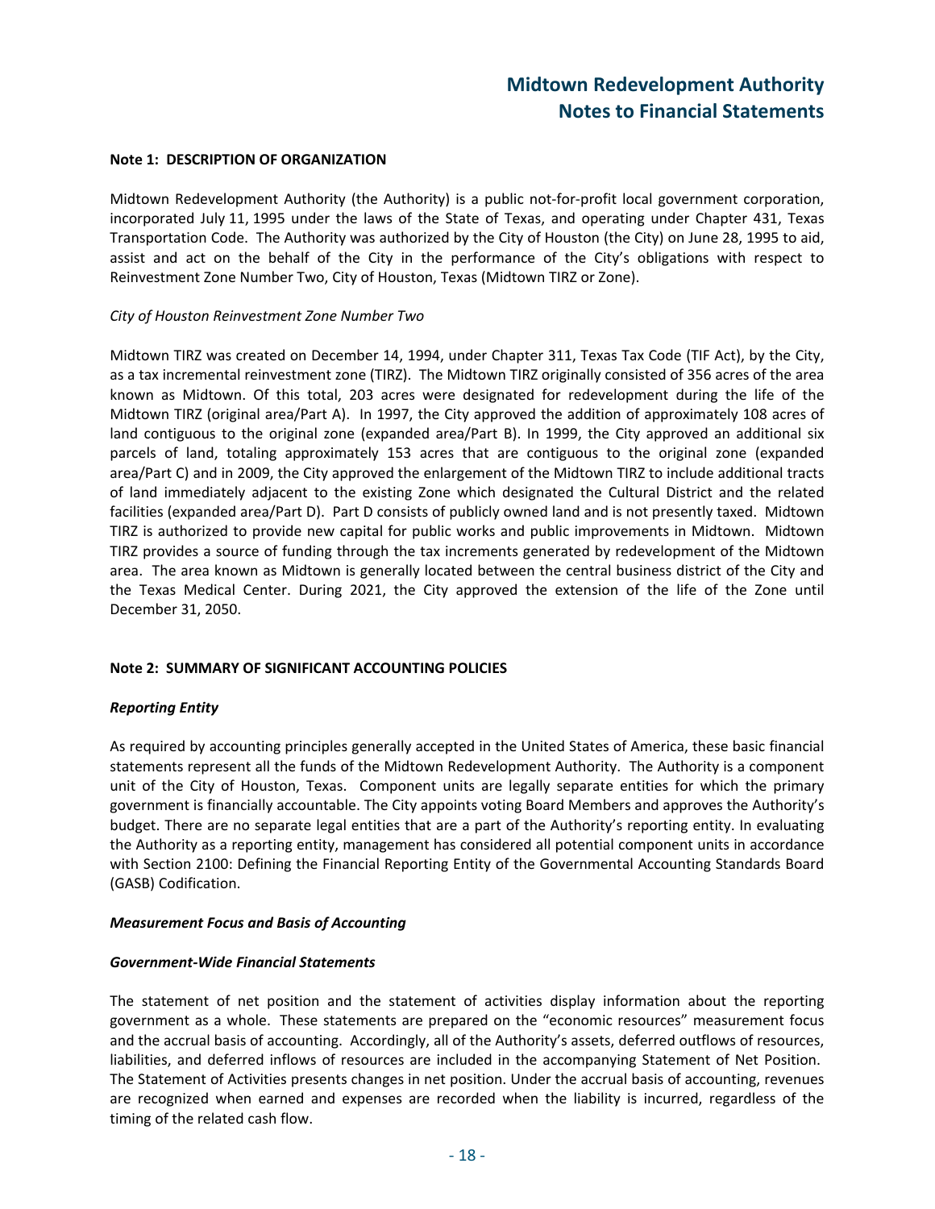**Note 1: DESCRIPTION OF ORGANIZATION**

Midtown Redevelopment Authority (the Authority) is a public not-for-profit local government corporation, incorporated July 11, 1995 under the laws of the State of Texas, and operating under Chapter 431, Texas Transportation Code. The Authority was authorized by the City of Houston (the City) on June 28, 1995 to aid, assist and act on the behalf of the City in the performance of the City's obligations with respect to Reinvestment Zone Number Two, City of Houston, Texas (Midtown TIRZ or Zone).

*City of Houston Reinvestment Zone Number Two*

Midtown TIRZ was created on December 14, 1994, under Chapter 311, Texas Tax Code (TIF Act), by the City, as a tax incremental reinvestment zone (TIRZ). The Midtown TIRZ originally consisted of 356 acres of the area known as Midtown. Of this total, 203 acres were designated for redevelopment during the life of the Midtown TIRZ (original area/Part A). In 1997, the City approved the addition of approximately 108 acres of land contiguous to the original zone (expanded area/Part B). In 1999, the City approved an additional six parcels of land, totaling approximately 153 acres that are contiguous to the original zone (expanded area/Part C) and in 2009, the City approved the enlargement of the Midtown TIRZ to include additional tracts of land immediately adjacent to the existing Zone which designated the Cultural District and the related facilities (expanded area/Part D). Part D consists of publicly owned land and is not presently taxed. Midtown TIRZ is authorized to provide new capital for public works and public improvements in Midtown. Midtown TIRZ provides a source of funding through the tax increments generated by redevelopment of the Midtown area. The area known as Midtown is generally located between the central business district of the City and the Texas Medical Center. During 2021, the City approved the extension of the life of the Zone until December 31, 2050.

**Note 2: SUMMARY OF SIGNIFICANT ACCOUNTING POLICIES**

***Reporting Entity***

As required by accounting principles generally accepted in the United States of America, these basic financial statements represent all the funds of the Midtown Redevelopment Authority. The Authority is a component unit of the City of Houston, Texas. Component units are legally separate entities for which the primary government is financially accountable. The City appoints voting Board Members and approves the Authority's budget. There are no separate legal entities that are a part of the Authority's reporting entity. In evaluating the Authority as a reporting entity, management has considered all potential component units in accordance with Section 2100: Defining the Financial Reporting Entity of the Governmental Accounting Standards Board (GASB) Codification.

***Measurement Focus and Basis of Accounting***

***Government-Wide Financial Statements***

The statement of net position and the statement of activities display information about the reporting government as a whole. These statements are prepared on the "economic resources" measurement focus and the accrual basis of accounting. Accordingly, all of the Authority's assets, deferred outflows of resources, liabilities, and deferred inflows of resources are included in the accompanying Statement of Net Position. The Statement of Activities presents changes in net position. Under the accrual basis of accounting, revenues are recognized when earned and expenses are recorded when the liability is incurred, regardless of the timing of the related cash flow.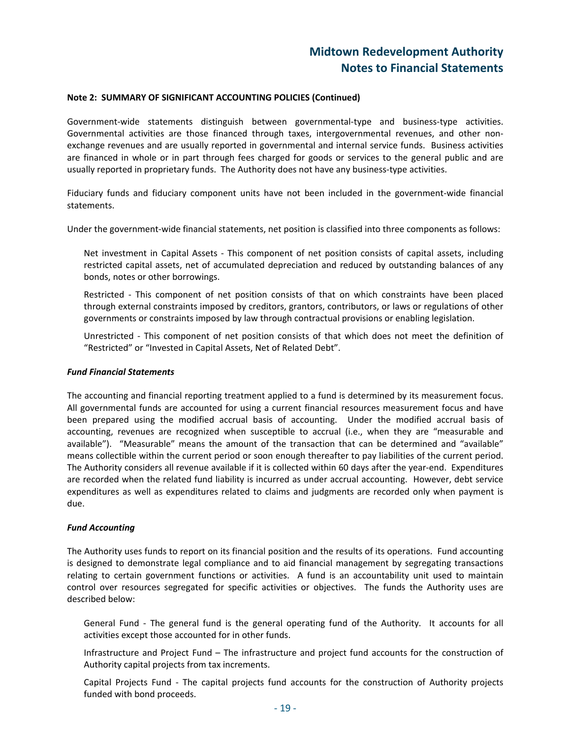**Note 2: SUMMARY OF SIGNIFICANT ACCOUNTING POLICIES (Continued)**

Government-wide statements distinguish between governmental-type and business-type activities. Governmental activities are those financed through taxes, intergovernmental revenues, and other non-exchange revenues and are usually reported in governmental and internal service funds. Business activities are financed in whole or in part through fees charged for goods or services to the general public and are usually reported in proprietary funds. The Authority does not have any business-type activities.

Fiduciary funds and fiduciary component units have not been included in the government-wide financial statements.

Under the government-wide financial statements, net position is classified into three components as follows:

Net investment in Capital Assets - This component of net position consists of capital assets, including restricted capital assets, net of accumulated depreciation and reduced by outstanding balances of any bonds, notes or other borrowings.

Restricted - This component of net position consists of that on which constraints have been placed through external constraints imposed by creditors, grantors, contributors, or laws or regulations of other governments or constraints imposed by law through contractual provisions or enabling legislation.

Unrestricted - This component of net position consists of that which does not meet the definition of "Restricted" or "Invested in Capital Assets, Net of Related Debt".

***Fund Financial Statements***

The accounting and financial reporting treatment applied to a fund is determined by its measurement focus. All governmental funds are accounted for using a current financial resources measurement focus and have been prepared using the modified accrual basis of accounting. Under the modified accrual basis of accounting, revenues are recognized when susceptible to accrual (i.e., when they are "measurable and available"). "Measurable" means the amount of the transaction that can be determined and "available" means collectible within the current period or soon enough thereafter to pay liabilities of the current period. The Authority considers all revenue available if it is collected within 60 days after the year-end. Expenditures are recorded when the related fund liability is incurred as under accrual accounting. However, debt service expenditures as well as expenditures related to claims and judgments are recorded only when payment is due.

***Fund Accounting***

The Authority uses funds to report on its financial position and the results of its operations. Fund accounting is designed to demonstrate legal compliance and to aid financial management by segregating transactions relating to certain government functions or activities. A fund is an accountability unit used to maintain control over resources segregated for specific activities or objectives. The funds the Authority uses are described below:

General Fund - The general fund is the general operating fund of the Authority. It accounts for all activities except those accounted for in other funds.

Infrastructure and Project Fund – The infrastructure and project fund accounts for the construction of Authority capital projects from tax increments.

Capital Projects Fund - The capital projects fund accounts for the construction of Authority projects funded with bond proceeds.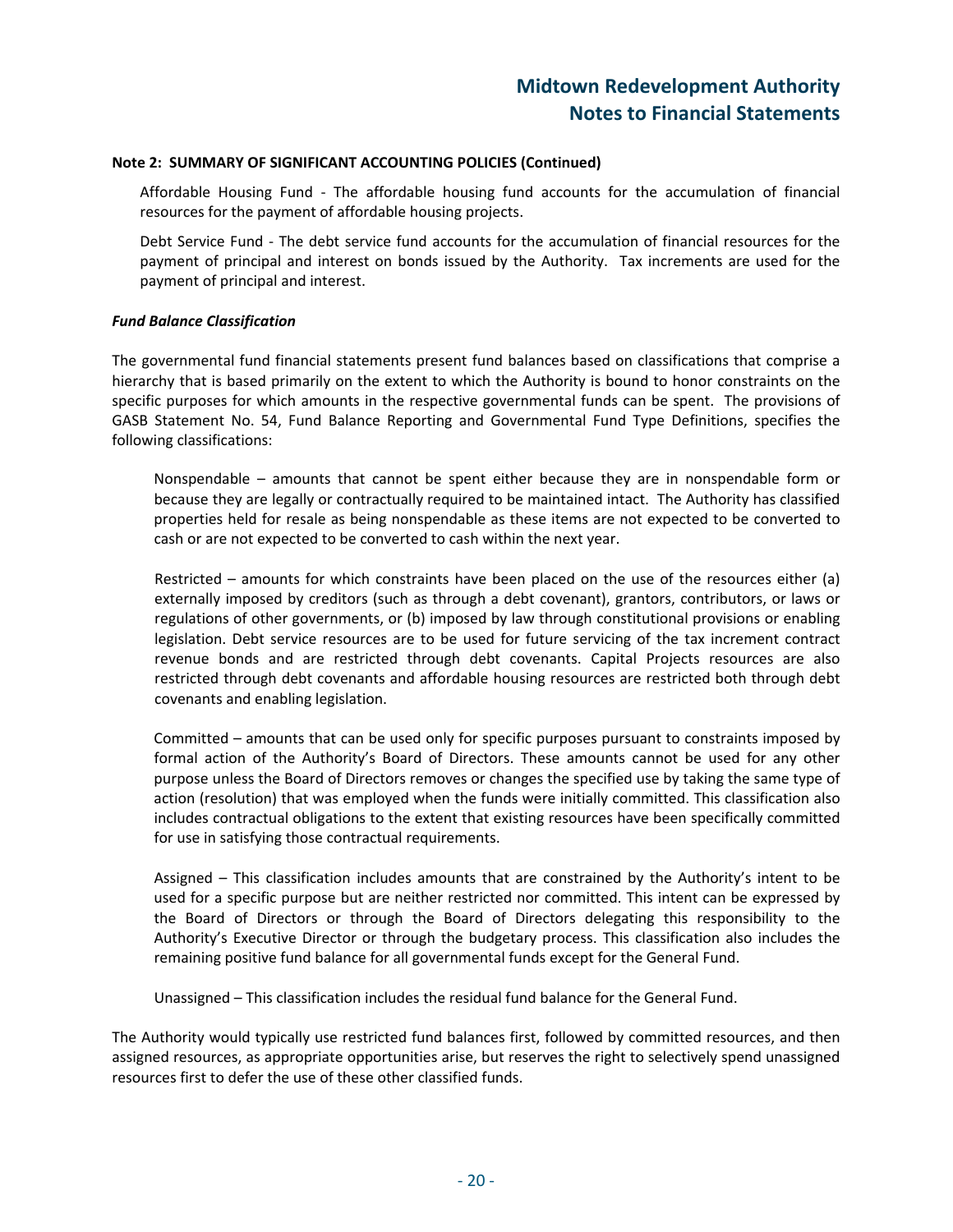**Note 2: SUMMARY OF SIGNIFICANT ACCOUNTING POLICIES (Continued)**

Affordable Housing Fund - The affordable housing fund accounts for the accumulation of financial resources for the payment of affordable housing projects.

Debt Service Fund - The debt service fund accounts for the accumulation of financial resources for the payment of principal and interest on bonds issued by the Authority. Tax increments are used for the payment of principal and interest.

***Fund Balance Classification***

The governmental fund financial statements present fund balances based on classifications that comprise a hierarchy that is based primarily on the extent to which the Authority is bound to honor constraints on the specific purposes for which amounts in the respective governmental funds can be spent. The provisions of GASB Statement No. 54, Fund Balance Reporting and Governmental Fund Type Definitions, specifies the following classifications:

Nonspendable – amounts that cannot be spent either because they are in nonspendable form or because they are legally or contractually required to be maintained intact. The Authority has classified properties held for resale as being nonspendable as these items are not expected to be converted to cash or are not expected to be converted to cash within the next year.

Restricted – amounts for which constraints have been placed on the use of the resources either (a) externally imposed by creditors (such as through a debt covenant), grantors, contributors, or laws or regulations of other governments, or (b) imposed by law through constitutional provisions or enabling legislation. Debt service resources are to be used for future servicing of the tax increment contract revenue bonds and are restricted through debt covenants. Capital Projects resources are also restricted through debt covenants and affordable housing resources are restricted both through debt covenants and enabling legislation.

Committed – amounts that can be used only for specific purposes pursuant to constraints imposed by formal action of the Authority's Board of Directors. These amounts cannot be used for any other purpose unless the Board of Directors removes or changes the specified use by taking the same type of action (resolution) that was employed when the funds were initially committed. This classification also includes contractual obligations to the extent that existing resources have been specifically committed for use in satisfying those contractual requirements.

Assigned – This classification includes amounts that are constrained by the Authority's intent to be used for a specific purpose but are neither restricted nor committed. This intent can be expressed by the Board of Directors or through the Board of Directors delegating this responsibility to the Authority's Executive Director or through the budgetary process. This classification also includes the remaining positive fund balance for all governmental funds except for the General Fund.

Unassigned – This classification includes the residual fund balance for the General Fund.

The Authority would typically use restricted fund balances first, followed by committed resources, and then assigned resources, as appropriate opportunities arise, but reserves the right to selectively spend unassigned resources first to defer the use of these other classified funds.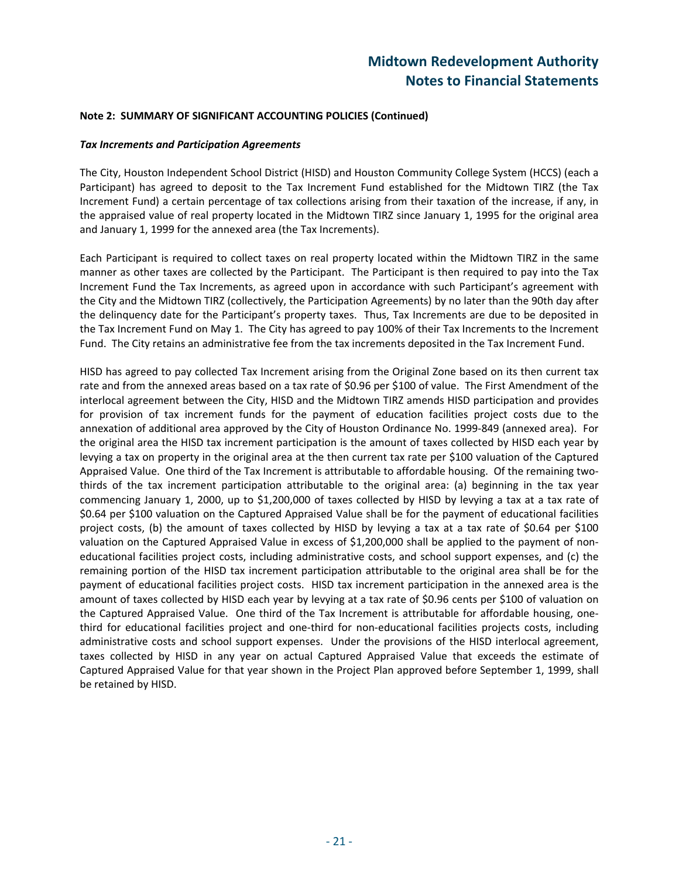**Note 2: SUMMARY OF SIGNIFICANT ACCOUNTING POLICIES (Continued)**

***Tax Increments and Participation Agreements***

The City, Houston Independent School District (HISD) and Houston Community College System (HCCS) (each a Participant) has agreed to deposit to the Tax Increment Fund established for the Midtown TIRZ (the Tax Increment Fund) a certain percentage of tax collections arising from their taxation of the increase, if any, in the appraised value of real property located in the Midtown TIRZ since January 1, 1995 for the original area and January 1, 1999 for the annexed area (the Tax Increments).

Each Participant is required to collect taxes on real property located within the Midtown TIRZ in the same manner as other taxes are collected by the Participant. The Participant is then required to pay into the Tax Increment Fund the Tax Increments, as agreed upon in accordance with such Participant's agreement with the City and the Midtown TIRZ (collectively, the Participation Agreements) by no later than the 90th day after the delinquency date for the Participant's property taxes. Thus, Tax Increments are due to be deposited in the Tax Increment Fund on May 1. The City has agreed to pay 100% of their Tax Increments to the Increment Fund. The City retains an administrative fee from the tax increments deposited in the Tax Increment Fund.

HISD has agreed to pay collected Tax Increment arising from the Original Zone based on its then current tax rate and from the annexed areas based on a tax rate of $0.96 per $100 of value. The First Amendment of the interlocal agreement between the City, HISD and the Midtown TIRZ amends HISD participation and provides for provision of tax increment funds for the payment of education facilities project costs due to the annexation of additional area approved by the City of Houston Ordinance No. 1999-849 (annexed area). For the original area the HISD tax increment participation is the amount of taxes collected by HISD each year by levying a tax on property in the original area at the then current tax rate per $100 valuation of the Captured Appraised Value. One third of the Tax Increment is attributable to affordable housing. Of the remaining two-thirds of the tax increment participation attributable to the original area: (a) beginning in the tax year commencing January 1, 2000, up to $1,200,000 of taxes collected by HISD by levying a tax at a tax rate of $0.64 per $100 valuation on the Captured Appraised Value shall be for the payment of educational facilities project costs, (b) the amount of taxes collected by HISD by levying a tax at a tax rate of $0.64 per $100 valuation on the Captured Appraised Value in excess of $1,200,000 shall be applied to the payment of non-educational facilities project costs, including administrative costs, and school support expenses, and (c) the remaining portion of the HISD tax increment participation attributable to the original area shall be for the payment of educational facilities project costs. HISD tax increment participation in the annexed area is the amount of taxes collected by HISD each year by levying at a tax rate of $0.96 cents per $100 of valuation on the Captured Appraised Value. One third of the Tax Increment is attributable for affordable housing, one-third for educational facilities project and one-third for non-educational facilities projects costs, including administrative costs and school support expenses. Under the provisions of the HISD interlocal agreement, taxes collected by HISD in any year on actual Captured Appraised Value that exceeds the estimate of Captured Appraised Value for that year shown in the Project Plan approved before September 1, 1999, shall be retained by HISD.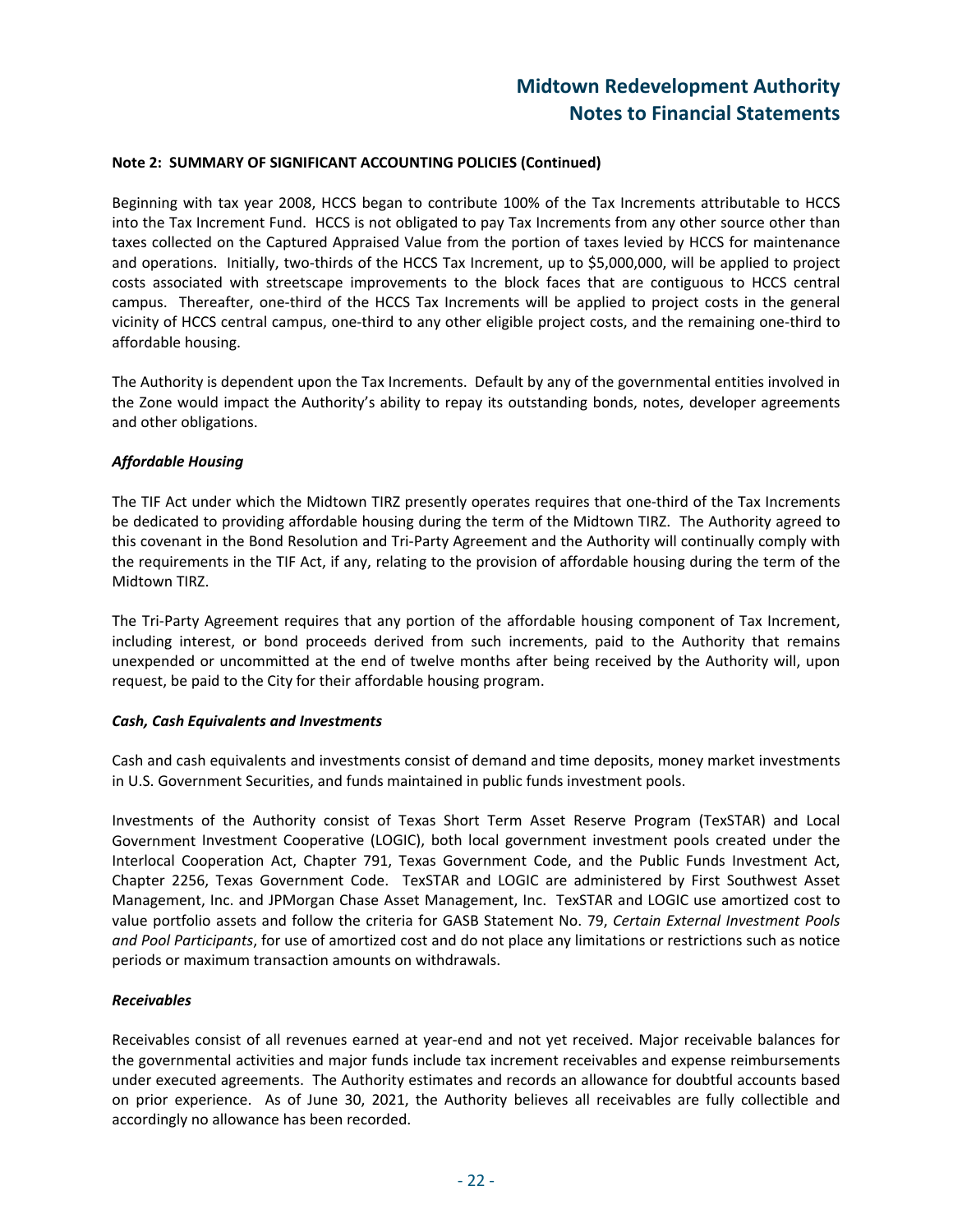**Note 2: SUMMARY OF SIGNIFICANT ACCOUNTING POLICIES (Continued)**

Beginning with tax year 2008, HCCS began to contribute 100% of the Tax Increments attributable to HCCS into the Tax Increment Fund. HCCS is not obligated to pay Tax Increments from any other source other than taxes collected on the Captured Appraised Value from the portion of taxes levied by HCCS for maintenance and operations. Initially, two-thirds of the HCCS Tax Increment, up to $5,000,000, will be applied to project costs associated with streetscape improvements to the block faces that are contiguous to HCCS central campus. Thereafter, one-third of the HCCS Tax Increments will be applied to project costs in the general vicinity of HCCS central campus, one-third to any other eligible project costs, and the remaining one-third to affordable housing.

The Authority is dependent upon the Tax Increments. Default by any of the governmental entities involved in the Zone would impact the Authority's ability to repay its outstanding bonds, notes, developer agreements and other obligations.

***Affordable Housing***

The TIF Act under which the Midtown TIRZ presently operates requires that one-third of the Tax Increments be dedicated to providing affordable housing during the term of the Midtown TIRZ. The Authority agreed to this covenant in the Bond Resolution and Tri-Party Agreement and the Authority will continually comply with the requirements in the TIF Act, if any, relating to the provision of affordable housing during the term of the Midtown TIRZ.

The Tri-Party Agreement requires that any portion of the affordable housing component of Tax Increment, including interest, or bond proceeds derived from such increments, paid to the Authority that remains unexpended or uncommitted at the end of twelve months after being received by the Authority will, upon request, be paid to the City for their affordable housing program.

***Cash, Cash Equivalents and Investments***

Cash and cash equivalents and investments consist of demand and time deposits, money market investments in U.S. Government Securities, and funds maintained in public funds investment pools.

Investments of the Authority consist of Texas Short Term Asset Reserve Program (TexSTAR) and Local Government Investment Cooperative (LOGIC), both local government investment pools created under the Interlocal Cooperation Act, Chapter 791, Texas Government Code, and the Public Funds Investment Act, Chapter 2256, Texas Government Code. TexSTAR and LOGIC are administered by First Southwest Asset Management, Inc. and JPMorgan Chase Asset Management, Inc. TexSTAR and LOGIC use amortized cost to value portfolio assets and follow the criteria for GASB Statement No. 79, *Certain External Investment Pools and Pool Participants*, for use of amortized cost and do not place any limitations or restrictions such as notice periods or maximum transaction amounts on withdrawals.

***Receivables***

Receivables consist of all revenues earned at year-end and not yet received. Major receivable balances for the governmental activities and major funds include tax increment receivables and expense reimbursements under executed agreements. The Authority estimates and records an allowance for doubtful accounts based on prior experience. As of June 30, 2021, the Authority believes all receivables are fully collectible and accordingly no allowance has been recorded.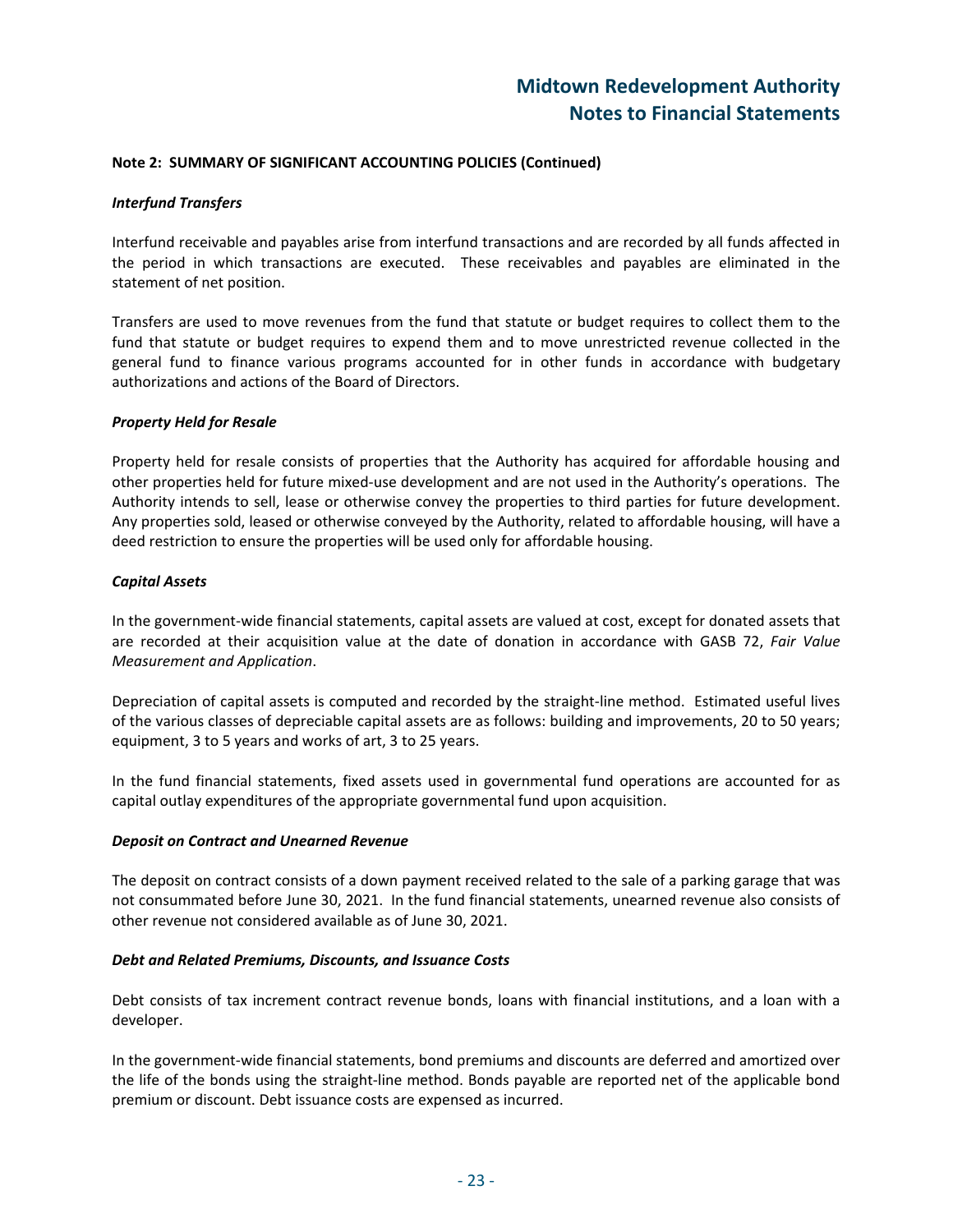**Note 2: SUMMARY OF SIGNIFICANT ACCOUNTING POLICIES (Continued)**

***Interfund Transfers***

Interfund receivable and payables arise from interfund transactions and are recorded by all funds affected in the period in which transactions are executed. These receivables and payables are eliminated in the statement of net position.

Transfers are used to move revenues from the fund that statute or budget requires to collect them to the fund that statute or budget requires to expend them and to move unrestricted revenue collected in the general fund to finance various programs accounted for in other funds in accordance with budgetary authorizations and actions of the Board of Directors.

***Property Held for Resale***

Property held for resale consists of properties that the Authority has acquired for affordable housing and other properties held for future mixed-use development and are not used in the Authority's operations. The Authority intends to sell, lease or otherwise convey the properties to third parties for future development. Any properties sold, leased or otherwise conveyed by the Authority, related to affordable housing, will have a deed restriction to ensure the properties will be used only for affordable housing.

***Capital Assets***

In the government-wide financial statements, capital assets are valued at cost, except for donated assets that are recorded at their acquisition value at the date of donation in accordance with GASB 72, *Fair Value Measurement and Application*.

Depreciation of capital assets is computed and recorded by the straight-line method. Estimated useful lives of the various classes of depreciable capital assets are as follows: building and improvements, 20 to 50 years; equipment, 3 to 5 years and works of art, 3 to 25 years.

In the fund financial statements, fixed assets used in governmental fund operations are accounted for as capital outlay expenditures of the appropriate governmental fund upon acquisition.

***Deposit on Contract and Unearned Revenue***

The deposit on contract consists of a down payment received related to the sale of a parking garage that was not consummated before June 30, 2021. In the fund financial statements, unearned revenue also consists of other revenue not considered available as of June 30, 2021.

***Debt and Related Premiums, Discounts, and Issuance Costs***

Debt consists of tax increment contract revenue bonds, loans with financial institutions, and a loan with a developer.

In the government-wide financial statements, bond premiums and discounts are deferred and amortized over the life of the bonds using the straight-line method. Bonds payable are reported net of the applicable bond premium or discount. Debt issuance costs are expensed as incurred.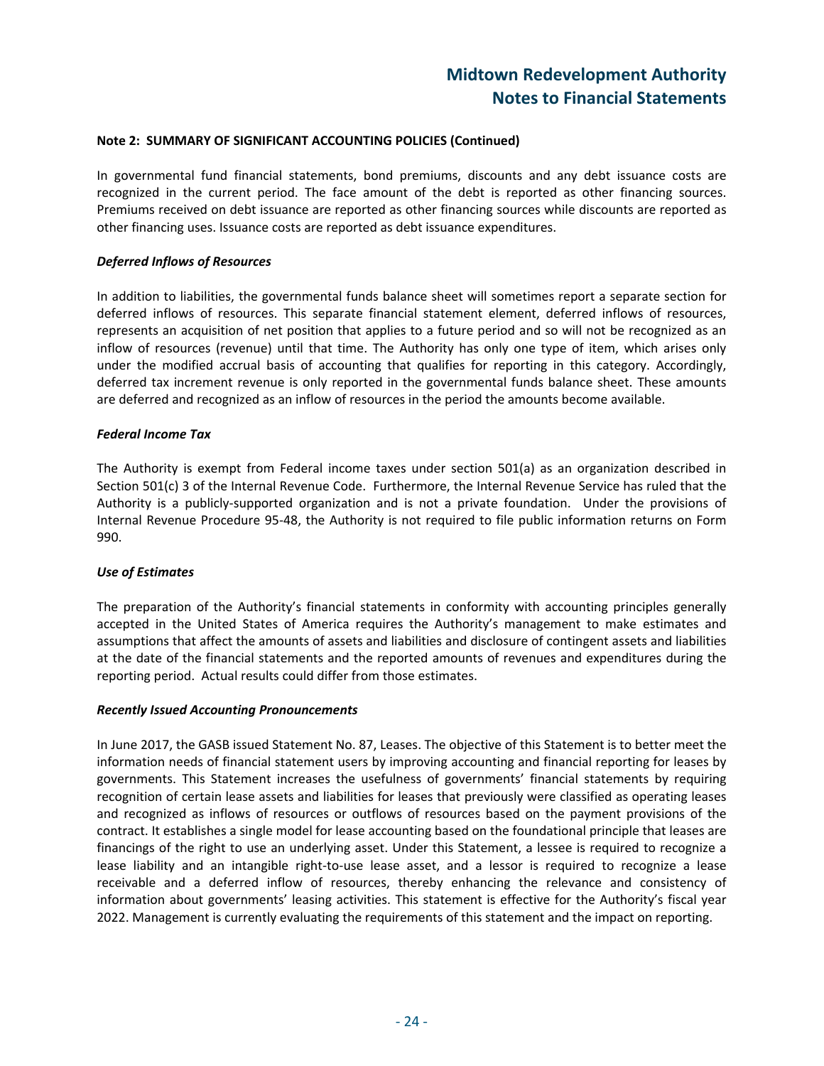**Note 2: SUMMARY OF SIGNIFICANT ACCOUNTING POLICIES (Continued)**

In governmental fund financial statements, bond premiums, discounts and any debt issuance costs are recognized in the current period. The face amount of the debt is reported as other financing sources. Premiums received on debt issuance are reported as other financing sources while discounts are reported as other financing uses. Issuance costs are reported as debt issuance expenditures.

***Deferred Inflows of Resources***

In addition to liabilities, the governmental funds balance sheet will sometimes report a separate section for deferred inflows of resources. This separate financial statement element, deferred inflows of resources, represents an acquisition of net position that applies to a future period and so will not be recognized as an inflow of resources (revenue) until that time. The Authority has only one type of item, which arises only under the modified accrual basis of accounting that qualifies for reporting in this category. Accordingly, deferred tax increment revenue is only reported in the governmental funds balance sheet. These amounts are deferred and recognized as an inflow of resources in the period the amounts become available.

***Federal Income Tax***

The Authority is exempt from Federal income taxes under section 501(a) as an organization described in Section 501(c) 3 of the Internal Revenue Code. Furthermore, the Internal Revenue Service has ruled that the Authority is a publicly-supported organization and is not a private foundation. Under the provisions of Internal Revenue Procedure 95-48, the Authority is not required to file public information returns on Form 990.

***Use of Estimates***

The preparation of the Authority's financial statements in conformity with accounting principles generally accepted in the United States of America requires the Authority's management to make estimates and assumptions that affect the amounts of assets and liabilities and disclosure of contingent assets and liabilities at the date of the financial statements and the reported amounts of revenues and expenditures during the reporting period. Actual results could differ from those estimates.

***Recently Issued Accounting Pronouncements***

In June 2017, the GASB issued Statement No. 87, Leases. The objective of this Statement is to better meet the information needs of financial statement users by improving accounting and financial reporting for leases by governments. This Statement increases the usefulness of governments' financial statements by requiring recognition of certain lease assets and liabilities for leases that previously were classified as operating leases and recognized as inflows of resources or outflows of resources based on the payment provisions of the contract. It establishes a single model for lease accounting based on the foundational principle that leases are financings of the right to use an underlying asset. Under this Statement, a lessee is required to recognize a lease liability and an intangible right-to-use lease asset, and a lessor is required to recognize a lease receivable and a deferred inflow of resources, thereby enhancing the relevance and consistency of information about governments' leasing activities. This statement is effective for the Authority's fiscal year 2022. Management is currently evaluating the requirements of this statement and the impact on reporting.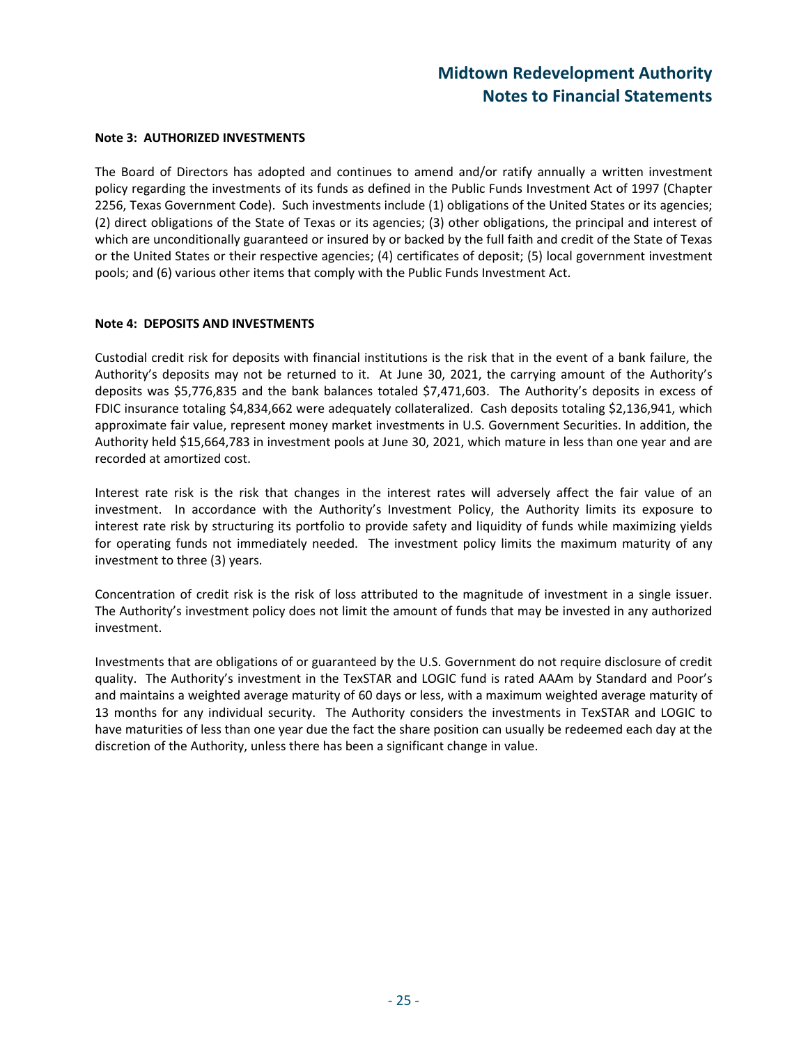**Note 3: AUTHORIZED INVESTMENTS**

The Board of Directors has adopted and continues to amend and/or ratify annually a written investment policy regarding the investments of its funds as defined in the Public Funds Investment Act of 1997 (Chapter 2256, Texas Government Code). Such investments include (1) obligations of the United States or its agencies; (2) direct obligations of the State of Texas or its agencies; (3) other obligations, the principal and interest of which are unconditionally guaranteed or insured by or backed by the full faith and credit of the State of Texas or the United States or their respective agencies; (4) certificates of deposit; (5) local government investment pools; and (6) various other items that comply with the Public Funds Investment Act.

**Note 4: DEPOSITS AND INVESTMENTS**

Custodial credit risk for deposits with financial institutions is the risk that in the event of a bank failure, the Authority's deposits may not be returned to it. At June 30, 2021, the carrying amount of the Authority's deposits was $5,776,835 and the bank balances totaled $7,471,603. The Authority's deposits in excess of FDIC insurance totaling $4,834,662 were adequately collateralized. Cash deposits totaling $2,136,941, which approximate fair value, represent money market investments in U.S. Government Securities. In addition, the Authority held $15,664,783 in investment pools at June 30, 2021, which mature in less than one year and are recorded at amortized cost.

Interest rate risk is the risk that changes in the interest rates will adversely affect the fair value of an investment. In accordance with the Authority's Investment Policy, the Authority limits its exposure to interest rate risk by structuring its portfolio to provide safety and liquidity of funds while maximizing yields for operating funds not immediately needed. The investment policy limits the maximum maturity of any investment to three (3) years.

Concentration of credit risk is the risk of loss attributed to the magnitude of investment in a single issuer. The Authority's investment policy does not limit the amount of funds that may be invested in any authorized investment.

Investments that are obligations of or guaranteed by the U.S. Government do not require disclosure of credit quality. The Authority's investment in the TexSTAR and LOGIC fund is rated AAAm by Standard and Poor's and maintains a weighted average maturity of 60 days or less, with a maximum weighted average maturity of 13 months for any individual security. The Authority considers the investments in TexSTAR and LOGIC to have maturities of less than one year due the fact the share position can usually be redeemed each day at the discretion of the Authority, unless there has been a significant change in value.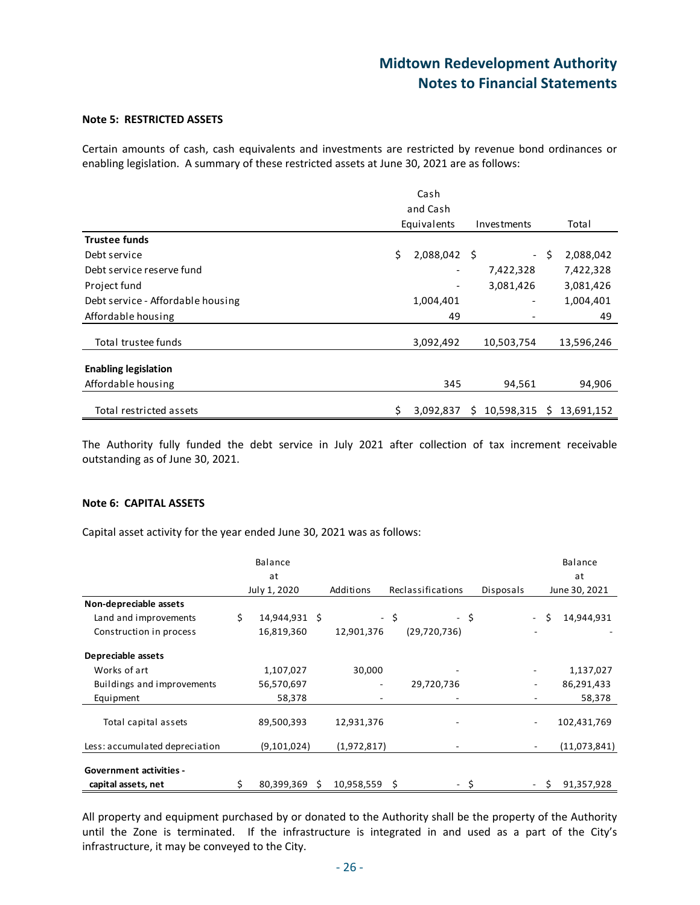### Note 5: RESTRICTED ASSETS

Certain amounts of cash, cash equivalents and investments are restricted by revenue bond ordinances or enabling legislation. A summary of these restricted assets at June 30, 2021 are as follows:

| | Cash and Cash Equivalents | Investments | Total |
|---|---|---|---|
| **Trustee funds** | | | |
| Debt service | $ 2,088,042 | $ - | $ 2,088,042 |
| Debt service reserve fund | - | 7,422,328 | 7,422,328 |
| Project fund | - | 3,081,426 | 3,081,426 |
| Debt service - Affordable housing | 1,004,401 | - | 1,004,401 |
| Affordable housing | 49 | - | 49 |
| Total trustee funds | 3,092,492 | 10,503,754 | 13,596,246 |
| **Enabling legislation** | | | |
| Affordable housing | 345 | 94,561 | 94,906 |
| Total restricted assets | $ 3,092,837 | $ 10,598,315 | $ 13,691,152 |

The Authority fully funded the debt service in July 2021 after collection of tax increment receivable outstanding as of June 30, 2021.

### Note 6: CAPITAL ASSETS

Capital asset activity for the year ended June 30, 2021 was as follows:

| | Balance at July 1, 2020 | Additions | Reclassifications | Disposals | Balance at June 30, 2021 |
|---|---|---|---|---|---|
| **Non-depreciable assets** | | | | | |
| Land and improvements | $ 14,944,931 | $ - | $ - | $ - | $ 14,944,931 |
| Construction in process | 16,819,360 | 12,901,376 | (29,720,736) | - | - |
| **Depreciable assets** | | | | | |
| Works of art | 1,107,027 | 30,000 | - | - | 1,137,027 |
| Buildings and improvements | 56,570,697 | - | 29,720,736 | - | 86,291,433 |
| Equipment | 58,378 | - | - | - | 58,378 |
| Total capital assets | 89,500,393 | 12,931,376 | - | - | 102,431,769 |
| Less: accumulated depreciation | (9,101,024) | (1,972,817) | - | - | (11,073,841) |
| **Government activities - capital assets, net** | $ 80,399,369 | $ 10,958,559 | $ - | $ - | $ 91,357,928 |

All property and equipment purchased by or donated to the Authority shall be the property of the Authority until the Zone is terminated. If the infrastructure is integrated in and used as a part of the City's infrastructure, it may be conveyed to the City.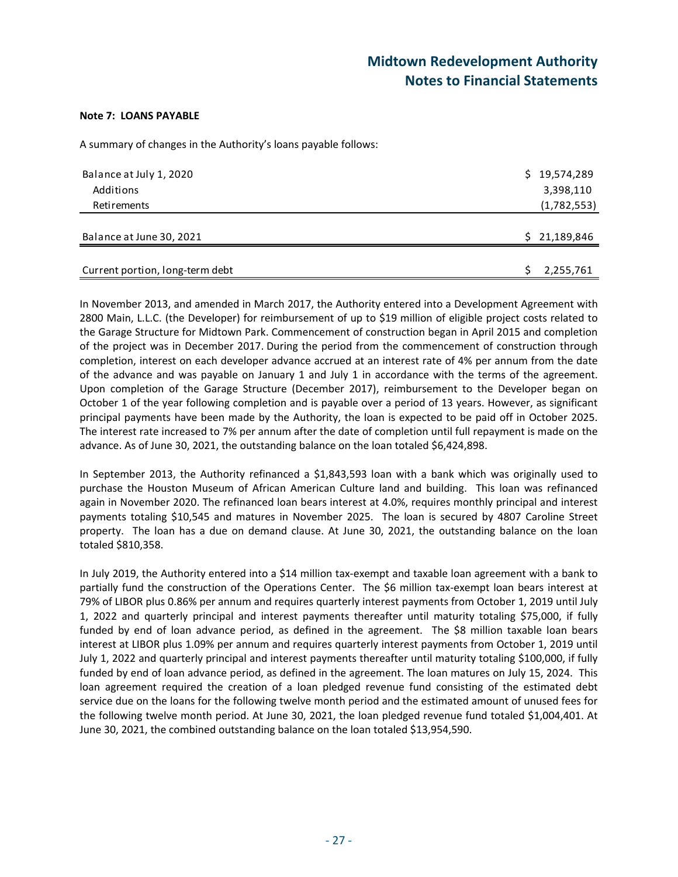**Note 7: LOANS PAYABLE**

A summary of changes in the Authority's loans payable follows:

| | |
|---|---|
| Balance at July 1, 2020 | $ 19,574,289 |
| Additions | 3,398,110 |
| Retirements | (1,782,553) |
| Balance at June 30, 2021 | $ 21,189,846 |
| Current portion, long-term debt | $ 2,255,761 |

In November 2013, and amended in March 2017, the Authority entered into a Development Agreement with 2800 Main, L.L.C. (the Developer) for reimbursement of up to $19 million of eligible project costs related to the Garage Structure for Midtown Park. Commencement of construction began in April 2015 and completion of the project was in December 2017. During the period from the commencement of construction through completion, interest on each developer advance accrued at an interest rate of 4% per annum from the date of the advance and was payable on January 1 and July 1 in accordance with the terms of the agreement. Upon completion of the Garage Structure (December 2017), reimbursement to the Developer began on October 1 of the year following completion and is payable over a period of 13 years. However, as significant principal payments have been made by the Authority, the loan is expected to be paid off in October 2025. The interest rate increased to 7% per annum after the date of completion until full repayment is made on the advance. As of June 30, 2021, the outstanding balance on the loan totaled $6,424,898.

In September 2013, the Authority refinanced a $1,843,593 loan with a bank which was originally used to purchase the Houston Museum of African American Culture land and building. This loan was refinanced again in November 2020. The refinanced loan bears interest at 4.0%, requires monthly principal and interest payments totaling $10,545 and matures in November 2025. The loan is secured by 4807 Caroline Street property. The loan has a due on demand clause. At June 30, 2021, the outstanding balance on the loan totaled $810,358.

In July 2019, the Authority entered into a $14 million tax-exempt and taxable loan agreement with a bank to partially fund the construction of the Operations Center. The $6 million tax-exempt loan bears interest at 79% of LIBOR plus 0.86% per annum and requires quarterly interest payments from October 1, 2019 until July 1, 2022 and quarterly principal and interest payments thereafter until maturity totaling $75,000, if fully funded by end of loan advance period, as defined in the agreement. The $8 million taxable loan bears interest at LIBOR plus 1.09% per annum and requires quarterly interest payments from October 1, 2019 until July 1, 2022 and quarterly principal and interest payments thereafter until maturity totaling $100,000, if fully funded by end of loan advance period, as defined in the agreement. The loan matures on July 15, 2024. This loan agreement required the creation of a loan pledged revenue fund consisting of the estimated debt service due on the loans for the following twelve month period and the estimated amount of unused fees for the following twelve month period. At June 30, 2021, the loan pledged revenue fund totaled $1,004,401. At June 30, 2021, the combined outstanding balance on the loan totaled $13,954,590.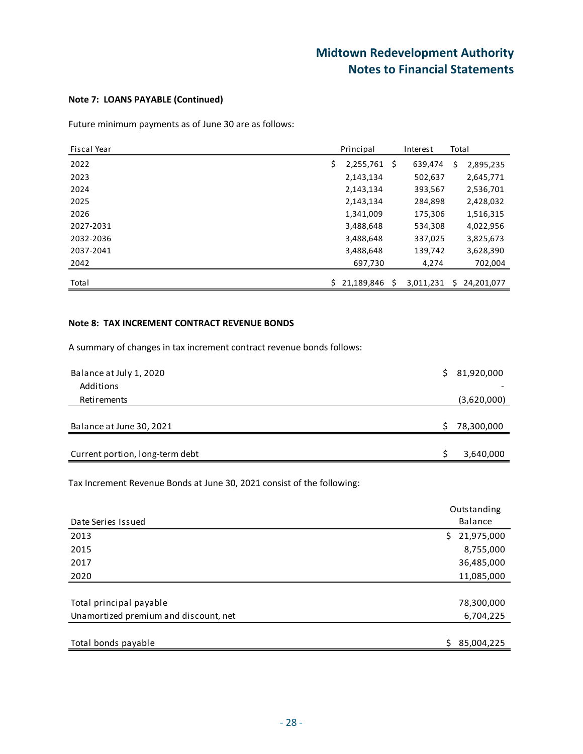### Note 7: LOANS PAYABLE (Continued)

Future minimum payments as of June 30 are as follows:

| Fiscal Year | Principal | Interest | Total |
|---|---|---|---|
| 2022 | $ 2,255,761 | $ 639,474 | $ 2,895,235 |
| 2023 | 2,143,134 | 502,637 | 2,645,771 |
| 2024 | 2,143,134 | 393,567 | 2,536,701 |
| 2025 | 2,143,134 | 284,898 | 2,428,032 |
| 2026 | 1,341,009 | 175,306 | 1,516,315 |
| 2027-2031 | 3,488,648 | 534,308 | 4,022,956 |
| 2032-2036 | 3,488,648 | 337,025 | 3,825,673 |
| 2037-2041 | 3,488,648 | 139,742 | 3,628,390 |
| 2042 | 697,730 | 4,274 | 702,004 |
| Total | $ 21,189,846 | $ 3,011,231 | $ 24,201,077 |

### Note 8: TAX INCREMENT CONTRACT REVENUE BONDS

A summary of changes in tax increment contract revenue bonds follows:

| | |
|---|---|
| Balance at July 1, 2020 | $ 81,920,000 |
| Additions | - |
| Retirements | (3,620,000) |
| Balance at June 30, 2021 | $ 78,300,000 |
| Current portion, long-term debt | $ 3,640,000 |

Tax Increment Revenue Bonds at June 30, 2021 consist of the following:

| Date Series Issued | Outstanding Balance |
|---|---|
| 2013 | $ 21,975,000 |
| 2015 | 8,755,000 |
| 2017 | 36,485,000 |
| 2020 | 11,085,000 |
| Total principal payable | 78,300,000 |
| Unamortized premium and discount, net | 6,704,225 |
| Total bonds payable | $ 85,004,225 |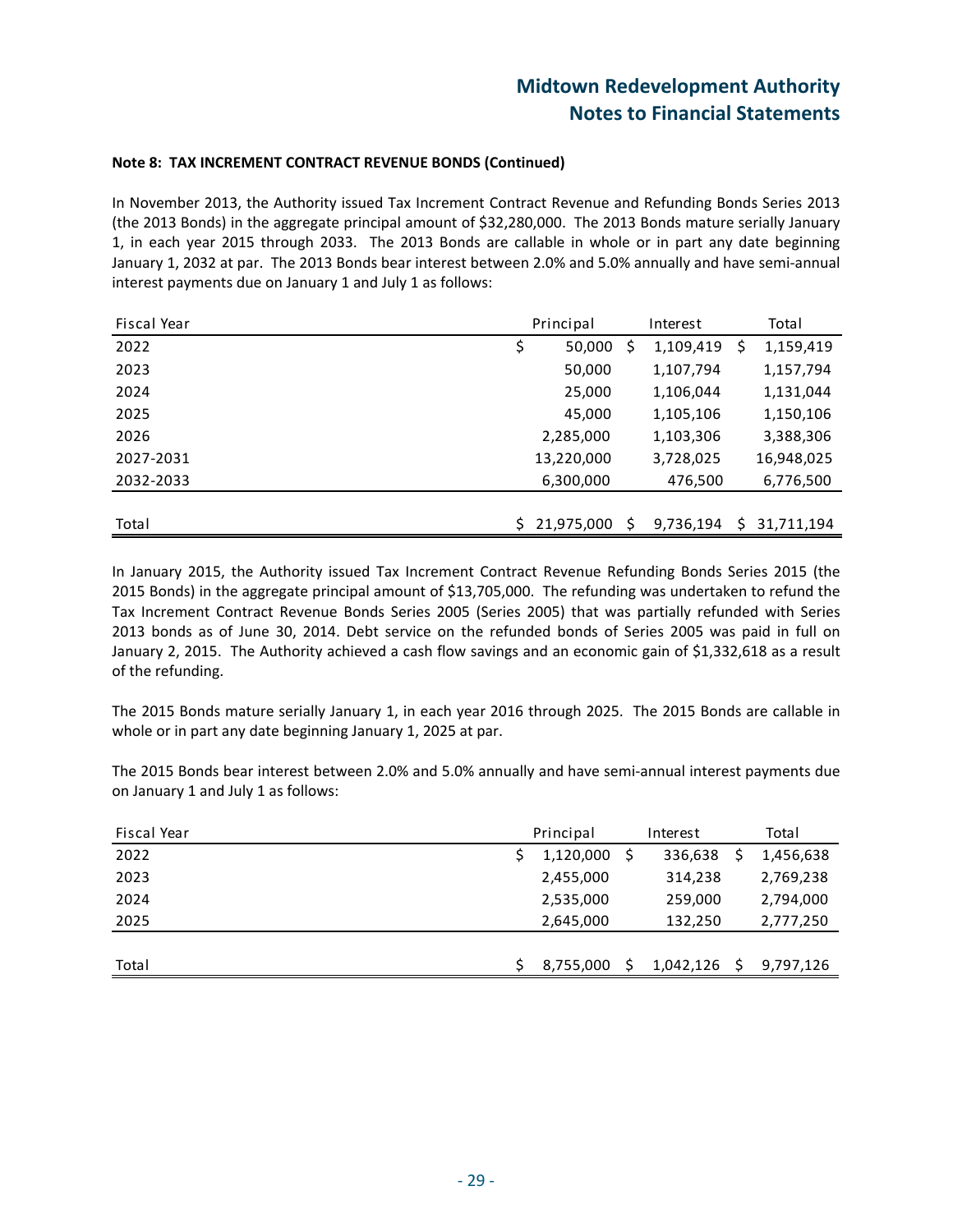**Note 8: TAX INCREMENT CONTRACT REVENUE BONDS (Continued)**

In November 2013, the Authority issued Tax Increment Contract Revenue and Refunding Bonds Series 2013 (the 2013 Bonds) in the aggregate principal amount of $32,280,000. The 2013 Bonds mature serially January 1, in each year 2015 through 2033. The 2013 Bonds are callable in whole or in part any date beginning January 1, 2032 at par. The 2013 Bonds bear interest between 2.0% and 5.0% annually and have semi-annual interest payments due on January 1 and July 1 as follows:

| Fiscal Year | Principal | Interest | Total |
|---|---|---|---|
| 2022 | $ 50,000 | $ 1,109,419 | $ 1,159,419 |
| 2023 | 50,000 | 1,107,794 | 1,157,794 |
| 2024 | 25,000 | 1,106,044 | 1,131,044 |
| 2025 | 45,000 | 1,105,106 | 1,150,106 |
| 2026 | 2,285,000 | 1,103,306 | 3,388,306 |
| 2027-2031 | 13,220,000 | 3,728,025 | 16,948,025 |
| 2032-2033 | 6,300,000 | 476,500 | 6,776,500 |
| Total | $ 21,975,000 | $ 9,736,194 | $ 31,711,194 |

In January 2015, the Authority issued Tax Increment Contract Revenue Refunding Bonds Series 2015 (the 2015 Bonds) in the aggregate principal amount of $13,705,000. The refunding was undertaken to refund the Tax Increment Contract Revenue Bonds Series 2005 (Series 2005) that was partially refunded with Series 2013 bonds as of June 30, 2014. Debt service on the refunded bonds of Series 2005 was paid in full on January 2, 2015. The Authority achieved a cash flow savings and an economic gain of $1,332,618 as a result of the refunding.

The 2015 Bonds mature serially January 1, in each year 2016 through 2025. The 2015 Bonds are callable in whole or in part any date beginning January 1, 2025 at par.

The 2015 Bonds bear interest between 2.0% and 5.0% annually and have semi-annual interest payments due on January 1 and July 1 as follows:

| Fiscal Year | Principal | Interest | Total |
|---|---|---|---|
| 2022 | $ 1,120,000 | $ 336,638 | $ 1,456,638 |
| 2023 | 2,455,000 | 314,238 | 2,769,238 |
| 2024 | 2,535,000 | 259,000 | 2,794,000 |
| 2025 | 2,645,000 | 132,250 | 2,777,250 |
| Total | $ 8,755,000 | $ 1,042,126 | $ 9,797,126 |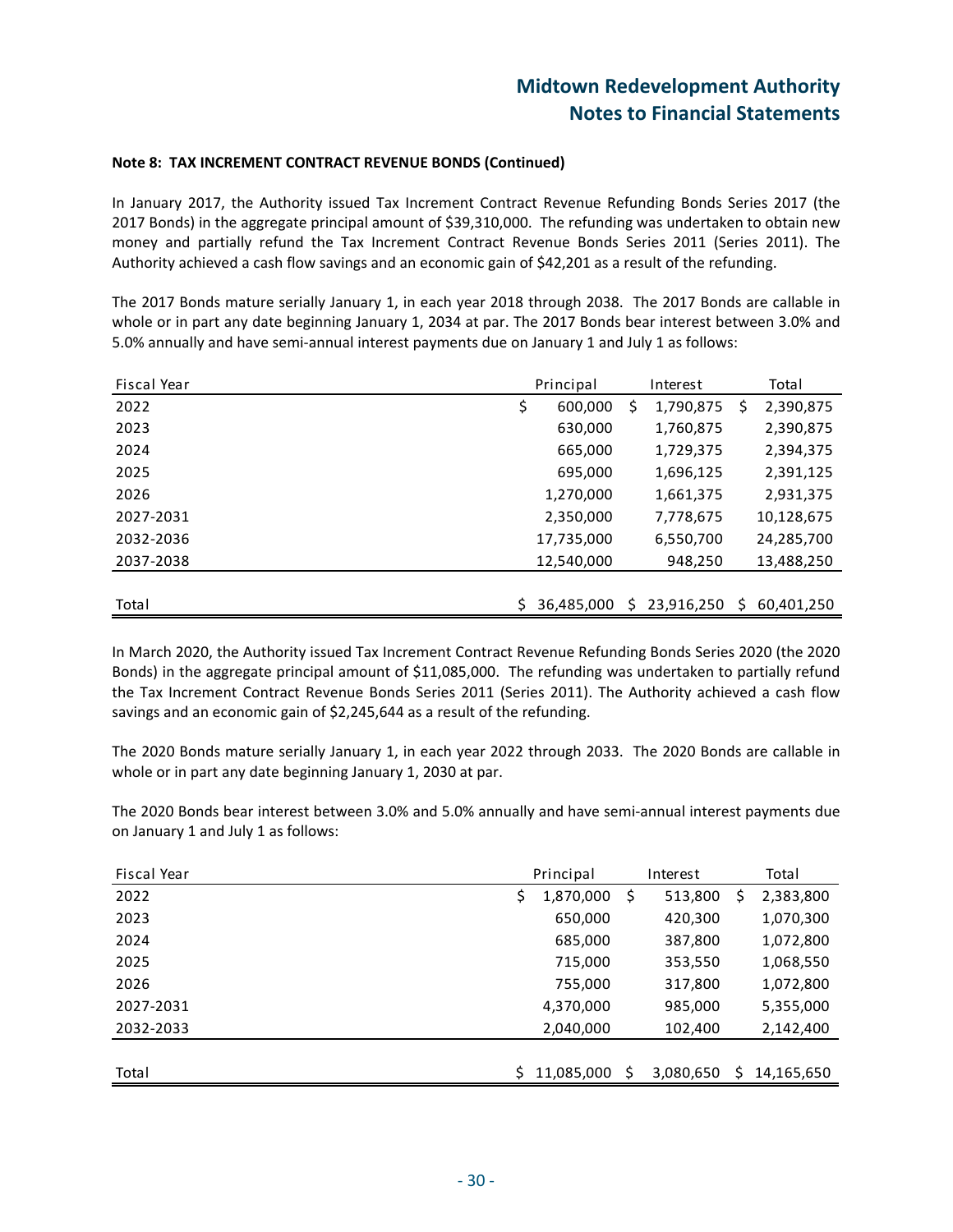**Note 8: TAX INCREMENT CONTRACT REVENUE BONDS (Continued)**

In January 2017, the Authority issued Tax Increment Contract Revenue Refunding Bonds Series 2017 (the 2017 Bonds) in the aggregate principal amount of $39,310,000. The refunding was undertaken to obtain new money and partially refund the Tax Increment Contract Revenue Bonds Series 2011 (Series 2011). The Authority achieved a cash flow savings and an economic gain of $42,201 as a result of the refunding.

The 2017 Bonds mature serially January 1, in each year 2018 through 2038. The 2017 Bonds are callable in whole or in part any date beginning January 1, 2034 at par. The 2017 Bonds bear interest between 3.0% and 5.0% annually and have semi-annual interest payments due on January 1 and July 1 as follows:

| Fiscal Year | Principal | Interest | Total |
|---|---|---|---|
| 2022 | $ 600,000 | $ 1,790,875 | $ 2,390,875 |
| 2023 | 630,000 | 1,760,875 | 2,390,875 |
| 2024 | 665,000 | 1,729,375 | 2,394,375 |
| 2025 | 695,000 | 1,696,125 | 2,391,125 |
| 2026 | 1,270,000 | 1,661,375 | 2,931,375 |
| 2027-2031 | 2,350,000 | 7,778,675 | 10,128,675 |
| 2032-2036 | 17,735,000 | 6,550,700 | 24,285,700 |
| 2037-2038 | 12,540,000 | 948,250 | 13,488,250 |
| Total | $ 36,485,000 | $ 23,916,250 | $ 60,401,250 |

In March 2020, the Authority issued Tax Increment Contract Revenue Refunding Bonds Series 2020 (the 2020 Bonds) in the aggregate principal amount of $11,085,000. The refunding was undertaken to partially refund the Tax Increment Contract Revenue Bonds Series 2011 (Series 2011). The Authority achieved a cash flow savings and an economic gain of $2,245,644 as a result of the refunding.

The 2020 Bonds mature serially January 1, in each year 2022 through 2033. The 2020 Bonds are callable in whole or in part any date beginning January 1, 2030 at par.

The 2020 Bonds bear interest between 3.0% and 5.0% annually and have semi-annual interest payments due on January 1 and July 1 as follows:

| Fiscal Year | Principal | Interest | Total |
|---|---|---|---|
| 2022 | $ 1,870,000 | $ 513,800 | $ 2,383,800 |
| 2023 | 650,000 | 420,300 | 1,070,300 |
| 2024 | 685,000 | 387,800 | 1,072,800 |
| 2025 | 715,000 | 353,550 | 1,068,550 |
| 2026 | 755,000 | 317,800 | 1,072,800 |
| 2027-2031 | 4,370,000 | 985,000 | 5,355,000 |
| 2032-2033 | 2,040,000 | 102,400 | 2,142,400 |
| Total | $ 11,085,000 | $ 3,080,650 | $ 14,165,650 |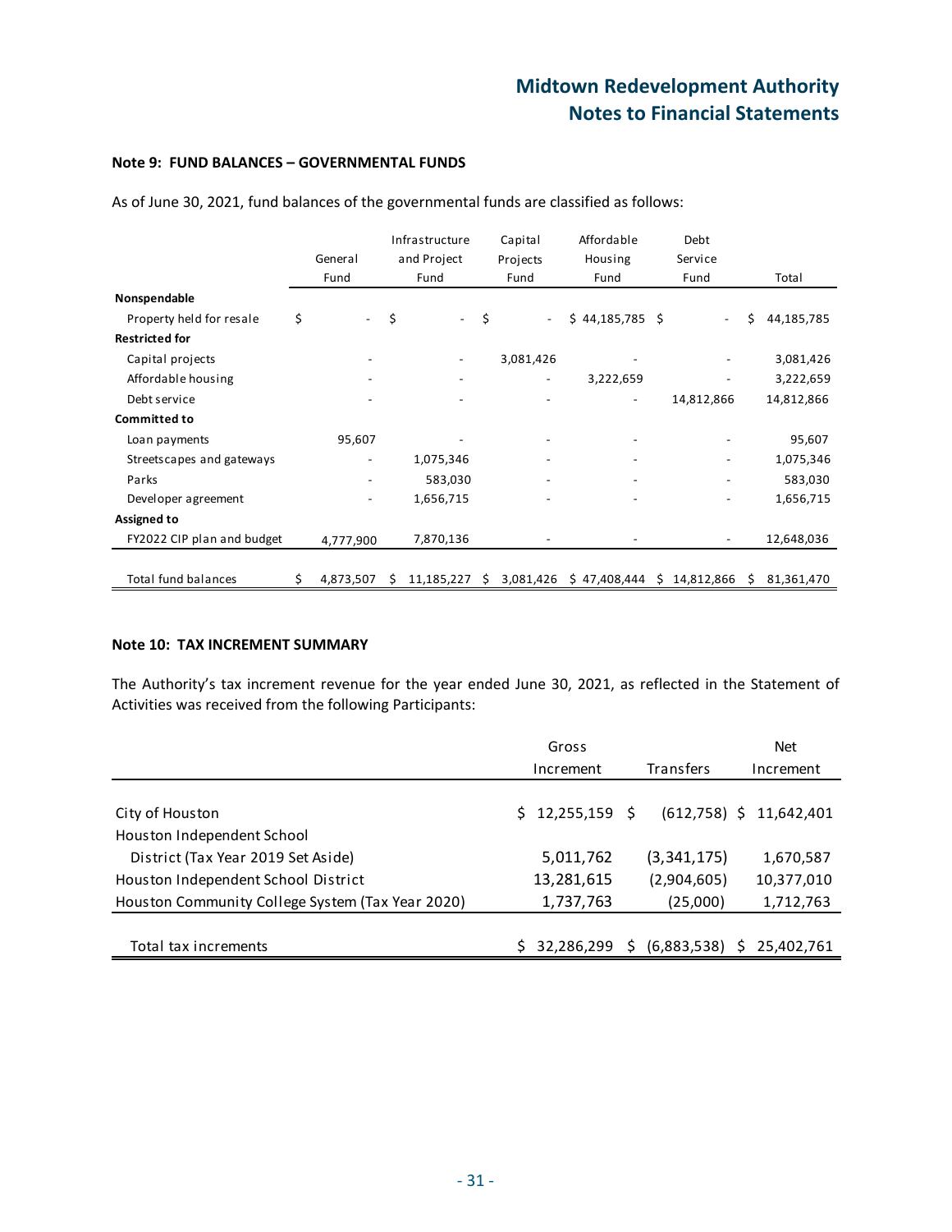## Note 9: FUND BALANCES – GOVERNMENTAL FUNDS

As of June 30, 2021, fund balances of the governmental funds are classified as follows:

| | General Fund | Infrastructure and Project Fund | Capital Projects Fund | Affordable Housing Fund | Debt Service Fund | Total |
|---|---|---|---|---|---|---|
| **Nonspendable** | | | | | | |
| Property held for resale | $ - | $ - | $ - | $ 44,185,785 | $ - | $ 44,185,785 |
| **Restricted for** | | | | | | |
| Capital projects | - | - | 3,081,426 | - | - | 3,081,426 |
| Affordable housing | - | - | - | 3,222,659 | - | 3,222,659 |
| Debt service | - | - | - | - | 14,812,866 | 14,812,866 |
| **Committed to** | | | | | | |
| Loan payments | 95,607 | - | - | - | - | 95,607 |
| Streetscapes and gateways | - | 1,075,346 | - | - | - | 1,075,346 |
| Parks | - | 583,030 | - | - | - | 583,030 |
| Developer agreement | - | 1,656,715 | - | - | - | 1,656,715 |
| **Assigned to** | | | | | | |
| FY2022 CIP plan and budget | 4,777,900 | 7,870,136 | - | - | - | 12,648,036 |
| Total fund balances | $ 4,873,507 | $ 11,185,227 | $ 3,081,426 | $ 47,408,444 | $ 14,812,866 | $ 81,361,470 |

## Note 10: TAX INCREMENT SUMMARY

The Authority's tax increment revenue for the year ended June 30, 2021, as reflected in the Statement of Activities was received from the following Participants:

| | Gross Increment | Transfers | Net Increment |
|---|---|---|---|
| City of Houston | $ 12,255,159 | $ (612,758) | $ 11,642,401 |
| Houston Independent School District (Tax Year 2019 Set Aside) | 5,011,762 | (3,341,175) | 1,670,587 |
| Houston Independent School District | 13,281,615 | (2,904,605) | 10,377,010 |
| Houston Community College System (Tax Year 2020) | 1,737,763 | (25,000) | 1,712,763 |
| Total tax increments | $ 32,286,299 | $ (6,883,538) | $ 25,402,761 |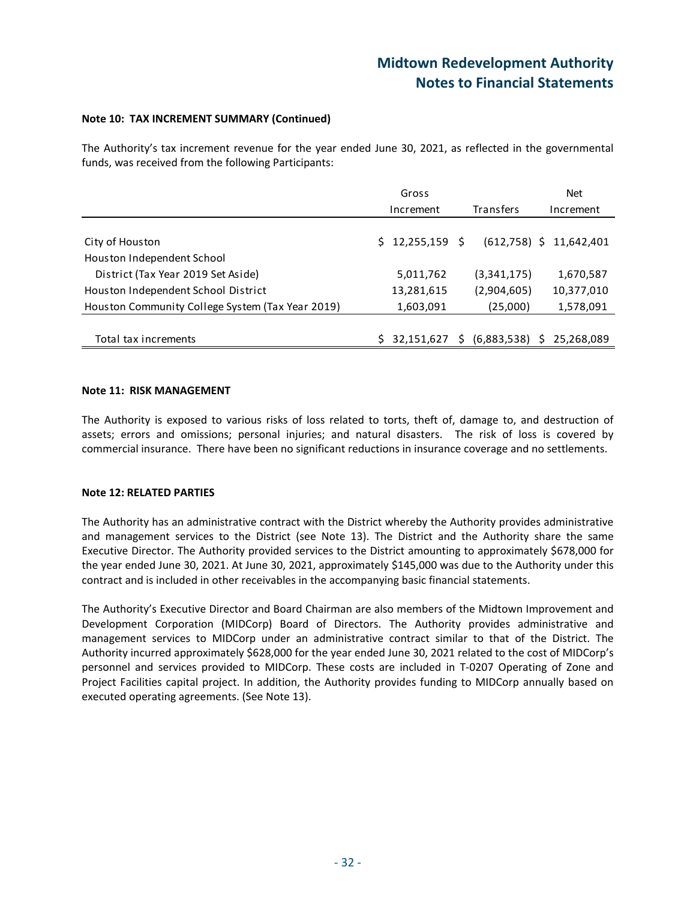### Note 10: TAX INCREMENT SUMMARY (Continued)

The Authority's tax increment revenue for the year ended June 30, 2021, as reflected in the governmental funds, was received from the following Participants:

| | Gross Increment | Transfers | Net Increment |
|---|---|---|---|
| City of Houston | $ 12,255,159 | $ (612,758) | $ 11,642,401 |
| Houston Independent School District (Tax Year 2019 Set Aside) | 5,011,762 | (3,341,175) | 1,670,587 |
| Houston Independent School District | 13,281,615 | (2,904,605) | 10,377,010 |
| Houston Community College System (Tax Year 2019) | 1,603,091 | (25,000) | 1,578,091 |
| Total tax increments | $ 32,151,627 | $ (6,883,538) | $ 25,268,089 |

### Note 11: RISK MANAGEMENT

The Authority is exposed to various risks of loss related to torts, theft of, damage to, and destruction of assets; errors and omissions; personal injuries; and natural disasters. The risk of loss is covered by commercial insurance. There have been no significant reductions in insurance coverage and no settlements.

### Note 12: RELATED PARTIES

The Authority has an administrative contract with the District whereby the Authority provides administrative and management services to the District (see Note 13). The District and the Authority share the same Executive Director. The Authority provided services to the District amounting to approximately $678,000 for the year ended June 30, 2021. At June 30, 2021, approximately $145,000 was due to the Authority under this contract and is included in other receivables in the accompanying basic financial statements.

The Authority's Executive Director and Board Chairman are also members of the Midtown Improvement and Development Corporation (MIDCorp) Board of Directors. The Authority provides administrative and management services to MIDCorp under an administrative contract similar to that of the District. The Authority incurred approximately $628,000 for the year ended June 30, 2021 related to the cost of MIDCorp's personnel and services provided to MIDCorp. These costs are included in T-0207 Operating of Zone and Project Facilities capital project. In addition, the Authority provides funding to MIDCorp annually based on executed operating agreements. (See Note 13).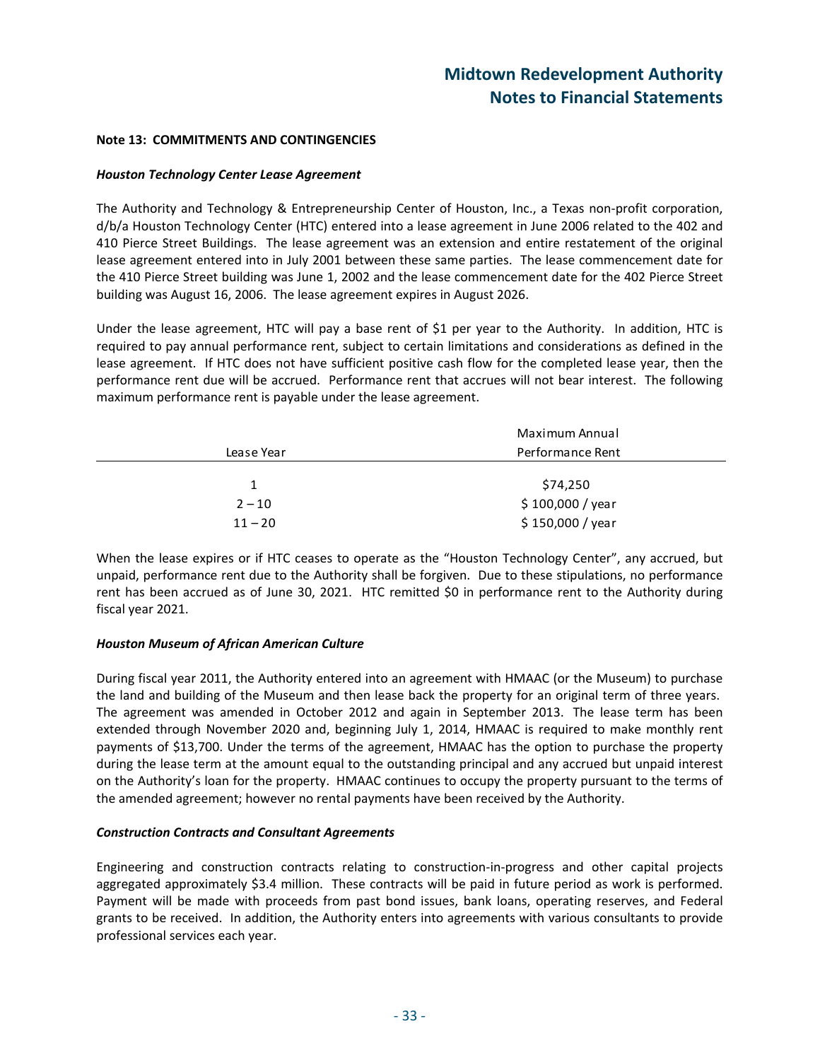#### Note 13: COMMITMENTS AND CONTINGENCIES

***Houston Technology Center Lease Agreement***

The Authority and Technology & Entrepreneurship Center of Houston, Inc., a Texas non-profit corporation, d/b/a Houston Technology Center (HTC) entered into a lease agreement in June 2006 related to the 402 and 410 Pierce Street Buildings. The lease agreement was an extension and entire restatement of the original lease agreement entered into in July 2001 between these same parties. The lease commencement date for the 410 Pierce Street building was June 1, 2002 and the lease commencement date for the 402 Pierce Street building was August 16, 2006. The lease agreement expires in August 2026.

Under the lease agreement, HTC will pay a base rent of $1 per year to the Authority. In addition, HTC is required to pay annual performance rent, subject to certain limitations and considerations as defined in the lease agreement. If HTC does not have sufficient positive cash flow for the completed lease year, then the performance rent due will be accrued. Performance rent that accrues will not bear interest. The following maximum performance rent is payable under the lease agreement.

| Lease Year | Maximum Annual Performance Rent |
|---|---|
| 1 | $74,250 |
| 2 – 10 | $ 100,000 / year |
| 11 – 20 | $ 150,000 / year |

When the lease expires or if HTC ceases to operate as the "Houston Technology Center", any accrued, but unpaid, performance rent due to the Authority shall be forgiven. Due to these stipulations, no performance rent has been accrued as of June 30, 2021. HTC remitted $0 in performance rent to the Authority during fiscal year 2021.

***Houston Museum of African American Culture***

During fiscal year 2011, the Authority entered into an agreement with HMAAC (or the Museum) to purchase the land and building of the Museum and then lease back the property for an original term of three years. The agreement was amended in October 2012 and again in September 2013. The lease term has been extended through November 2020 and, beginning July 1, 2014, HMAAC is required to make monthly rent payments of $13,700. Under the terms of the agreement, HMAAC has the option to purchase the property during the lease term at the amount equal to the outstanding principal and any accrued but unpaid interest on the Authority's loan for the property. HMAAC continues to occupy the property pursuant to the terms of the amended agreement; however no rental payments have been received by the Authority.

***Construction Contracts and Consultant Agreements***

Engineering and construction contracts relating to construction-in-progress and other capital projects aggregated approximately $3.4 million. These contracts will be paid in future period as work is performed. Payment will be made with proceeds from past bond issues, bank loans, operating reserves, and Federal grants to be received. In addition, the Authority enters into agreements with various consultants to provide professional services each year.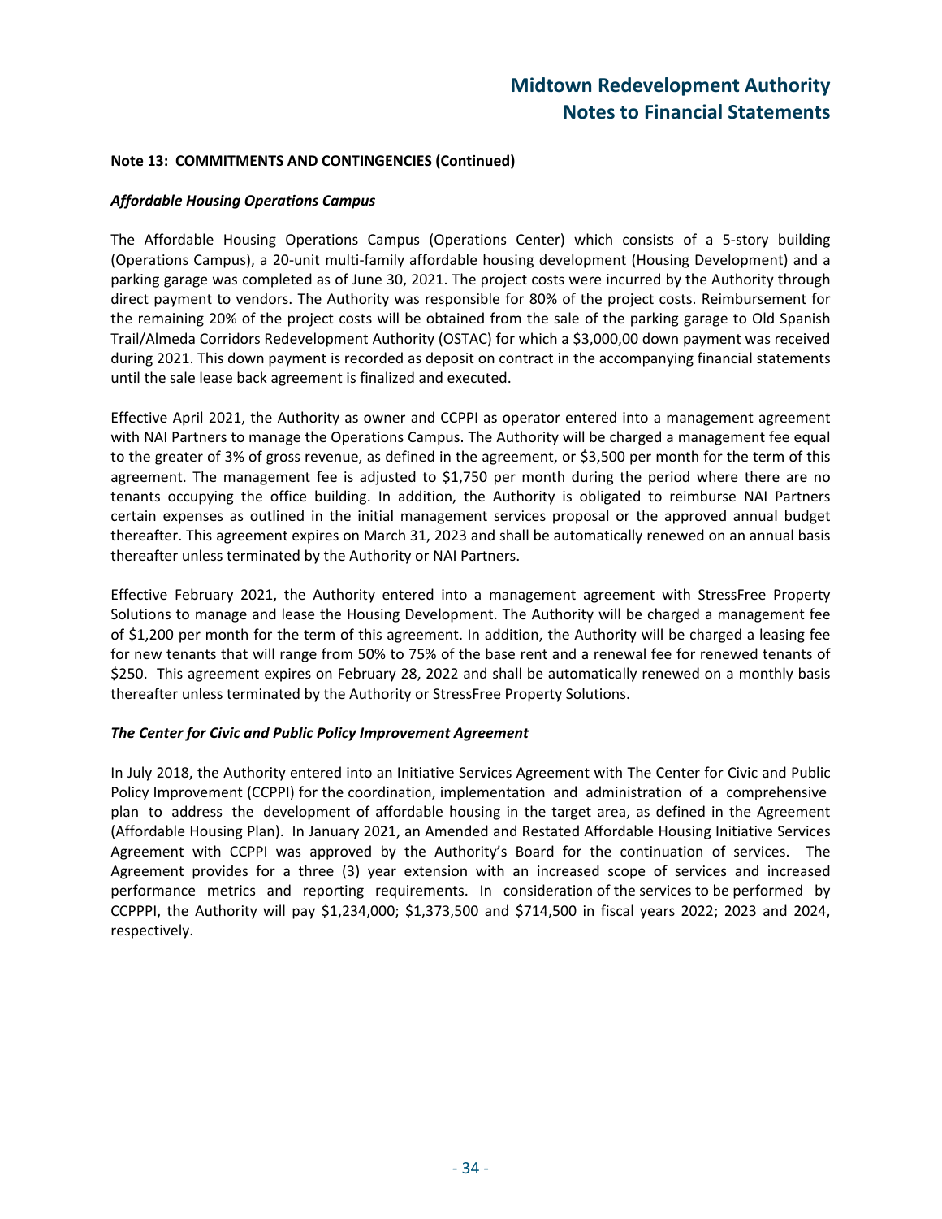## Note 13: COMMITMENTS AND CONTINGENCIES (Continued)

***Affordable Housing Operations Campus***

The Affordable Housing Operations Campus (Operations Center) which consists of a 5-story building (Operations Campus), a 20-unit multi-family affordable housing development (Housing Development) and a parking garage was completed as of June 30, 2021. The project costs were incurred by the Authority through direct payment to vendors. The Authority was responsible for 80% of the project costs. Reimbursement for the remaining 20% of the project costs will be obtained from the sale of the parking garage to Old Spanish Trail/Almeda Corridors Redevelopment Authority (OSTAC) for which a $3,000,00 down payment was received during 2021. This down payment is recorded as deposit on contract in the accompanying financial statements until the sale lease back agreement is finalized and executed.

Effective April 2021, the Authority as owner and CCPPI as operator entered into a management agreement with NAI Partners to manage the Operations Campus. The Authority will be charged a management fee equal to the greater of 3% of gross revenue, as defined in the agreement, or $3,500 per month for the term of this agreement. The management fee is adjusted to $1,750 per month during the period where there are no tenants occupying the office building. In addition, the Authority is obligated to reimburse NAI Partners certain expenses as outlined in the initial management services proposal or the approved annual budget thereafter. This agreement expires on March 31, 2023 and shall be automatically renewed on an annual basis thereafter unless terminated by the Authority or NAI Partners.

Effective February 2021, the Authority entered into a management agreement with StressFree Property Solutions to manage and lease the Housing Development. The Authority will be charged a management fee of $1,200 per month for the term of this agreement. In addition, the Authority will be charged a leasing fee for new tenants that will range from 50% to 75% of the base rent and a renewal fee for renewed tenants of $250. This agreement expires on February 28, 2022 and shall be automatically renewed on a monthly basis thereafter unless terminated by the Authority or StressFree Property Solutions.

***The Center for Civic and Public Policy Improvement Agreement***

In July 2018, the Authority entered into an Initiative Services Agreement with The Center for Civic and Public Policy Improvement (CCPPI) for the coordination, implementation and administration of a comprehensive plan to address the development of affordable housing in the target area, as defined in the Agreement (Affordable Housing Plan). In January 2021, an Amended and Restated Affordable Housing Initiative Services Agreement with CCPPI was approved by the Authority's Board for the continuation of services. The Agreement provides for a three (3) year extension with an increased scope of services and increased performance metrics and reporting requirements. In consideration of the services to be performed by CCPPPI, the Authority will pay $1,234,000; $1,373,500 and $714,500 in fiscal years 2022; 2023 and 2024, respectively.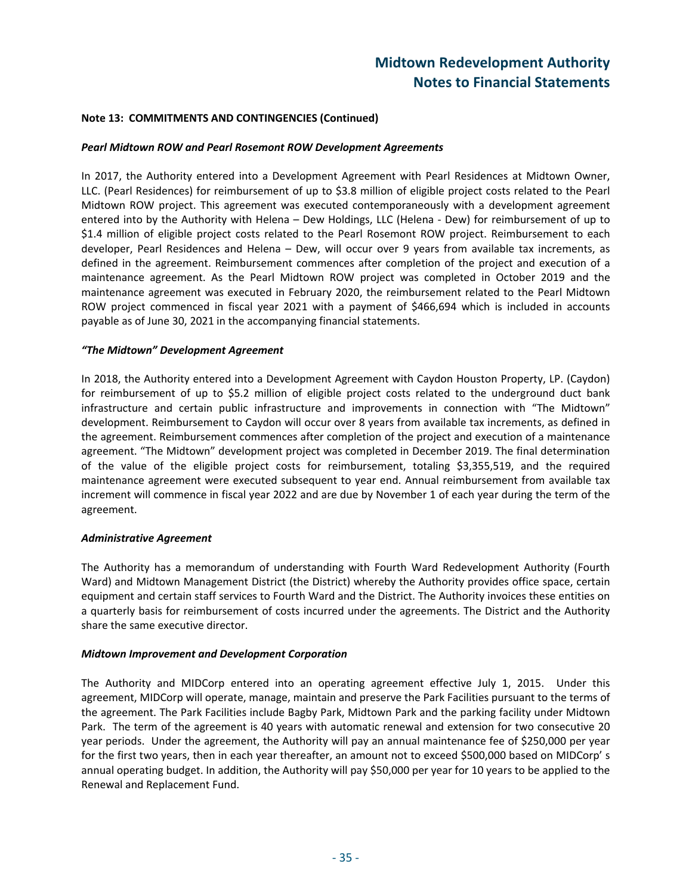**Note 13: COMMITMENTS AND CONTINGENCIES (Continued)**

***Pearl Midtown ROW and Pearl Rosemont ROW Development Agreements***

In 2017, the Authority entered into a Development Agreement with Pearl Residences at Midtown Owner, LLC. (Pearl Residences) for reimbursement of up to $3.8 million of eligible project costs related to the Pearl Midtown ROW project. This agreement was executed contemporaneously with a development agreement entered into by the Authority with Helena – Dew Holdings, LLC (Helena - Dew) for reimbursement of up to $1.4 million of eligible project costs related to the Pearl Rosemont ROW project. Reimbursement to each developer, Pearl Residences and Helena – Dew, will occur over 9 years from available tax increments, as defined in the agreement. Reimbursement commences after completion of the project and execution of a maintenance agreement. As the Pearl Midtown ROW project was completed in October 2019 and the maintenance agreement was executed in February 2020, the reimbursement related to the Pearl Midtown ROW project commenced in fiscal year 2021 with a payment of $466,694 which is included in accounts payable as of June 30, 2021 in the accompanying financial statements.

***"The Midtown" Development Agreement***

In 2018, the Authority entered into a Development Agreement with Caydon Houston Property, LP. (Caydon) for reimbursement of up to $5.2 million of eligible project costs related to the underground duct bank infrastructure and certain public infrastructure and improvements in connection with "The Midtown" development. Reimbursement to Caydon will occur over 8 years from available tax increments, as defined in the agreement. Reimbursement commences after completion of the project and execution of a maintenance agreement. "The Midtown" development project was completed in December 2019. The final determination of the value of the eligible project costs for reimbursement, totaling $3,355,519, and the required maintenance agreement were executed subsequent to year end. Annual reimbursement from available tax increment will commence in fiscal year 2022 and are due by November 1 of each year during the term of the agreement.

***Administrative Agreement***

The Authority has a memorandum of understanding with Fourth Ward Redevelopment Authority (Fourth Ward) and Midtown Management District (the District) whereby the Authority provides office space, certain equipment and certain staff services to Fourth Ward and the District. The Authority invoices these entities on a quarterly basis for reimbursement of costs incurred under the agreements. The District and the Authority share the same executive director.

***Midtown Improvement and Development Corporation***

The Authority and MIDCorp entered into an operating agreement effective July 1, 2015. Under this agreement, MIDCorp will operate, manage, maintain and preserve the Park Facilities pursuant to the terms of the agreement. The Park Facilities include Bagby Park, Midtown Park and the parking facility under Midtown Park. The term of the agreement is 40 years with automatic renewal and extension for two consecutive 20 year periods. Under the agreement, the Authority will pay an annual maintenance fee of $250,000 per year for the first two years, then in each year thereafter, an amount not to exceed $500,000 based on MIDCorp' s annual operating budget. In addition, the Authority will pay $50,000 per year for 10 years to be applied to the Renewal and Replacement Fund.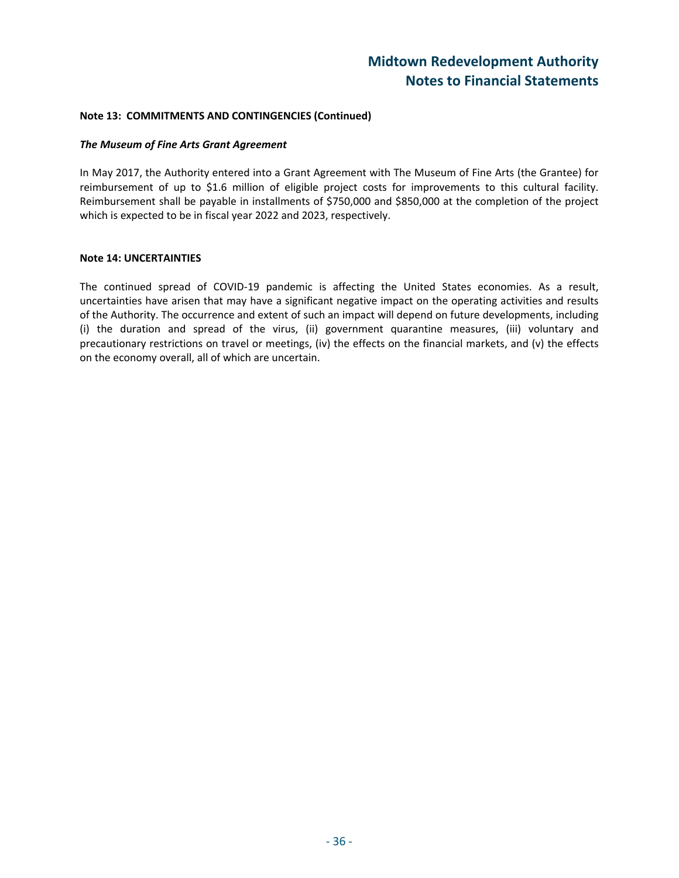**Note 13: COMMITMENTS AND CONTINGENCIES (Continued)**

***The Museum of Fine Arts Grant Agreement***

In May 2017, the Authority entered into a Grant Agreement with The Museum of Fine Arts (the Grantee) for reimbursement of up to $1.6 million of eligible project costs for improvements to this cultural facility. Reimbursement shall be payable in installments of $750,000 and $850,000 at the completion of the project which is expected to be in fiscal year 2022 and 2023, respectively.

**Note 14: UNCERTAINTIES**

The continued spread of COVID-19 pandemic is affecting the United States economies. As a result, uncertainties have arisen that may have a significant negative impact on the operating activities and results of the Authority. The occurrence and extent of such an impact will depend on future developments, including (i) the duration and spread of the virus, (ii) government quarantine measures, (iii) voluntary and precautionary restrictions on travel or meetings, (iv) the effects on the financial markets, and (v) the effects on the economy overall, all of which are uncertain.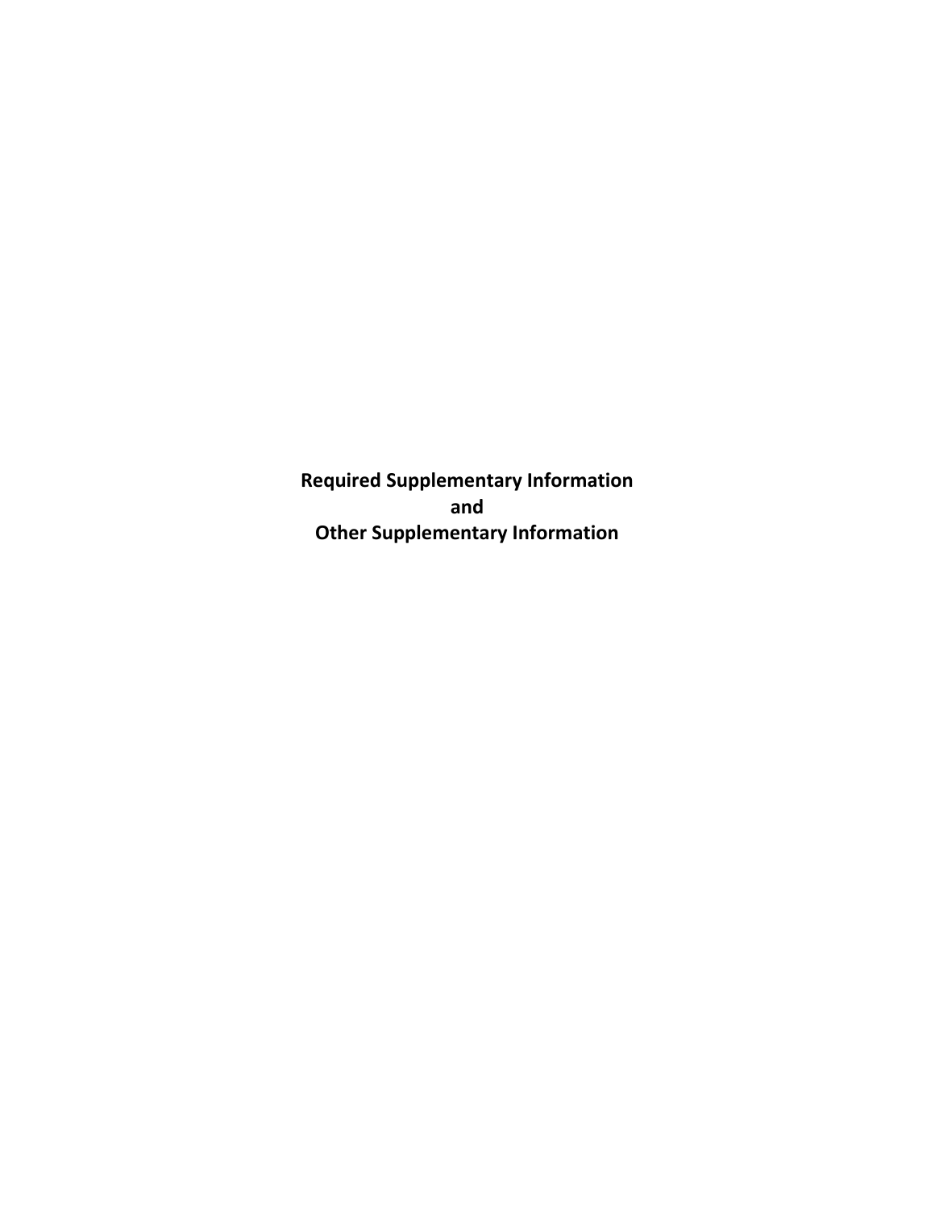# Required Supplementary Information
# and
# Other Supplementary Information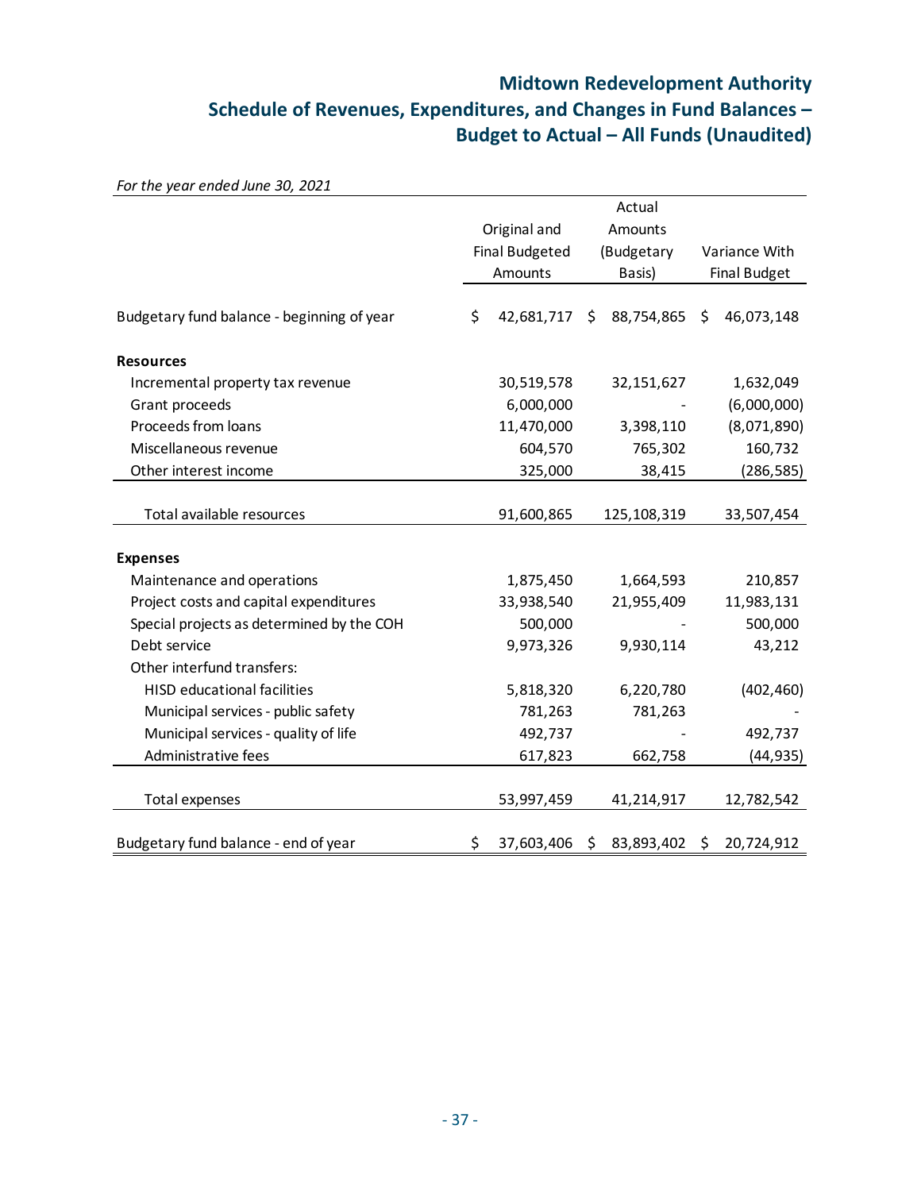# Midtown Redevelopment Authority
## Schedule of Revenues, Expenditures, and Changes in Fund Balances – Budget to Actual – All Funds (Unaudited)

*For the year ended June 30, 2021*

| | Original and Final Budgeted Amounts | Actual Amounts (Budgetary Basis) | Variance With Final Budget |
|---|---|---|---|
| Budgetary fund balance - beginning of year | $ 42,681,717 | $ 88,754,865 | $ 46,073,148 |
| **Resources** | | | |
| Incremental property tax revenue | 30,519,578 | 32,151,627 | 1,632,049 |
| Grant proceeds | 6,000,000 | - | (6,000,000) |
| Proceeds from loans | 11,470,000 | 3,398,110 | (8,071,890) |
| Miscellaneous revenue | 604,570 | 765,302 | 160,732 |
| Other interest income | 325,000 | 38,415 | (286,585) |
| Total available resources | 91,600,865 | 125,108,319 | 33,507,454 |
| **Expenses** | | | |
| Maintenance and operations | 1,875,450 | 1,664,593 | 210,857 |
| Project costs and capital expenditures | 33,938,540 | 21,955,409 | 11,983,131 |
| Special projects as determined by the COH | 500,000 | - | 500,000 |
| Debt service | 9,973,326 | 9,930,114 | 43,212 |
| Other interfund transfers: | | | |
| HISD educational facilities | 5,818,320 | 6,220,780 | (402,460) |
| Municipal services - public safety | 781,263 | 781,263 | - |
| Municipal services - quality of life | 492,737 | - | 492,737 |
| Administrative fees | 617,823 | 662,758 | (44,935) |
| Total expenses | 53,997,459 | 41,214,917 | 12,782,542 |
| Budgetary fund balance - end of year | $ 37,603,406 | $ 83,893,402 | $ 20,724,912 |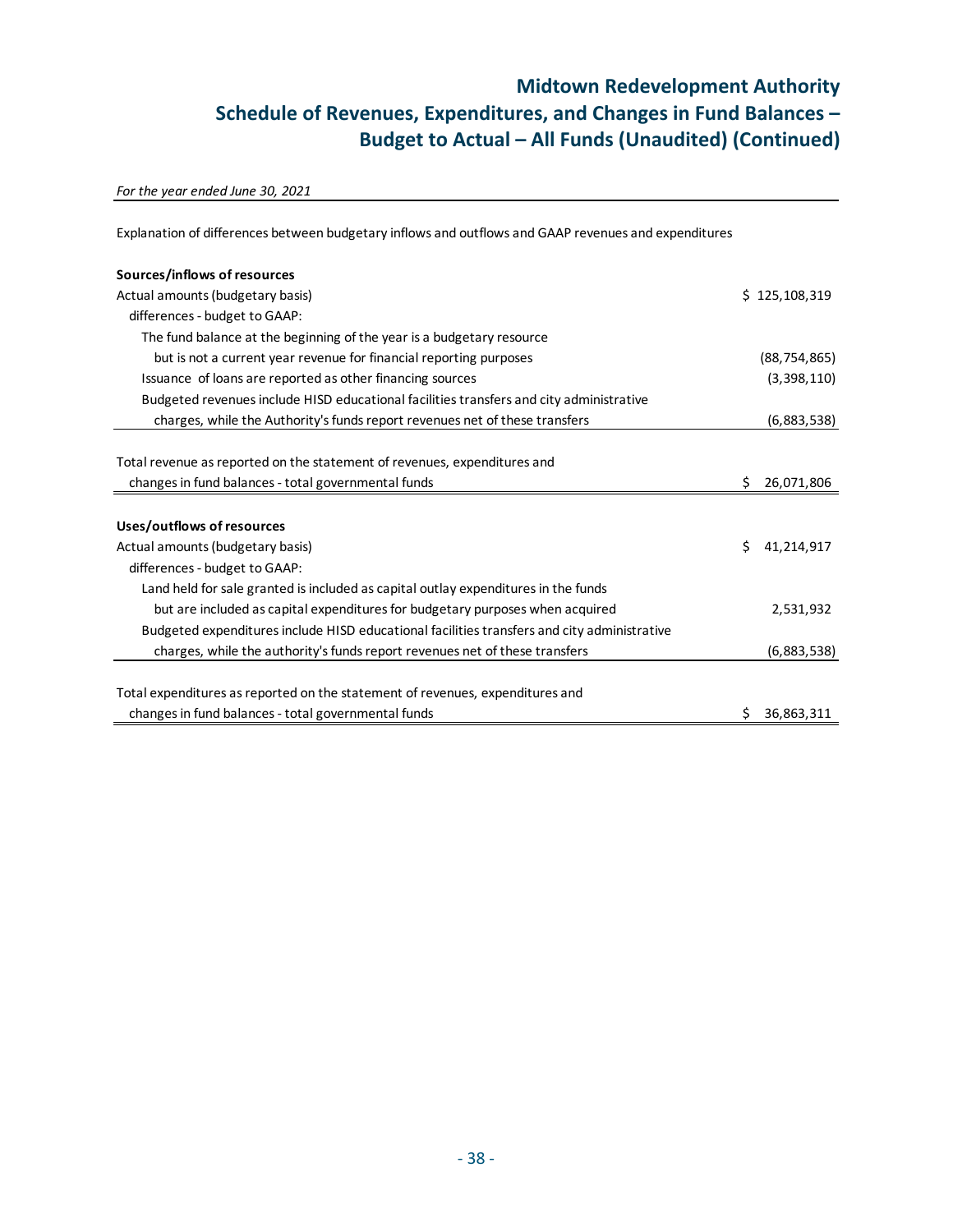# Midtown Redevelopment Authority
## Schedule of Revenues, Expenditures, and Changes in Fund Balances – Budget to Actual – All Funds (Unaudited) (Continued)

*For the year ended June 30, 2021*

Explanation of differences between budgetary inflows and outflows and GAAP revenues and expenditures

| | |
|---|---|
| **Sources/inflows of resources** | |
| Actual amounts (budgetary basis) | $ 125,108,319 |
| differences - budget to GAAP: | |
| The fund balance at the beginning of the year is a budgetary resource but is not a current year revenue for financial reporting purposes | (88,754,865) |
| Issuance of loans are reported as other financing sources | (3,398,110) |
| Budgeted revenues include HISD educational facilities transfers and city administrative charges, while the Authority's funds report revenues net of these transfers | (6,883,538) |
| Total revenue as reported on the statement of revenues, expenditures and changes in fund balances - total governmental funds | $ 26,071,806 |
| **Uses/outflows of resources** | |
| Actual amounts (budgetary basis) | $ 41,214,917 |
| differences - budget to GAAP: | |
| Land held for sale granted is included as capital outlay expenditures in the funds but are included as capital expenditures for budgetary purposes when acquired | 2,531,932 |
| Budgeted expenditures include HISD educational facilities transfers and city administrative charges, while the authority's funds report revenues net of these transfers | (6,883,538) |
| Total expenditures as reported on the statement of revenues, expenditures and changes in fund balances - total governmental funds | $ 36,863,311 |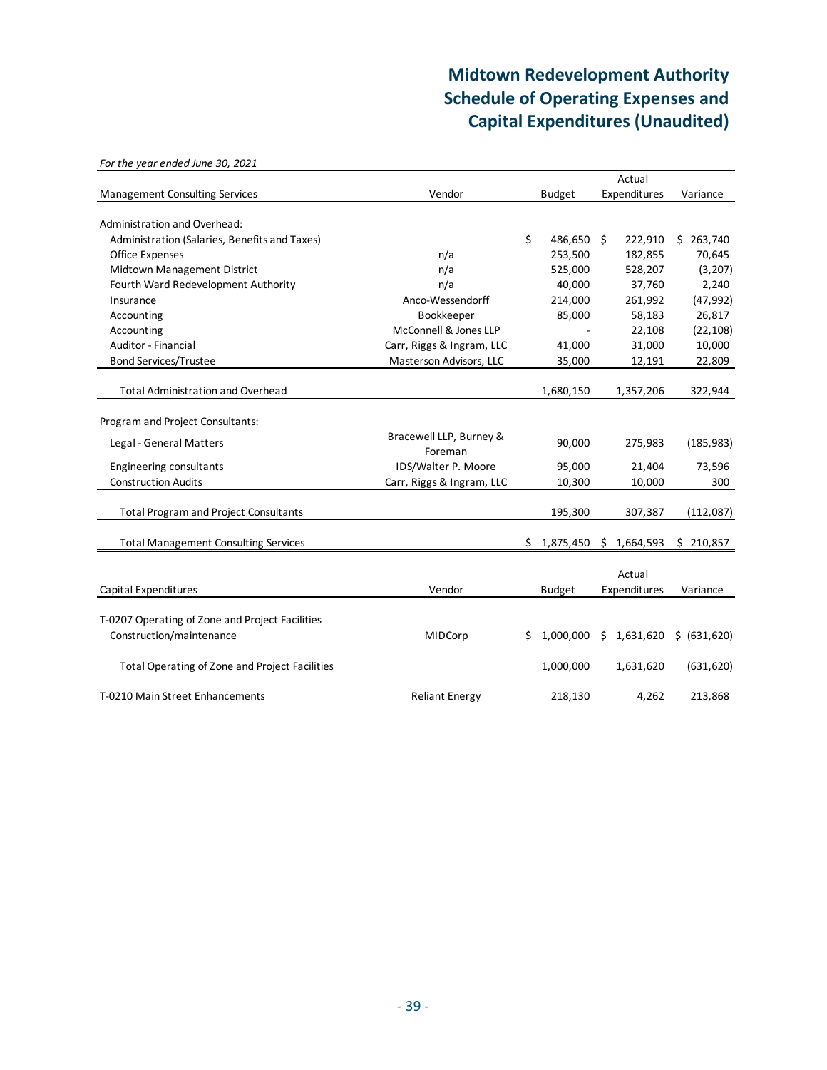# Midtown Redevelopment Authority
# Schedule of Operating Expenses and Capital Expenditures (Unaudited)

*For the year ended June 30, 2021*

| Management Consulting Services | Vendor | Budget | Actual Expenditures | Variance |
|---|---|---|---|---|
| Administration and Overhead: | | | | |
| Administration (Salaries, Benefits and Taxes) | | $ 486,650 | $ 222,910 | $ 263,740 |
| Office Expenses | n/a | 253,500 | 182,855 | 70,645 |
| Midtown Management District | n/a | 525,000 | 528,207 | (3,207) |
| Fourth Ward Redevelopment Authority | n/a | 40,000 | 37,760 | 2,240 |
| Insurance | Anco-Wessendorff | 214,000 | 261,992 | (47,992) |
| Accounting | Bookkeeper | 85,000 | 58,183 | 26,817 |
| Accounting | McConnell & Jones LLP | - | 22,108 | (22,108) |
| Auditor - Financial | Carr, Riggs & Ingram, LLC | 41,000 | 31,000 | 10,000 |
| Bond Services/Trustee | Masterson Advisors, LLC | 35,000 | 12,191 | 22,809 |
| Total Administration and Overhead | | 1,680,150 | 1,357,206 | 322,944 |
| Program and Project Consultants: | | | | |
| Legal - General Matters | Bracewell LLP, Burney & Foreman | 90,000 | 275,983 | (185,983) |
| Engineering consultants | IDS/Walter P. Moore | 95,000 | 21,404 | 73,596 |
| Construction Audits | Carr, Riggs & Ingram, LLC | 10,300 | 10,000 | 300 |
| Total Program and Project Consultants | | 195,300 | 307,387 | (112,087) |
| Total Management Consulting Services | | $ 1,875,450 | $ 1,664,593 | $ 210,857 |

| Capital Expenditures | Vendor | Budget | Actual Expenditures | Variance |
|---|---|---|---|---|
| T-0207 Operating of Zone and Project Facilities | | | | |
| Construction/maintenance | MIDCorp | $ 1,000,000 | $ 1,631,620 | $ (631,620) |
| Total Operating of Zone and Project Facilities | | 1,000,000 | 1,631,620 | (631,620) |
| T-0210 Main Street Enhancements | Reliant Energy | 218,130 | 4,262 | 213,868 |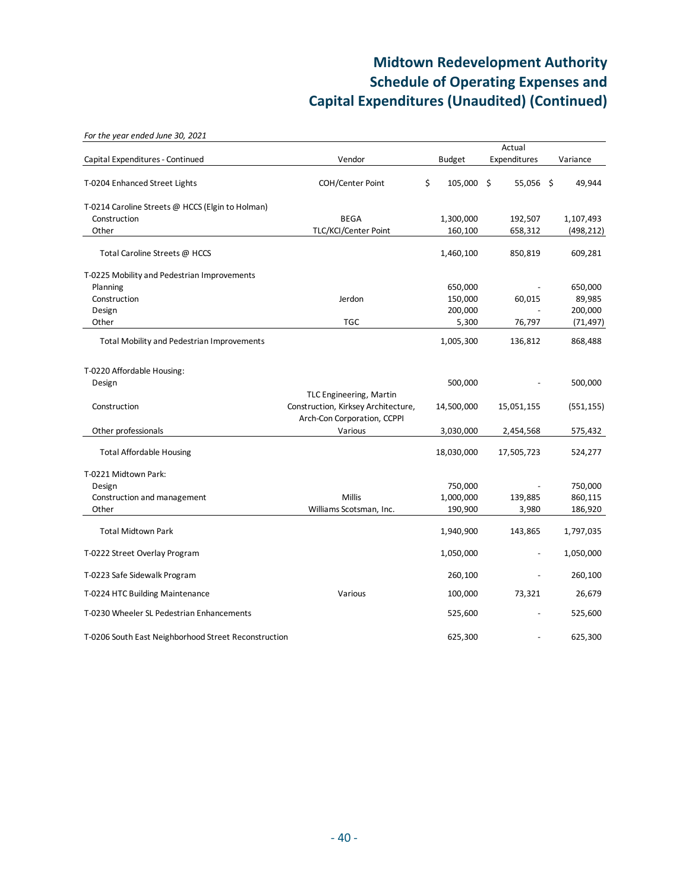# Midtown Redevelopment Authority
# Schedule of Operating Expenses and Capital Expenditures (Unaudited) (Continued)

*For the year ended June 30, 2021*

| Capital Expenditures - Continued | Vendor | Budget | Actual Expenditures | Variance |
|---|---|---|---|---|
| T-0204 Enhanced Street Lights | COH/Center Point | $ 105,000 | $ 55,056 | $ 49,944 |
| T-0214 Caroline Streets @ HCCS (Elgin to Holman) | | | | |
| Construction | BEGA | 1,300,000 | 192,507 | 1,107,493 |
| Other | TLC/KCI/Center Point | 160,100 | 658,312 | (498,212) |
| Total Caroline Streets @ HCCS | | 1,460,100 | 850,819 | 609,281 |
| T-0225 Mobility and Pedestrian Improvements | | | | |
| Planning | | 650,000 | - | 650,000 |
| Construction | Jerdon | 150,000 | 60,015 | 89,985 |
| Design | | 200,000 | - | 200,000 |
| Other | TGC | 5,300 | 76,797 | (71,497) |
| Total Mobility and Pedestrian Improvements | | 1,005,300 | 136,812 | 868,488 |
| T-0220 Affordable Housing: | | | | |
| Design | | 500,000 | - | 500,000 |
| Construction | TLC Engineering, Martin Construction, Kirksey Architecture, Arch-Con Corporation, CCPPI | 14,500,000 | 15,051,155 | (551,155) |
| Other professionals | Various | 3,030,000 | 2,454,568 | 575,432 |
| Total Affordable Housing | | 18,030,000 | 17,505,723 | 524,277 |
| T-0221 Midtown Park: | | | | |
| Design | | 750,000 | - | 750,000 |
| Construction and management | Millis | 1,000,000 | 139,885 | 860,115 |
| Other | Williams Scotsman, Inc. | 190,900 | 3,980 | 186,920 |
| Total Midtown Park | | 1,940,900 | 143,865 | 1,797,035 |
| T-0222 Street Overlay Program | | 1,050,000 | - | 1,050,000 |
| T-0223 Safe Sidewalk Program | | 260,100 | - | 260,100 |
| T-0224 HTC Building Maintenance | Various | 100,000 | 73,321 | 26,679 |
| T-0230 Wheeler SL Pedestrian Enhancements | | 525,600 | - | 525,600 |
| T-0206 South East Neighborhood Street Reconstruction | | 625,300 | - | 625,300 |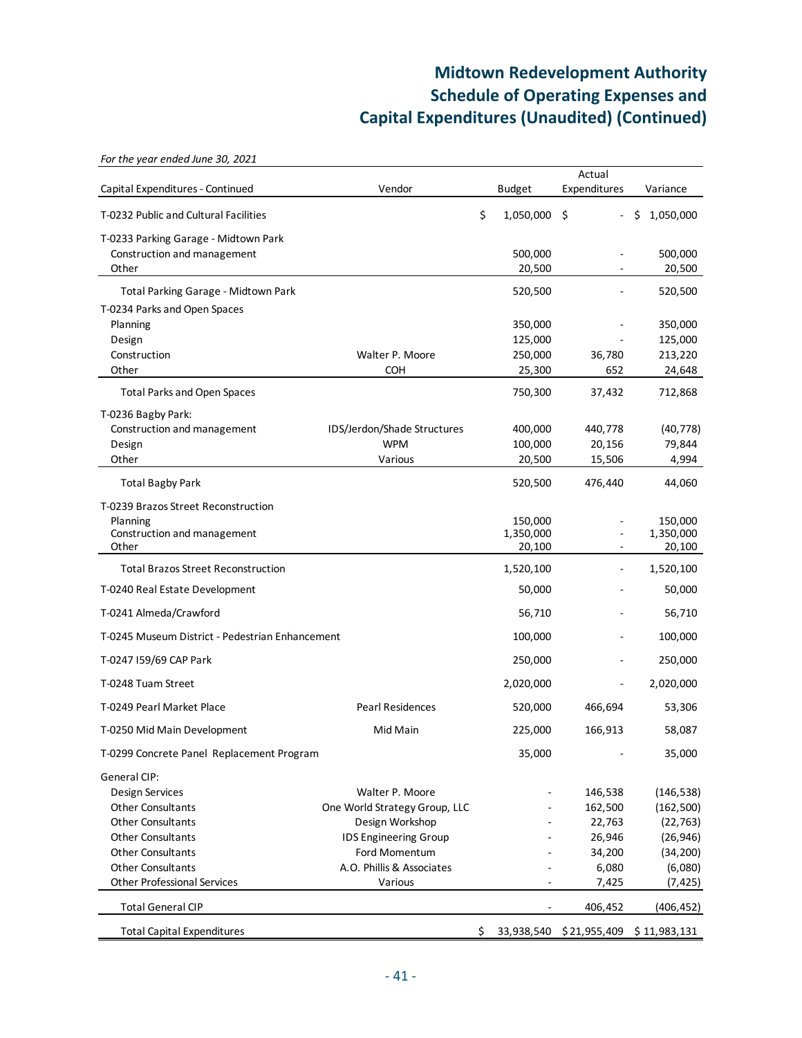# Midtown Redevelopment Authority
# Schedule of Operating Expenses and Capital Expenditures (Unaudited) (Continued)

*For the year ended June 30, 2021*

| Capital Expenditures - Continued | Vendor | Budget | Actual Expenditures | Variance |
|---|---|---|---|---|
| T-0232 Public and Cultural Facilities | | $ 1,050,000 | $ - | $ 1,050,000 |
| T-0233 Parking Garage - Midtown Park | | | | |
| Construction and management | | 500,000 | - | 500,000 |
| Other | | 20,500 | - | 20,500 |
| Total Parking Garage - Midtown Park | | 520,500 | - | 520,500 |
| T-0234 Parks and Open Spaces | | | | |
| Planning | | 350,000 | - | 350,000 |
| Design | | 125,000 | - | 125,000 |
| Construction | Walter P. Moore | 250,000 | 36,780 | 213,220 |
| Other | COH | 25,300 | 652 | 24,648 |
| Total Parks and Open Spaces | | 750,300 | 37,432 | 712,868 |
| T-0236 Bagby Park: | | | | |
| Construction and management | IDS/Jerdon/Shade Structures | 400,000 | 440,778 | (40,778) |
| Design | WPM | 100,000 | 20,156 | 79,844 |
| Other | Various | 20,500 | 15,506 | 4,994 |
| Total Bagby Park | | 520,500 | 476,440 | 44,060 |
| T-0239 Brazos Street Reconstruction | | | | |
| Planning | | 150,000 | - | 150,000 |
| Construction and management | | 1,350,000 | - | 1,350,000 |
| Other | | 20,100 | - | 20,100 |
| Total Brazos Street Reconstruction | | 1,520,100 | - | 1,520,100 |
| T-0240 Real Estate Development | | 50,000 | - | 50,000 |
| T-0241 Almeda/Crawford | | 56,710 | - | 56,710 |
| T-0245 Museum District - Pedestrian Enhancement | | 100,000 | - | 100,000 |
| T-0247 I59/69 CAP Park | | 250,000 | - | 250,000 |
| T-0248 Tuam Street | | 2,020,000 | - | 2,020,000 |
| T-0249 Pearl Market Place | Pearl Residences | 520,000 | 466,694 | 53,306 |
| T-0250 Mid Main Development | Mid Main | 225,000 | 166,913 | 58,087 |
| T-0299 Concrete Panel Replacement Program | | 35,000 | - | 35,000 |
| General CIP: | | | | |
| Design Services | Walter P. Moore | - | 146,538 | (146,538) |
| Other Consultants | One World Strategy Group, LLC | - | 162,500 | (162,500) |
| Other Consultants | Design Workshop | - | 22,763 | (22,763) |
| Other Consultants | IDS Engineering Group | - | 26,946 | (26,946) |
| Other Consultants | Ford Momentum | - | 34,200 | (34,200) |
| Other Consultants | A.O. Phillis & Associates | - | 6,080 | (6,080) |
| Other Professional Services | Various | - | 7,425 | (7,425) |
| Total General CIP | | - | 406,452 | (406,452) |
| Total Capital Expenditures | | $ 33,938,540 | $ 21,955,409 | $ 11,983,131 |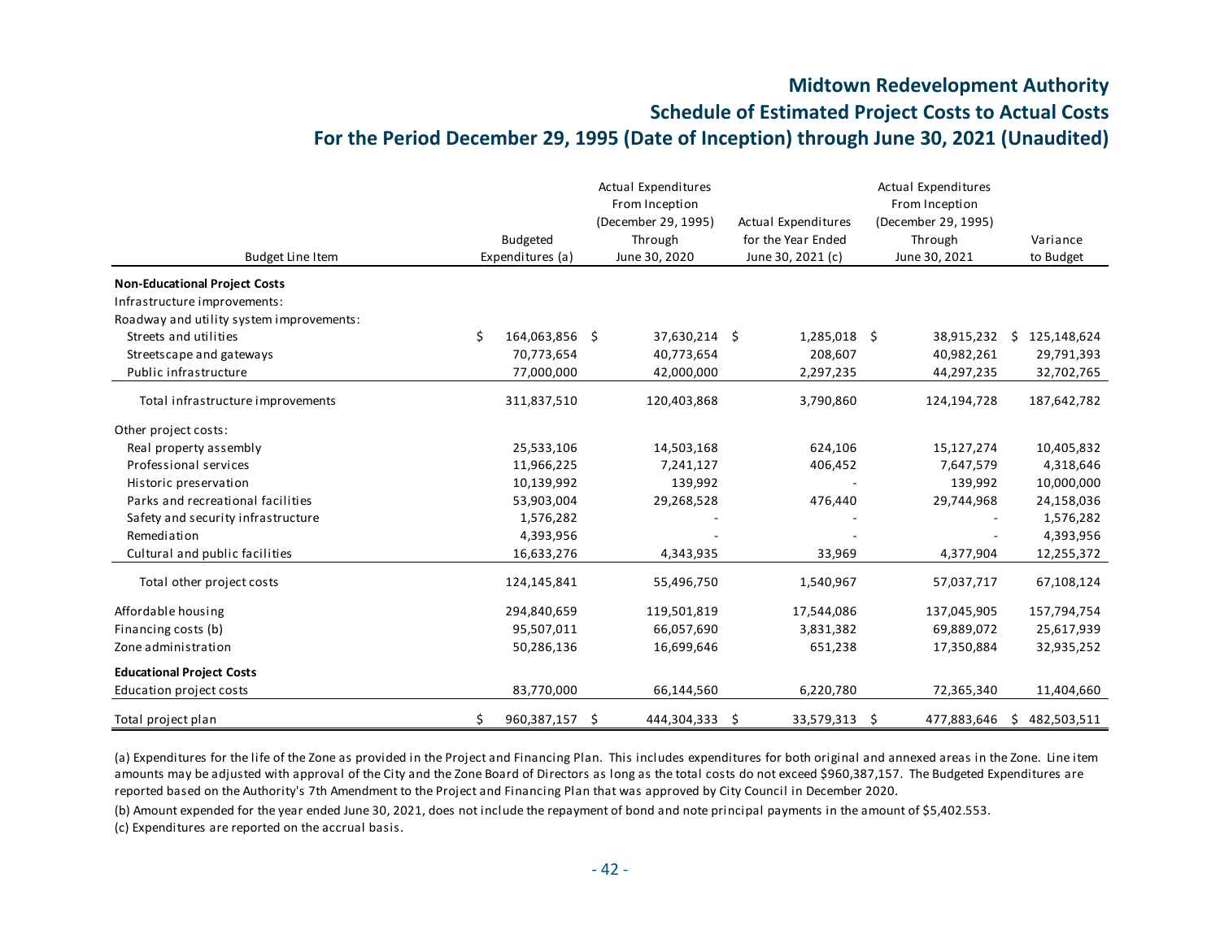# Midtown Redevelopment Authority

## Schedule of Estimated Project Costs to Actual Costs

## For the Period December 29, 1995 (Date of Inception) through June 30, 2021 (Unaudited)

| Budget Line Item | Budgeted Expenditures (a) | Actual Expenditures From Inception (December 29, 1995) Through June 30, 2020 | Actual Expenditures for the Year Ended June 30, 2021 (c) | Actual Expenditures From Inception (December 29, 1995) Through June 30, 2021 | Variance to Budget |
|---|---|---|---|---|---|
| **Non-Educational Project Costs** | | | | | |
| Infrastructure improvements: | | | | | |
| Roadway and utility system improvements: | | | | | |
| Streets and utilities | $ 164,063,856 | $ 37,630,214 | $ 1,285,018 | $ 38,915,232 | $ 125,148,624 |
| Streetscape and gateways | 70,773,654 | 40,773,654 | 208,607 | 40,982,261 | 29,791,393 |
| Public infrastructure | 77,000,000 | 42,000,000 | 2,297,235 | 44,297,235 | 32,702,765 |
| Total infrastructure improvements | 311,837,510 | 120,403,868 | 3,790,860 | 124,194,728 | 187,642,782 |
| Other project costs: | | | | | |
| Real property assembly | 25,533,106 | 14,503,168 | 624,106 | 15,127,274 | 10,405,832 |
| Professional services | 11,966,225 | 7,241,127 | 406,452 | 7,647,579 | 4,318,646 |
| Historic preservation | 10,139,992 | 139,992 | - | 139,992 | 10,000,000 |
| Parks and recreational facilities | 53,903,004 | 29,268,528 | 476,440 | 29,744,968 | 24,158,036 |
| Safety and security infrastructure | 1,576,282 | - | - | - | 1,576,282 |
| Remediation | 4,393,956 | - | - | - | 4,393,956 |
| Cultural and public facilities | 16,633,276 | 4,343,935 | 33,969 | 4,377,904 | 12,255,372 |
| Total other project costs | 124,145,841 | 55,496,750 | 1,540,967 | 57,037,717 | 67,108,124 |
| Affordable housing | 294,840,659 | 119,501,819 | 17,544,086 | 137,045,905 | 157,794,754 |
| Financing costs (b) | 95,507,011 | 66,057,690 | 3,831,382 | 69,889,072 | 25,617,939 |
| Zone administration | 50,286,136 | 16,699,646 | 651,238 | 17,350,884 | 32,935,252 |
| **Educational Project Costs** | | | | | |
| Education project costs | 83,770,000 | 66,144,560 | 6,220,780 | 72,365,340 | 11,404,660 |
| Total project plan | $ 960,387,157 | $ 444,304,333 | $ 33,579,313 | $ 477,883,646 | $ 482,503,511 |

(a) Expenditures for the life of the Zone as provided in the Project and Financing Plan. This includes expenditures for both original and annexed areas in the Zone. Line item amounts may be adjusted with approval of the City and the Zone Board of Directors as long as the total costs do not exceed $960,387,157. The Budgeted Expenditures are reported based on the Authority's 7th Amendment to the Project and Financing Plan that was approved by City Council in December 2020.

(b) Amount expended for the year ended June 30, 2021, does not include the repayment of bond and note principal payments in the amount of $5,402.553.

(c) Expenditures are reported on the accrual basis.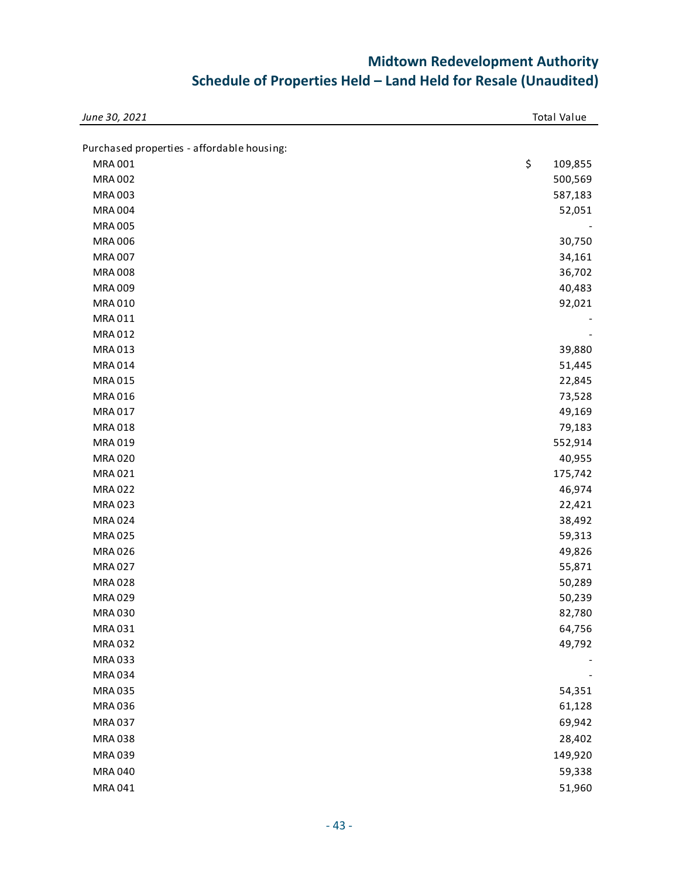# Midtown Redevelopment Authority

## Schedule of Properties Held – Land Held for Resale (Unaudited)

| *June 30, 2021* | Total Value |
|---|---|
| Purchased properties - affordable housing: | |
| MRA 001 | $ 109,855 |
| MRA 002 | 500,569 |
| MRA 003 | 587,183 |
| MRA 004 | 52,051 |
| MRA 005 | - |
| MRA 006 | 30,750 |
| MRA 007 | 34,161 |
| MRA 008 | 36,702 |
| MRA 009 | 40,483 |
| MRA 010 | 92,021 |
| MRA 011 | - |
| MRA 012 | - |
| MRA 013 | 39,880 |
| MRA 014 | 51,445 |
| MRA 015 | 22,845 |
| MRA 016 | 73,528 |
| MRA 017 | 49,169 |
| MRA 018 | 79,183 |
| MRA 019 | 552,914 |
| MRA 020 | 40,955 |
| MRA 021 | 175,742 |
| MRA 022 | 46,974 |
| MRA 023 | 22,421 |
| MRA 024 | 38,492 |
| MRA 025 | 59,313 |
| MRA 026 | 49,826 |
| MRA 027 | 55,871 |
| MRA 028 | 50,289 |
| MRA 029 | 50,239 |
| MRA 030 | 82,780 |
| MRA 031 | 64,756 |
| MRA 032 | 49,792 |
| MRA 033 | - |
| MRA 034 | - |
| MRA 035 | 54,351 |
| MRA 036 | 61,128 |
| MRA 037 | 69,942 |
| MRA 038 | 28,402 |
| MRA 039 | 149,920 |
| MRA 040 | 59,338 |
| MRA 041 | 51,960 |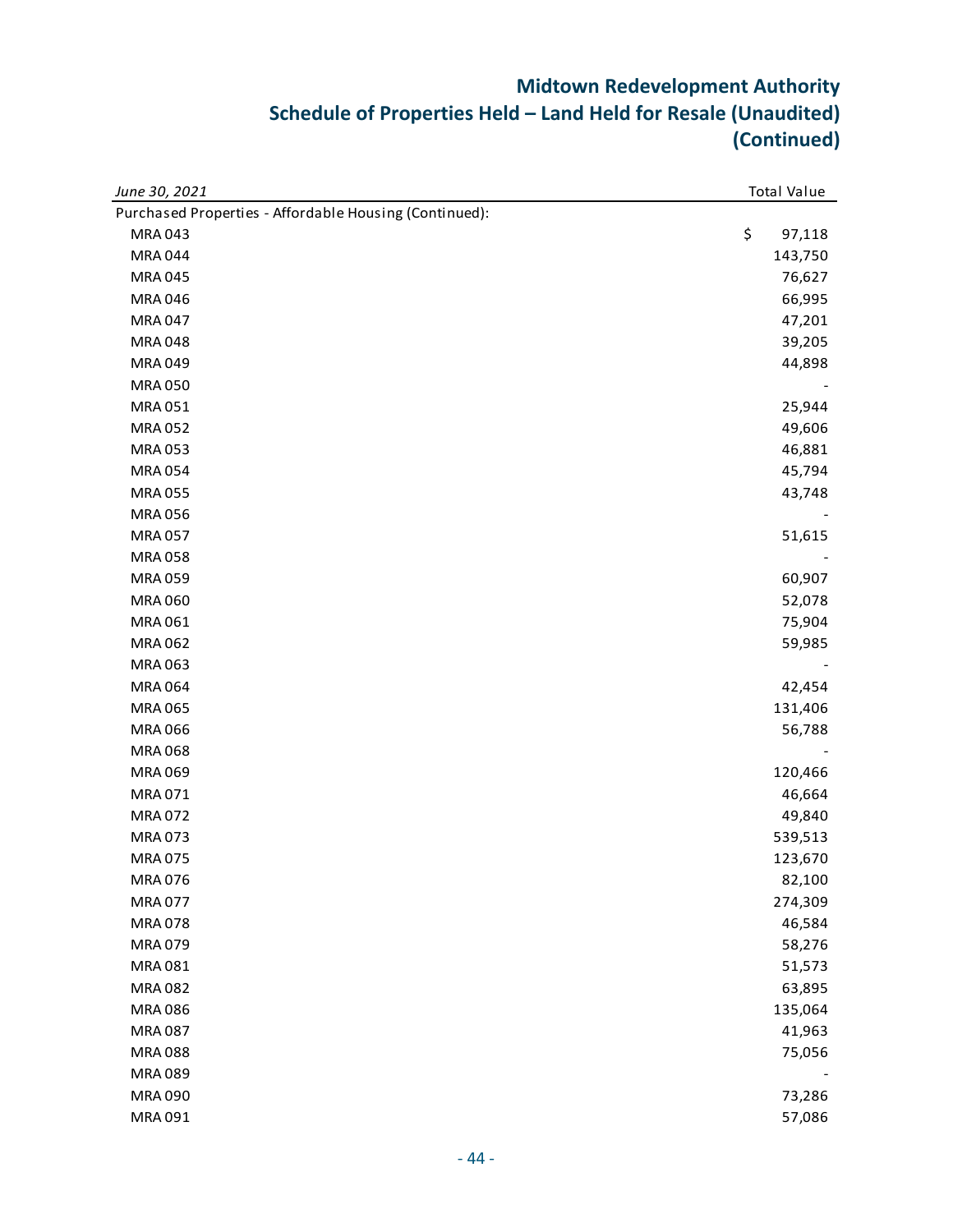## Midtown Redevelopment Authority
## Schedule of Properties Held – Land Held for Resale (Unaudited)
## (Continued)

| *June 30, 2021* | Total Value |
|---|---|
| Purchased Properties - Affordable Housing (Continued): | |
| MRA 043 | $ 97,118 |
| MRA 044 | 143,750 |
| MRA 045 | 76,627 |
| MRA 046 | 66,995 |
| MRA 047 | 47,201 |
| MRA 048 | 39,205 |
| MRA 049 | 44,898 |
| MRA 050 | - |
| MRA 051 | 25,944 |
| MRA 052 | 49,606 |
| MRA 053 | 46,881 |
| MRA 054 | 45,794 |
| MRA 055 | 43,748 |
| MRA 056 | - |
| MRA 057 | 51,615 |
| MRA 058 | - |
| MRA 059 | 60,907 |
| MRA 060 | 52,078 |
| MRA 061 | 75,904 |
| MRA 062 | 59,985 |
| MRA 063 | - |
| MRA 064 | 42,454 |
| MRA 065 | 131,406 |
| MRA 066 | 56,788 |
| MRA 068 | - |
| MRA 069 | 120,466 |
| MRA 071 | 46,664 |
| MRA 072 | 49,840 |
| MRA 073 | 539,513 |
| MRA 075 | 123,670 |
| MRA 076 | 82,100 |
| MRA 077 | 274,309 |
| MRA 078 | 46,584 |
| MRA 079 | 58,276 |
| MRA 081 | 51,573 |
| MRA 082 | 63,895 |
| MRA 086 | 135,064 |
| MRA 087 | 41,963 |
| MRA 088 | 75,056 |
| MRA 089 | - |
| MRA 090 | 73,286 |
| MRA 091 | 57,086 |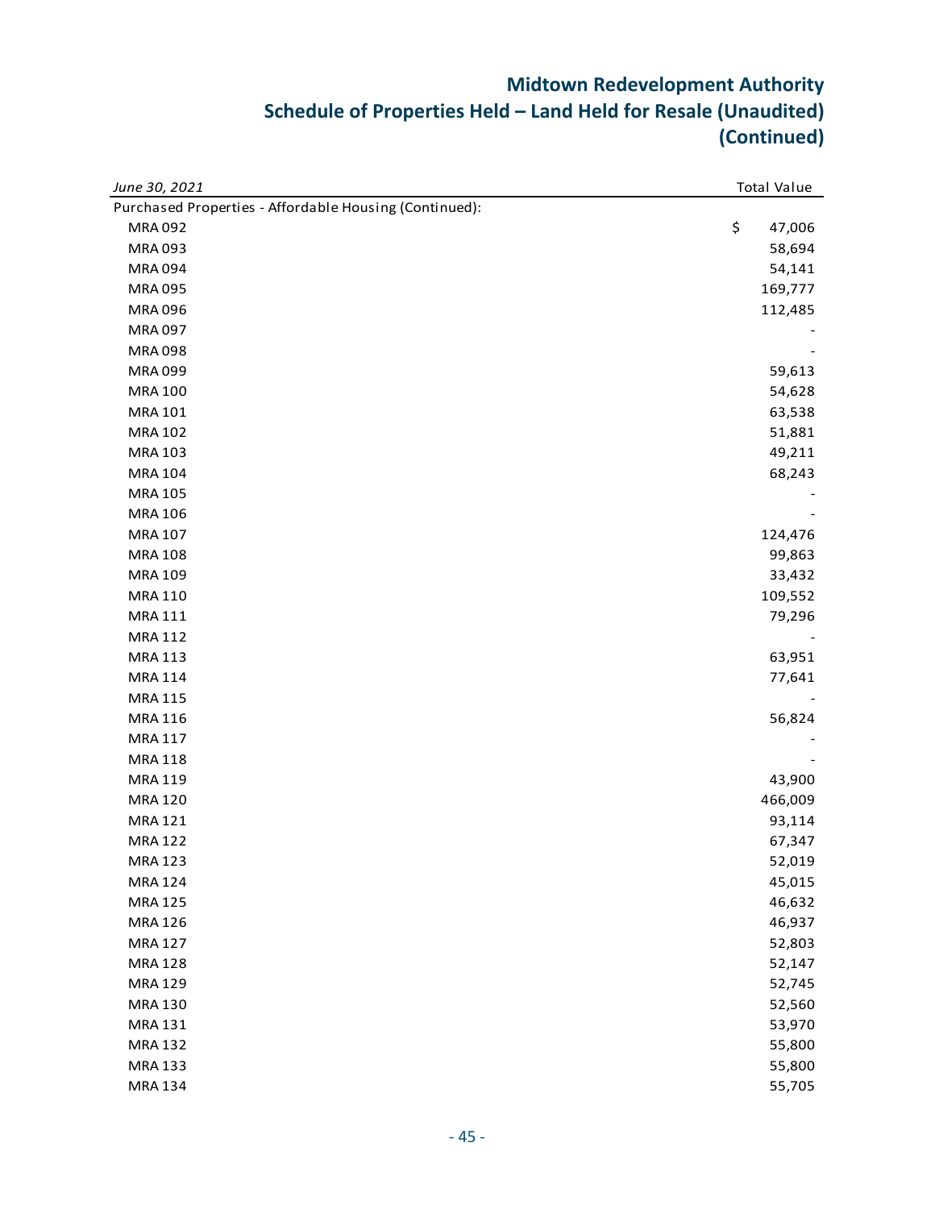## Midtown Redevelopment Authority
## Schedule of Properties Held – Land Held for Resale (Unaudited)
## (Continued)

| *June 30, 2021* | Total Value |
|---|---|
| Purchased Properties - Affordable Housing (Continued): | |
| MRA 092 | $ 47,006 |
| MRA 093 | 58,694 |
| MRA 094 | 54,141 |
| MRA 095 | 169,777 |
| MRA 096 | 112,485 |
| MRA 097 | - |
| MRA 098 | - |
| MRA 099 | 59,613 |
| MRA 100 | 54,628 |
| MRA 101 | 63,538 |
| MRA 102 | 51,881 |
| MRA 103 | 49,211 |
| MRA 104 | 68,243 |
| MRA 105 | - |
| MRA 106 | - |
| MRA 107 | 124,476 |
| MRA 108 | 99,863 |
| MRA 109 | 33,432 |
| MRA 110 | 109,552 |
| MRA 111 | 79,296 |
| MRA 112 | - |
| MRA 113 | 63,951 |
| MRA 114 | 77,641 |
| MRA 115 | - |
| MRA 116 | 56,824 |
| MRA 117 | - |
| MRA 118 | - |
| MRA 119 | 43,900 |
| MRA 120 | 466,009 |
| MRA 121 | 93,114 |
| MRA 122 | 67,347 |
| MRA 123 | 52,019 |
| MRA 124 | 45,015 |
| MRA 125 | 46,632 |
| MRA 126 | 46,937 |
| MRA 127 | 52,803 |
| MRA 128 | 52,147 |
| MRA 129 | 52,745 |
| MRA 130 | 52,560 |
| MRA 131 | 53,970 |
| MRA 132 | 55,800 |
| MRA 133 | 55,800 |
| MRA 134 | 55,705 |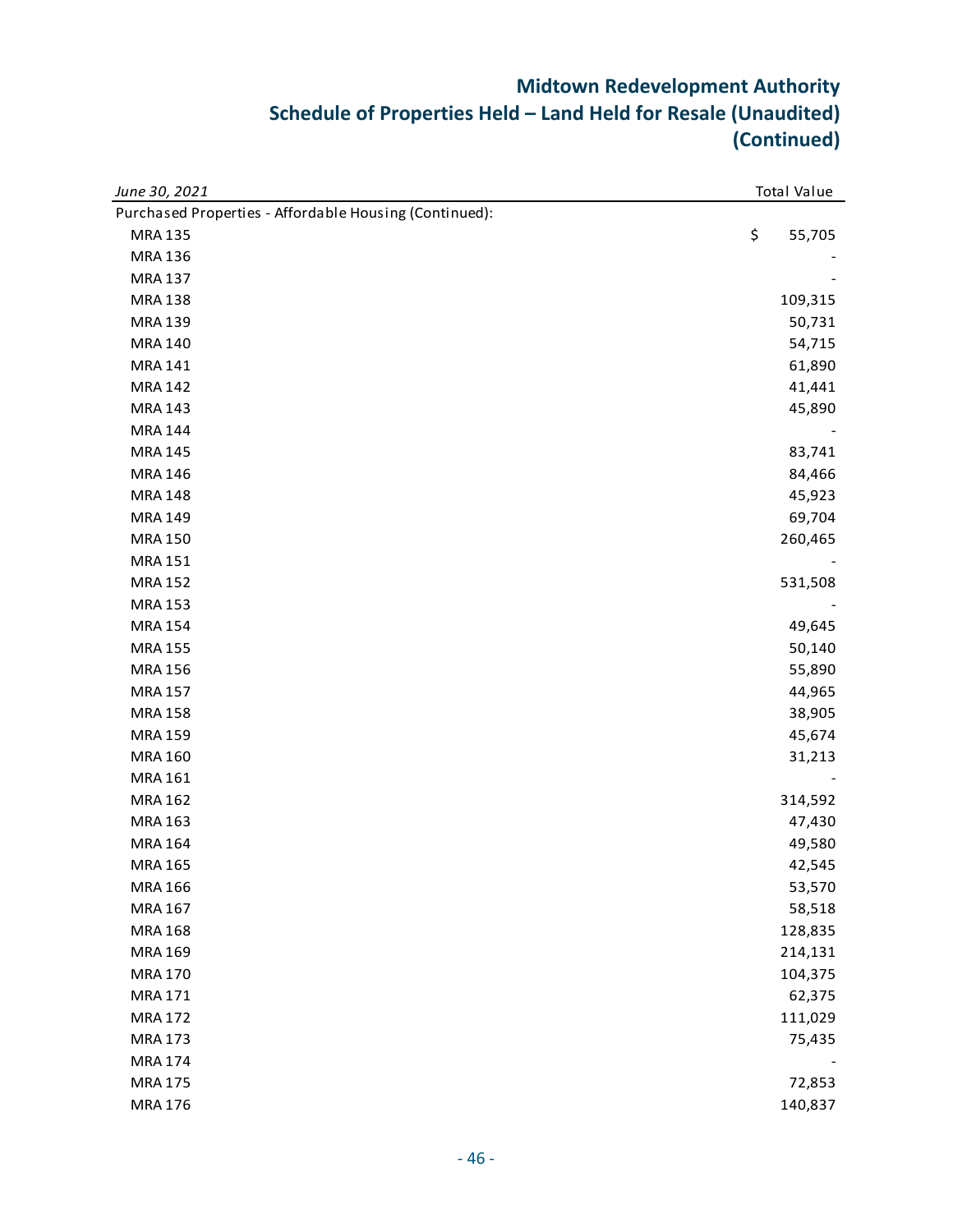# Midtown Redevelopment Authority
# Schedule of Properties Held – Land Held for Resale (Unaudited) (Continued)

| *June 30, 2021* | Total Value |
|---|---|
| Purchased Properties - Affordable Housing (Continued): | |
| MRA 135 | $ 55,705 |
| MRA 136 | - |
| MRA 137 | - |
| MRA 138 | 109,315 |
| MRA 139 | 50,731 |
| MRA 140 | 54,715 |
| MRA 141 | 61,890 |
| MRA 142 | 41,441 |
| MRA 143 | 45,890 |
| MRA 144 | - |
| MRA 145 | 83,741 |
| MRA 146 | 84,466 |
| MRA 148 | 45,923 |
| MRA 149 | 69,704 |
| MRA 150 | 260,465 |
| MRA 151 | - |
| MRA 152 | 531,508 |
| MRA 153 | - |
| MRA 154 | 49,645 |
| MRA 155 | 50,140 |
| MRA 156 | 55,890 |
| MRA 157 | 44,965 |
| MRA 158 | 38,905 |
| MRA 159 | 45,674 |
| MRA 160 | 31,213 |
| MRA 161 | - |
| MRA 162 | 314,592 |
| MRA 163 | 47,430 |
| MRA 164 | 49,580 |
| MRA 165 | 42,545 |
| MRA 166 | 53,570 |
| MRA 167 | 58,518 |
| MRA 168 | 128,835 |
| MRA 169 | 214,131 |
| MRA 170 | 104,375 |
| MRA 171 | 62,375 |
| MRA 172 | 111,029 |
| MRA 173 | 75,435 |
| MRA 174 | - |
| MRA 175 | 72,853 |
| MRA 176 | 140,837 |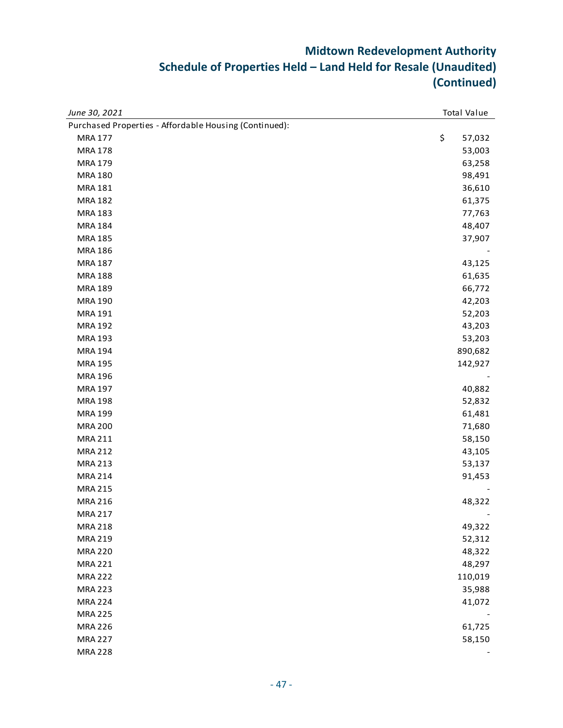# Midtown Redevelopment Authority
# Schedule of Properties Held – Land Held for Resale (Unaudited) (Continued)

| *June 30, 2021* | Total Value |
|---|---|
| Purchased Properties - Affordable Housing (Continued): | |
| MRA 177 | $ 57,032 |
| MRA 178 | 53,003 |
| MRA 179 | 63,258 |
| MRA 180 | 98,491 |
| MRA 181 | 36,610 |
| MRA 182 | 61,375 |
| MRA 183 | 77,763 |
| MRA 184 | 48,407 |
| MRA 185 | 37,907 |
| MRA 186 | - |
| MRA 187 | 43,125 |
| MRA 188 | 61,635 |
| MRA 189 | 66,772 |
| MRA 190 | 42,203 |
| MRA 191 | 52,203 |
| MRA 192 | 43,203 |
| MRA 193 | 53,203 |
| MRA 194 | 890,682 |
| MRA 195 | 142,927 |
| MRA 196 | - |
| MRA 197 | 40,882 |
| MRA 198 | 52,832 |
| MRA 199 | 61,481 |
| MRA 200 | 71,680 |
| MRA 211 | 58,150 |
| MRA 212 | 43,105 |
| MRA 213 | 53,137 |
| MRA 214 | 91,453 |
| MRA 215 | - |
| MRA 216 | 48,322 |
| MRA 217 | - |
| MRA 218 | 49,322 |
| MRA 219 | 52,312 |
| MRA 220 | 48,322 |
| MRA 221 | 48,297 |
| MRA 222 | 110,019 |
| MRA 223 | 35,988 |
| MRA 224 | 41,072 |
| MRA 225 | - |
| MRA 226 | 61,725 |
| MRA 227 | 58,150 |
| MRA 228 | - |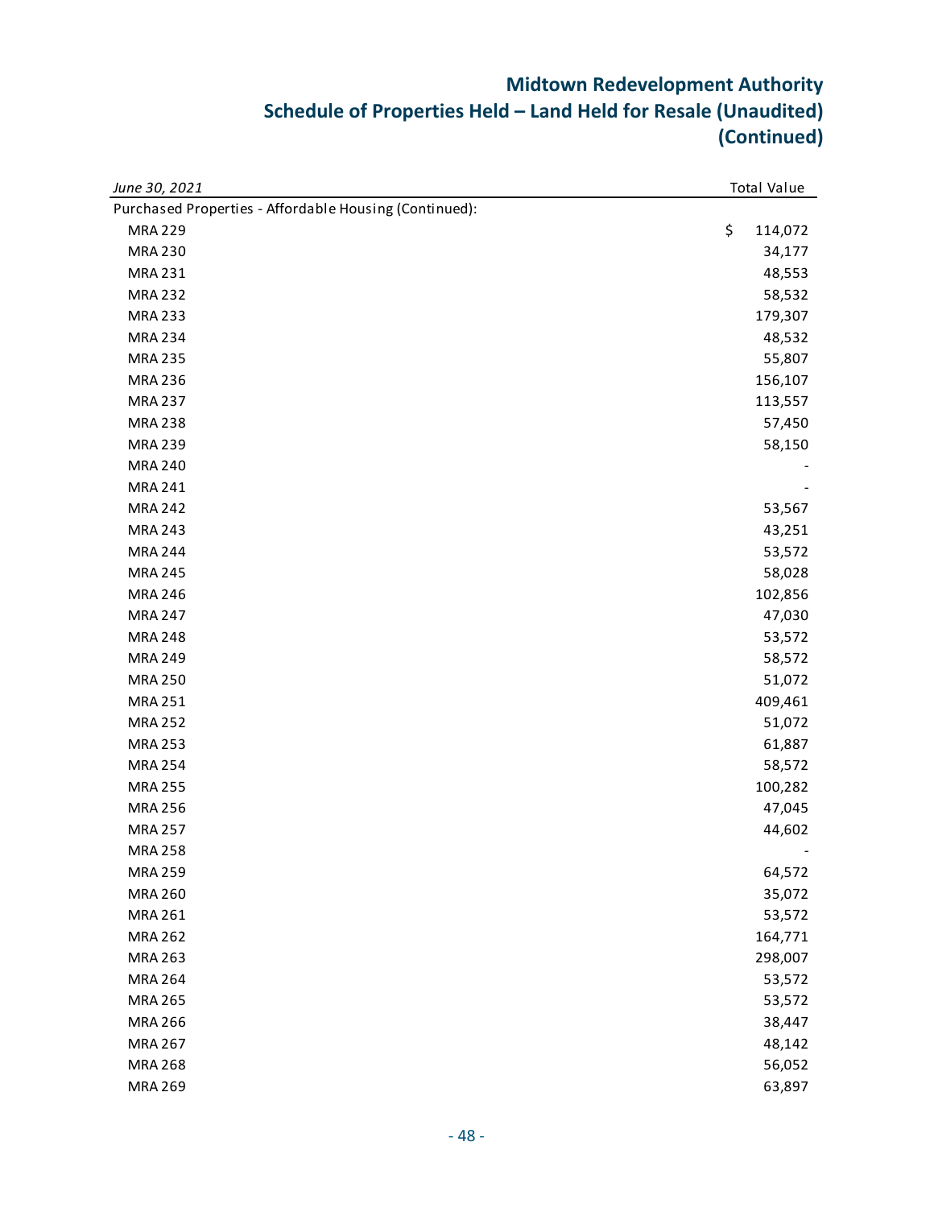# Midtown Redevelopment Authority
## Schedule of Properties Held – Land Held for Resale (Unaudited)
## (Continued)

| *June 30, 2021* | Total Value |
|---|---|
| Purchased Properties - Affordable Housing (Continued): | |
| MRA 229 | $ 114,072 |
| MRA 230 | 34,177 |
| MRA 231 | 48,553 |
| MRA 232 | 58,532 |
| MRA 233 | 179,307 |
| MRA 234 | 48,532 |
| MRA 235 | 55,807 |
| MRA 236 | 156,107 |
| MRA 237 | 113,557 |
| MRA 238 | 57,450 |
| MRA 239 | 58,150 |
| MRA 240 | - |
| MRA 241 | - |
| MRA 242 | 53,567 |
| MRA 243 | 43,251 |
| MRA 244 | 53,572 |
| MRA 245 | 58,028 |
| MRA 246 | 102,856 |
| MRA 247 | 47,030 |
| MRA 248 | 53,572 |
| MRA 249 | 58,572 |
| MRA 250 | 51,072 |
| MRA 251 | 409,461 |
| MRA 252 | 51,072 |
| MRA 253 | 61,887 |
| MRA 254 | 58,572 |
| MRA 255 | 100,282 |
| MRA 256 | 47,045 |
| MRA 257 | 44,602 |
| MRA 258 | - |
| MRA 259 | 64,572 |
| MRA 260 | 35,072 |
| MRA 261 | 53,572 |
| MRA 262 | 164,771 |
| MRA 263 | 298,007 |
| MRA 264 | 53,572 |
| MRA 265 | 53,572 |
| MRA 266 | 38,447 |
| MRA 267 | 48,142 |
| MRA 268 | 56,052 |
| MRA 269 | 63,897 |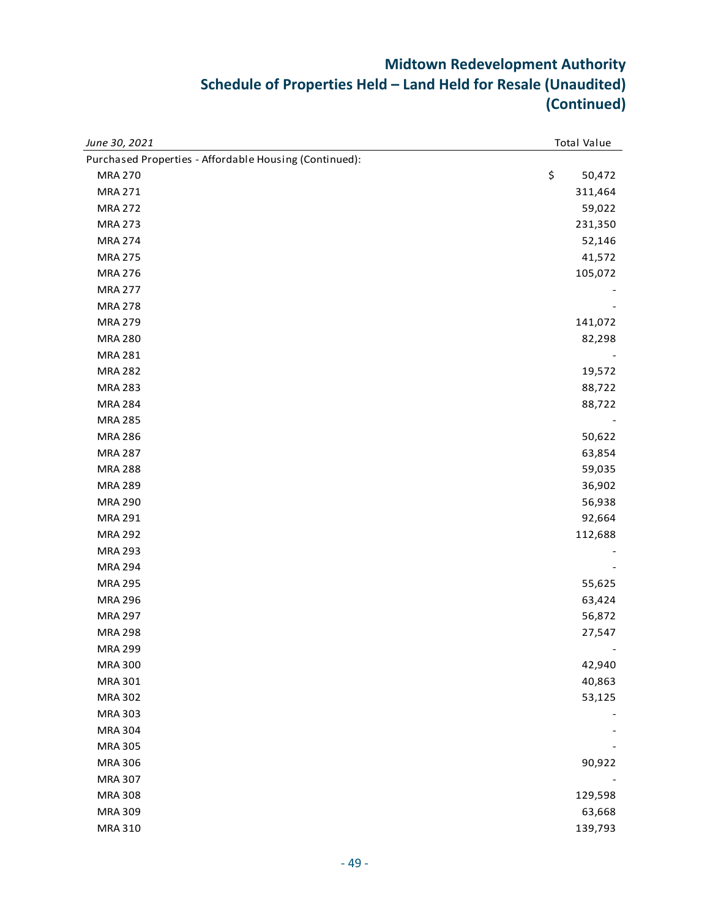# Midtown Redevelopment Authority
## Schedule of Properties Held – Land Held for Resale (Unaudited) (Continued)

| *June 30, 2021* | Total Value |
|---|---|
| Purchased Properties - Affordable Housing (Continued): | |
| MRA 270 | $ 50,472 |
| MRA 271 | 311,464 |
| MRA 272 | 59,022 |
| MRA 273 | 231,350 |
| MRA 274 | 52,146 |
| MRA 275 | 41,572 |
| MRA 276 | 105,072 |
| MRA 277 | - |
| MRA 278 | - |
| MRA 279 | 141,072 |
| MRA 280 | 82,298 |
| MRA 281 | - |
| MRA 282 | 19,572 |
| MRA 283 | 88,722 |
| MRA 284 | 88,722 |
| MRA 285 | - |
| MRA 286 | 50,622 |
| MRA 287 | 63,854 |
| MRA 288 | 59,035 |
| MRA 289 | 36,902 |
| MRA 290 | 56,938 |
| MRA 291 | 92,664 |
| MRA 292 | 112,688 |
| MRA 293 | - |
| MRA 294 | - |
| MRA 295 | 55,625 |
| MRA 296 | 63,424 |
| MRA 297 | 56,872 |
| MRA 298 | 27,547 |
| MRA 299 | - |
| MRA 300 | 42,940 |
| MRA 301 | 40,863 |
| MRA 302 | 53,125 |
| MRA 303 | - |
| MRA 304 | - |
| MRA 305 | - |
| MRA 306 | 90,922 |
| MRA 307 | - |
| MRA 308 | 129,598 |
| MRA 309 | 63,668 |
| MRA 310 | 139,793 |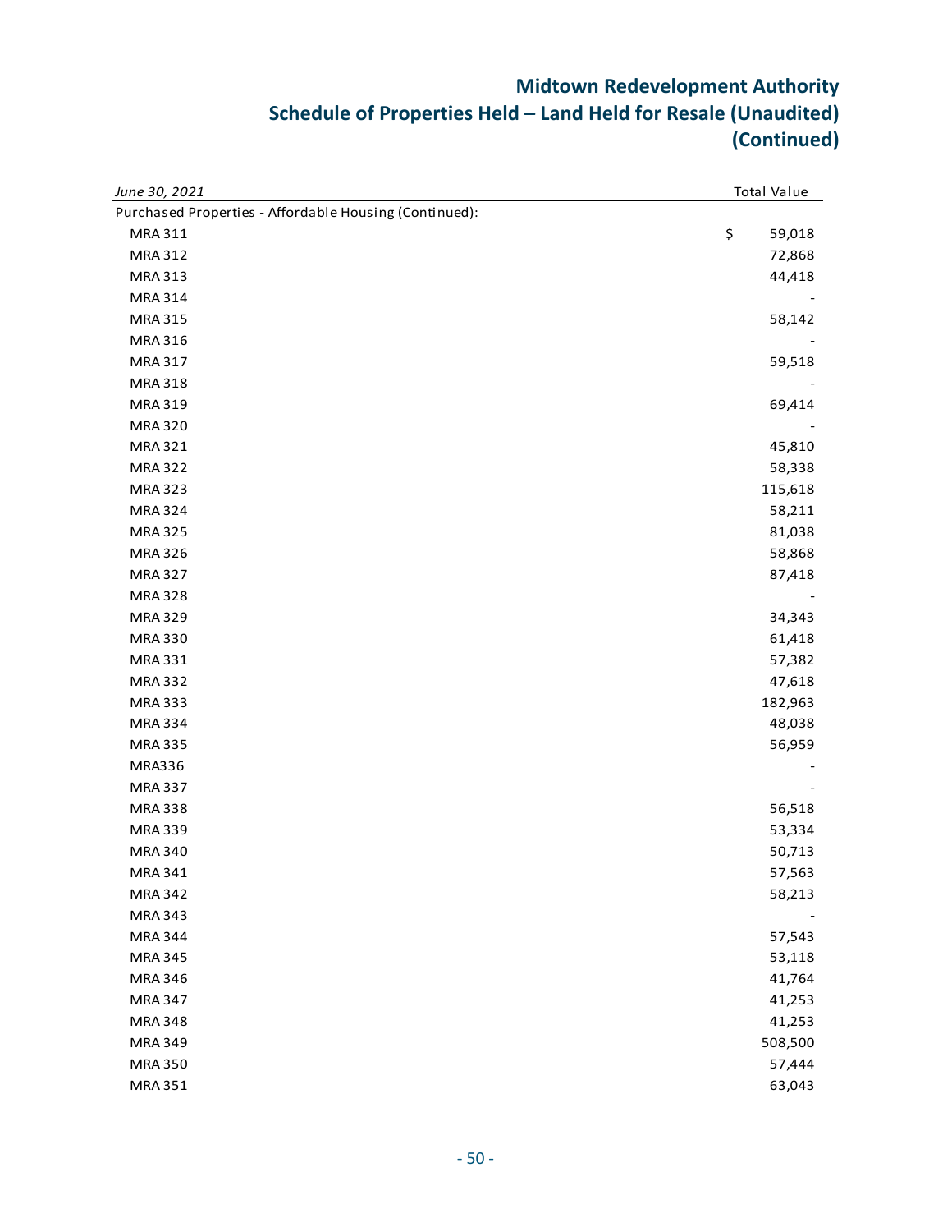# Midtown Redevelopment Authority
# Schedule of Properties Held – Land Held for Resale (Unaudited) (Continued)

| *June 30, 2021* | Total Value |
|---|---|
| Purchased Properties - Affordable Housing (Continued): | |
| MRA 311 | $ 59,018 |
| MRA 312 | 72,868 |
| MRA 313 | 44,418 |
| MRA 314 | - |
| MRA 315 | 58,142 |
| MRA 316 | - |
| MRA 317 | 59,518 |
| MRA 318 | - |
| MRA 319 | 69,414 |
| MRA 320 | - |
| MRA 321 | 45,810 |
| MRA 322 | 58,338 |
| MRA 323 | 115,618 |
| MRA 324 | 58,211 |
| MRA 325 | 81,038 |
| MRA 326 | 58,868 |
| MRA 327 | 87,418 |
| MRA 328 | - |
| MRA 329 | 34,343 |
| MRA 330 | 61,418 |
| MRA 331 | 57,382 |
| MRA 332 | 47,618 |
| MRA 333 | 182,963 |
| MRA 334 | 48,038 |
| MRA 335 | 56,959 |
| MRA336 | - |
| MRA 337 | - |
| MRA 338 | 56,518 |
| MRA 339 | 53,334 |
| MRA 340 | 50,713 |
| MRA 341 | 57,563 |
| MRA 342 | 58,213 |
| MRA 343 | - |
| MRA 344 | 57,543 |
| MRA 345 | 53,118 |
| MRA 346 | 41,764 |
| MRA 347 | 41,253 |
| MRA 348 | 41,253 |
| MRA 349 | 508,500 |
| MRA 350 | 57,444 |
| MRA 351 | 63,043 |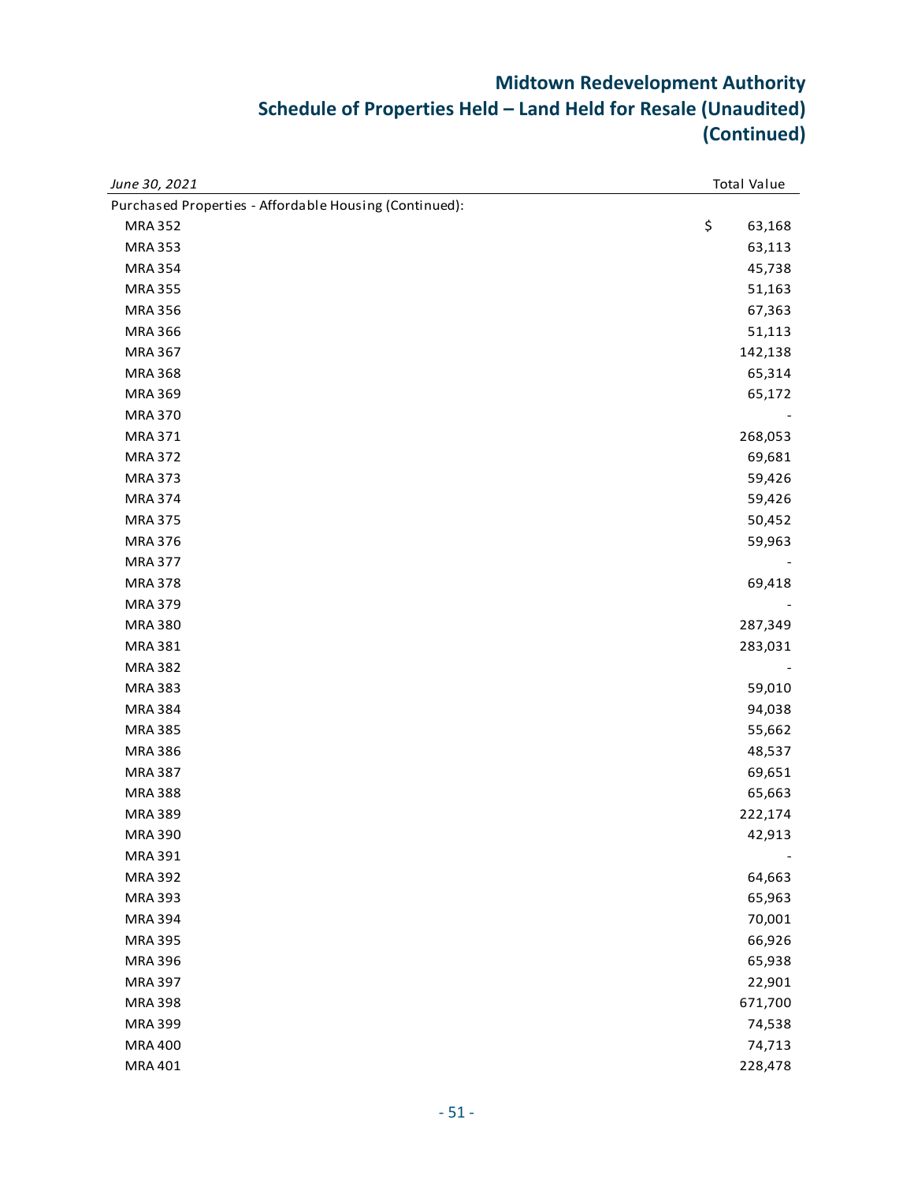# Midtown Redevelopment Authority
## Schedule of Properties Held – Land Held for Resale (Unaudited)
## (Continued)

| *June 30, 2021* | Total Value |
|---|---|
| Purchased Properties - Affordable Housing (Continued): | |
| MRA 352 | $ 63,168 |
| MRA 353 | 63,113 |
| MRA 354 | 45,738 |
| MRA 355 | 51,163 |
| MRA 356 | 67,363 |
| MRA 366 | 51,113 |
| MRA 367 | 142,138 |
| MRA 368 | 65,314 |
| MRA 369 | 65,172 |
| MRA 370 | - |
| MRA 371 | 268,053 |
| MRA 372 | 69,681 |
| MRA 373 | 59,426 |
| MRA 374 | 59,426 |
| MRA 375 | 50,452 |
| MRA 376 | 59,963 |
| MRA 377 | - |
| MRA 378 | 69,418 |
| MRA 379 | - |
| MRA 380 | 287,349 |
| MRA 381 | 283,031 |
| MRA 382 | - |
| MRA 383 | 59,010 |
| MRA 384 | 94,038 |
| MRA 385 | 55,662 |
| MRA 386 | 48,537 |
| MRA 387 | 69,651 |
| MRA 388 | 65,663 |
| MRA 389 | 222,174 |
| MRA 390 | 42,913 |
| MRA 391 | - |
| MRA 392 | 64,663 |
| MRA 393 | 65,963 |
| MRA 394 | 70,001 |
| MRA 395 | 66,926 |
| MRA 396 | 65,938 |
| MRA 397 | 22,901 |
| MRA 398 | 671,700 |
| MRA 399 | 74,538 |
| MRA 400 | 74,713 |
| MRA 401 | 228,478 |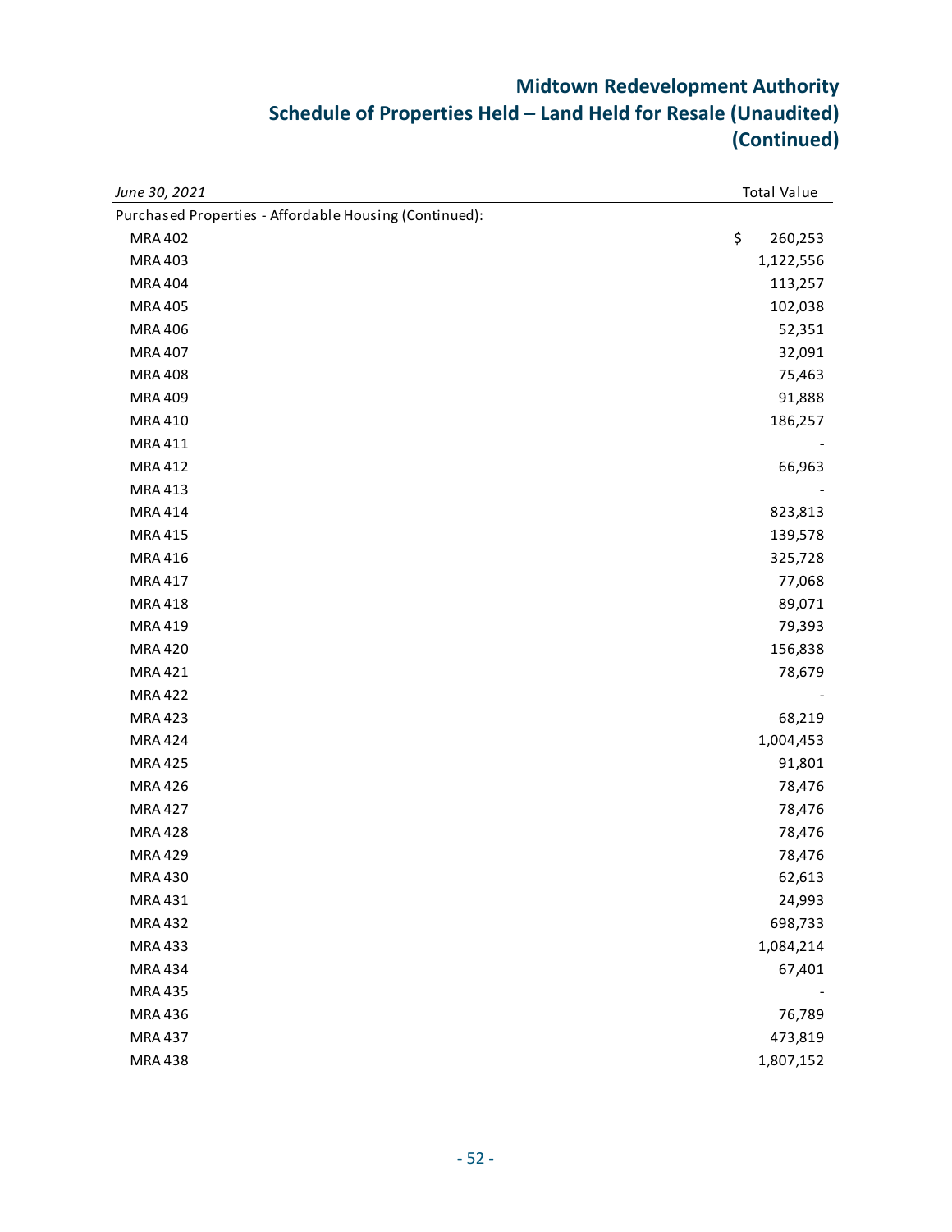# Midtown Redevelopment Authority
# Schedule of Properties Held – Land Held for Resale (Unaudited) (Continued)

| *June 30, 2021* | Total Value |
|---|---|
| Purchased Properties - Affordable Housing (Continued): | |
| MRA 402 | $ 260,253 |
| MRA 403 | 1,122,556 |
| MRA 404 | 113,257 |
| MRA 405 | 102,038 |
| MRA 406 | 52,351 |
| MRA 407 | 32,091 |
| MRA 408 | 75,463 |
| MRA 409 | 91,888 |
| MRA 410 | 186,257 |
| MRA 411 | - |
| MRA 412 | 66,963 |
| MRA 413 | - |
| MRA 414 | 823,813 |
| MRA 415 | 139,578 |
| MRA 416 | 325,728 |
| MRA 417 | 77,068 |
| MRA 418 | 89,071 |
| MRA 419 | 79,393 |
| MRA 420 | 156,838 |
| MRA 421 | 78,679 |
| MRA 422 | - |
| MRA 423 | 68,219 |
| MRA 424 | 1,004,453 |
| MRA 425 | 91,801 |
| MRA 426 | 78,476 |
| MRA 427 | 78,476 |
| MRA 428 | 78,476 |
| MRA 429 | 78,476 |
| MRA 430 | 62,613 |
| MRA 431 | 24,993 |
| MRA 432 | 698,733 |
| MRA 433 | 1,084,214 |
| MRA 434 | 67,401 |
| MRA 435 | - |
| MRA 436 | 76,789 |
| MRA 437 | 473,819 |
| MRA 438 | 1,807,152 |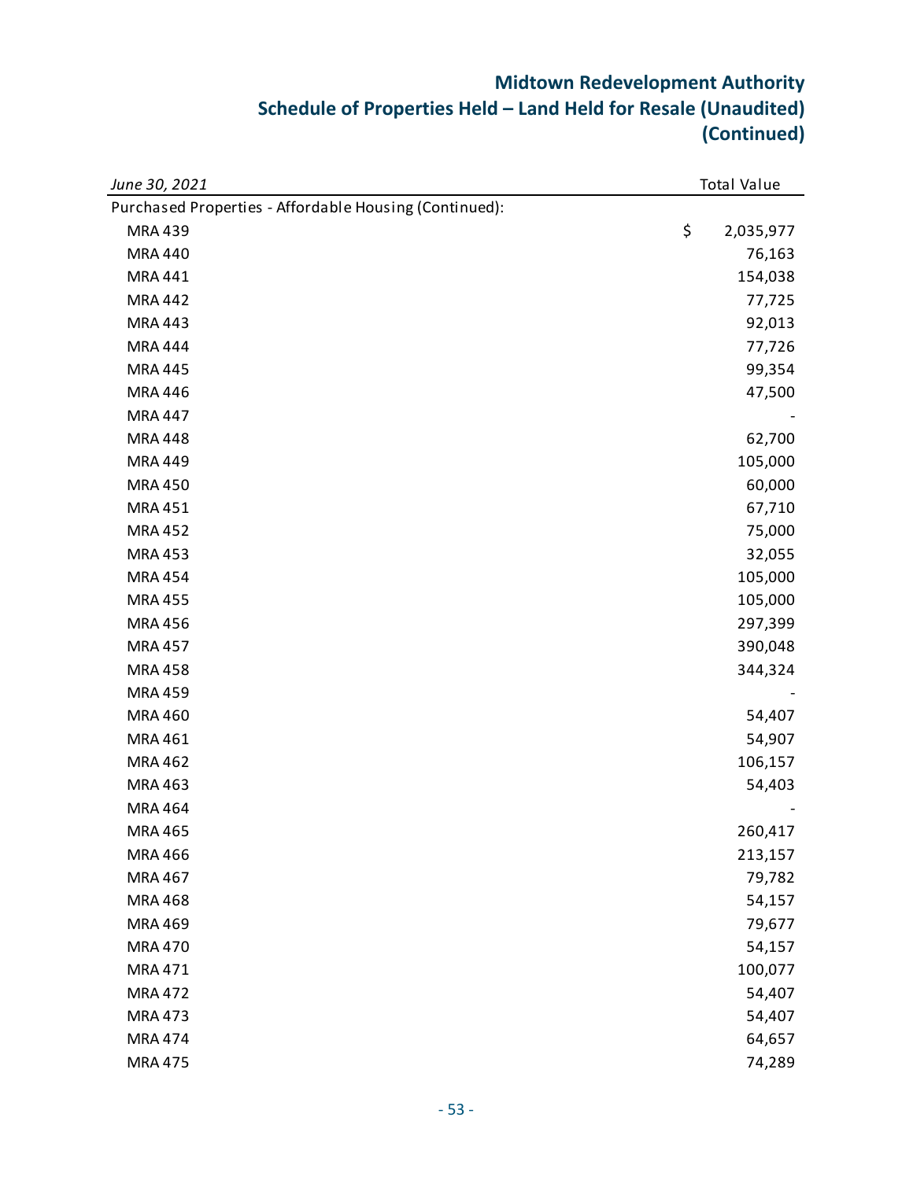# Midtown Redevelopment Authority
## Schedule of Properties Held – Land Held for Resale (Unaudited)
## (Continued)

| *June 30, 2021* | Total Value |
|---|---|
| Purchased Properties - Affordable Housing (Continued): | |
| MRA 439 | $ 2,035,977 |
| MRA 440 | 76,163 |
| MRA 441 | 154,038 |
| MRA 442 | 77,725 |
| MRA 443 | 92,013 |
| MRA 444 | 77,726 |
| MRA 445 | 99,354 |
| MRA 446 | 47,500 |
| MRA 447 | - |
| MRA 448 | 62,700 |
| MRA 449 | 105,000 |
| MRA 450 | 60,000 |
| MRA 451 | 67,710 |
| MRA 452 | 75,000 |
| MRA 453 | 32,055 |
| MRA 454 | 105,000 |
| MRA 455 | 105,000 |
| MRA 456 | 297,399 |
| MRA 457 | 390,048 |
| MRA 458 | 344,324 |
| MRA 459 | - |
| MRA 460 | 54,407 |
| MRA 461 | 54,907 |
| MRA 462 | 106,157 |
| MRA 463 | 54,403 |
| MRA 464 | - |
| MRA 465 | 260,417 |
| MRA 466 | 213,157 |
| MRA 467 | 79,782 |
| MRA 468 | 54,157 |
| MRA 469 | 79,677 |
| MRA 470 | 54,157 |
| MRA 471 | 100,077 |
| MRA 472 | 54,407 |
| MRA 473 | 54,407 |
| MRA 474 | 64,657 |
| MRA 475 | 74,289 |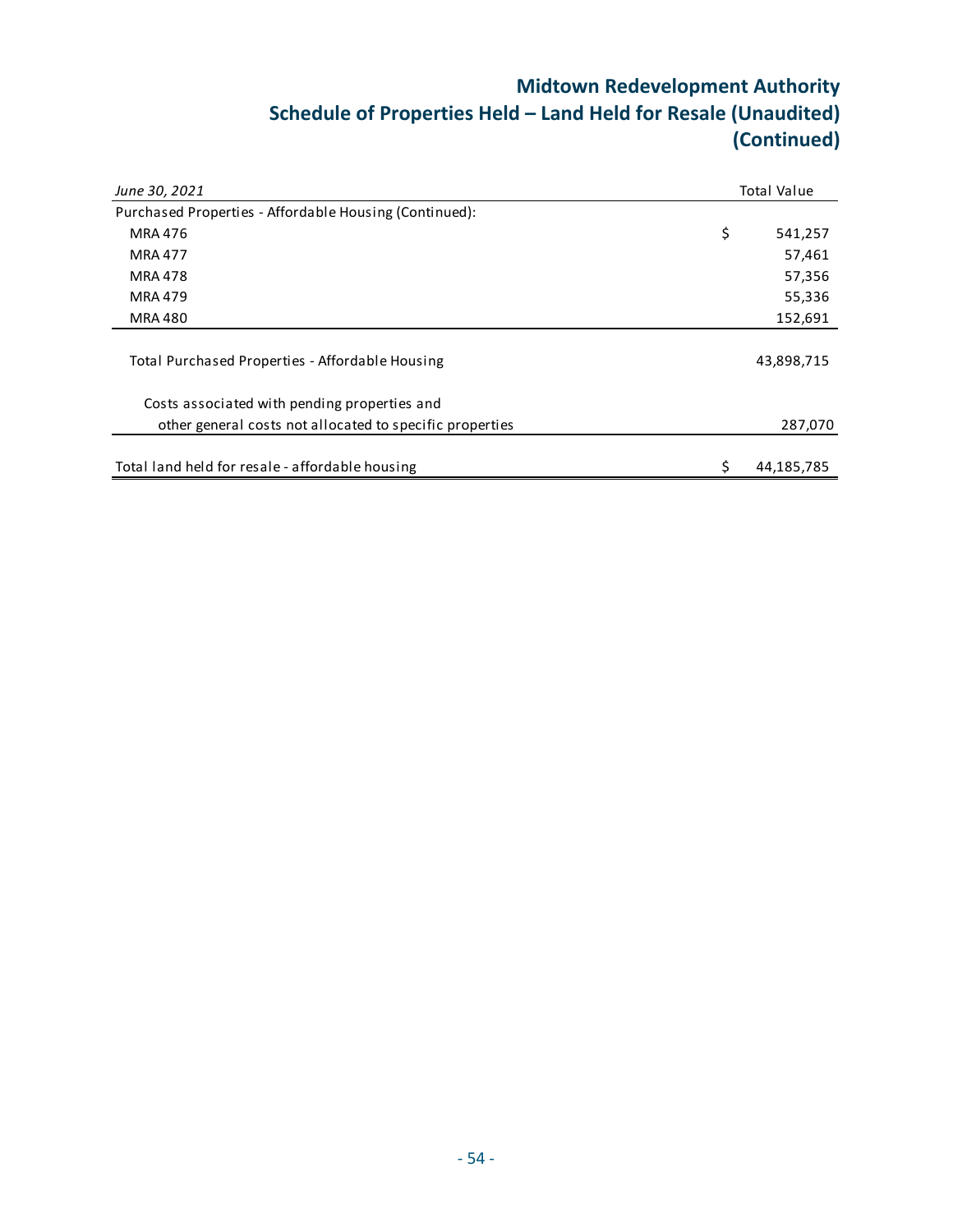# Midtown Redevelopment Authority
# Schedule of Properties Held – Land Held for Resale (Unaudited) (Continued)

| *June 30, 2021* | Total Value |
|---|---|
| Purchased Properties - Affordable Housing (Continued): | |
| MRA 476 | $ 541,257 |
| MRA 477 | 57,461 |
| MRA 478 | 57,356 |
| MRA 479 | 55,336 |
| MRA 480 | 152,691 |
| Total Purchased Properties - Affordable Housing | 43,898,715 |
| Costs associated with pending properties and other general costs not allocated to specific properties | 287,070 |
| Total land held for resale - affordable housing | $ 44,185,785 |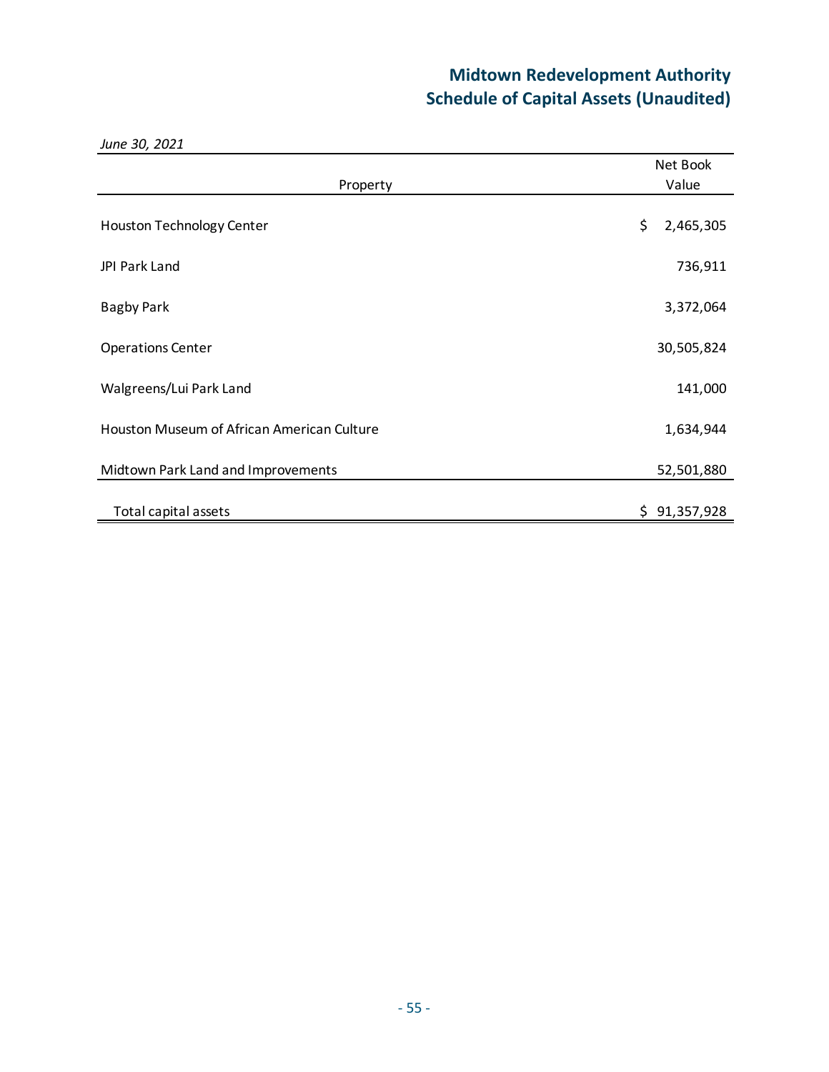# Midtown Redevelopment Authority
# Schedule of Capital Assets (Unaudited)

*June 30, 2021*

| Property | Net Book Value |
|---|---|
| Houston Technology Center | $ 2,465,305 |
| JPI Park Land | 736,911 |
| Bagby Park | 3,372,064 |
| Operations Center | 30,505,824 |
| Walgreens/Lui Park Land | 141,000 |
| Houston Museum of African American Culture | 1,634,944 |
| Midtown Park Land and Improvements | 52,501,880 |
| Total capital assets | $ 91,357,928 |